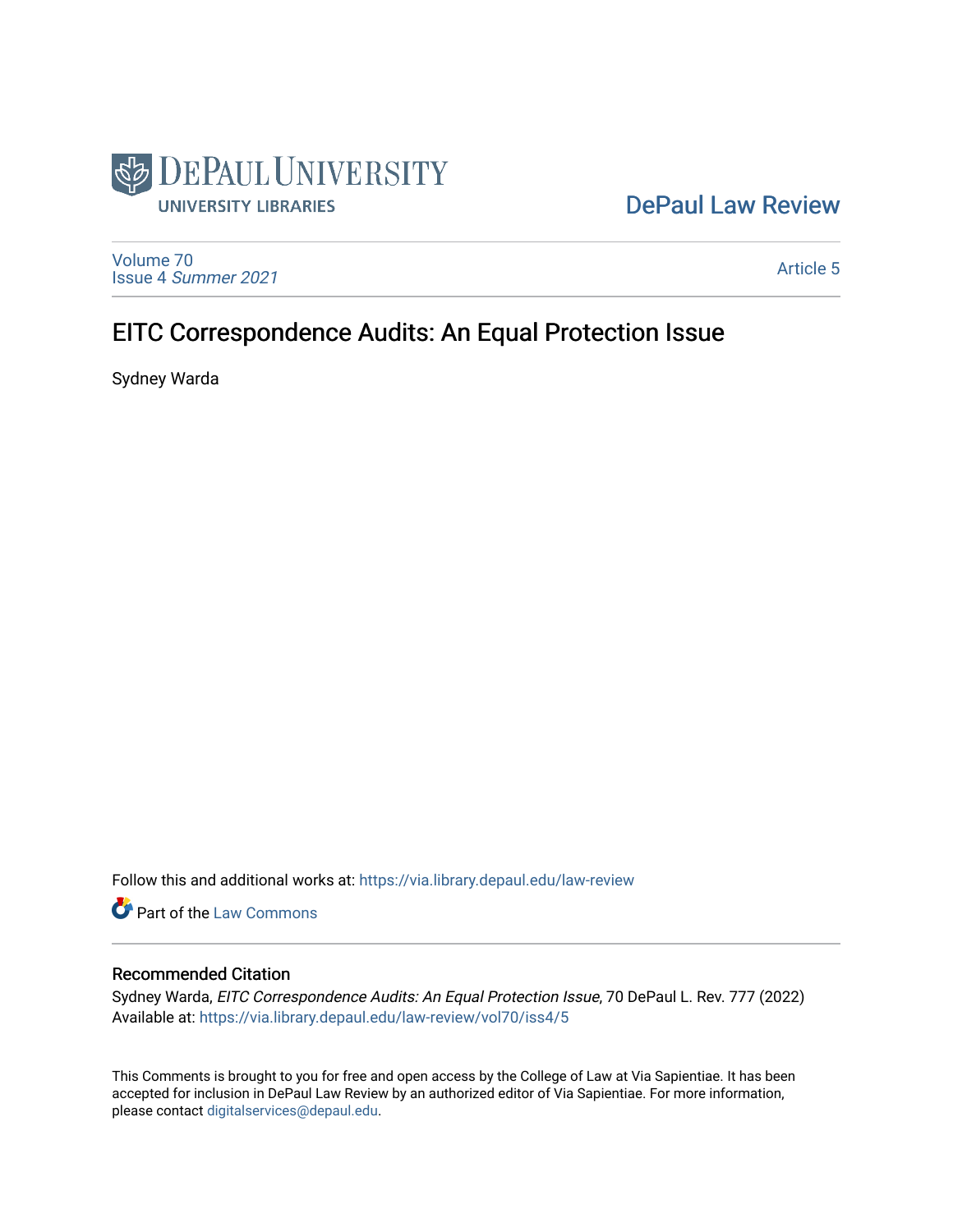DePaul University
University Libraries

DePaul Law Review

Volume 70
Issue 4 *Summer 2021*

Article 5

# EITC Correspondence Audits: An Equal Protection Issue

Sydney Warda

Follow this and additional works at: https://via.library.depaul.edu/law-review

Part of the Law Commons

## Recommended Citation

Sydney Warda, *EITC Correspondence Audits: An Equal Protection Issue*, 70 DePaul L. Rev. 777 (2022)
Available at: https://via.library.depaul.edu/law-review/vol70/iss4/5

This Comments is brought to you for free and open access by the College of Law at Via Sapientiae. It has been accepted for inclusion in DePaul Law Review by an authorized editor of Via Sapientiae. For more information, please contact digitalservices@depaul.edu.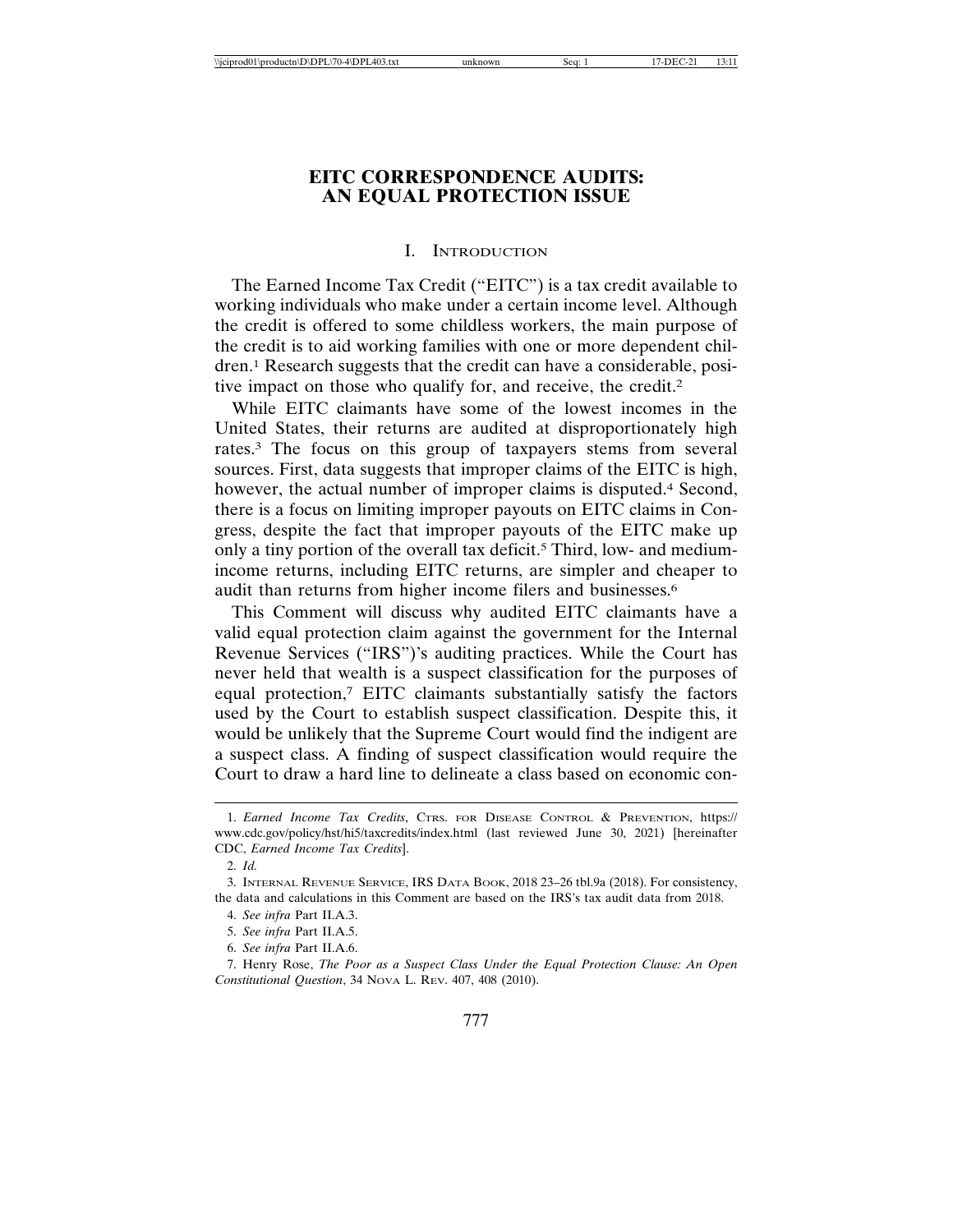# EITC CORRESPONDENCE AUDITS: AN EQUAL PROTECTION ISSUE

## I. Introduction

The Earned Income Tax Credit ("EITC") is a tax credit available to working individuals who make under a certain income level. Although the credit is offered to some childless workers, the main purpose of the credit is to aid working families with one or more dependent children.[1] Research suggests that the credit can have a considerable, positive impact on those who qualify for, and receive, the credit.[2]

While EITC claimants have some of the lowest incomes in the United States, their returns are audited at disproportionately high rates.[3] The focus on this group of taxpayers stems from several sources. First, data suggests that improper claims of the EITC is high, however, the actual number of improper claims is disputed.[4] Second, there is a focus on limiting improper payouts on EITC claims in Congress, despite the fact that improper payouts of the EITC make up only a tiny portion of the overall tax deficit.[5] Third, low- and medium-income returns, including EITC returns, are simpler and cheaper to audit than returns from higher income filers and businesses.[6]

This Comment will discuss why audited EITC claimants have a valid equal protection claim against the government for the Internal Revenue Services ("IRS")'s auditing practices. While the Court has never held that wealth is a suspect classification for the purposes of equal protection,[7] EITC claimants substantially satisfy the factors used by the Court to establish suspect classification. Despite this, it would be unlikely that the Supreme Court would find the indigent are a suspect class. A finding of suspect classification would require the Court to draw a hard line to delineate a class based on economic con-

---

1. *Earned Income Tax Credits*, Ctrs. for Disease Control & Prevention, https://www.cdc.gov/policy/hst/hi5/taxcredits/index.html (last reviewed June 30, 2021) [hereinafter CDC, *Earned Income Tax Credits*].

2. *Id.*

3. Internal Revenue Service, IRS Data Book, 2018 23–26 tbl.9a (2018). For consistency, the data and calculations in this Comment are based on the IRS's tax audit data from 2018.

4. *See infra* Part II.A.3.

5. *See infra* Part II.A.5.

6. *See infra* Part II.A.6.

7. Henry Rose, *The Poor as a Suspect Class Under the Equal Protection Clause: An Open Constitutional Question*, 34 Nova L. Rev. 407, 408 (2010).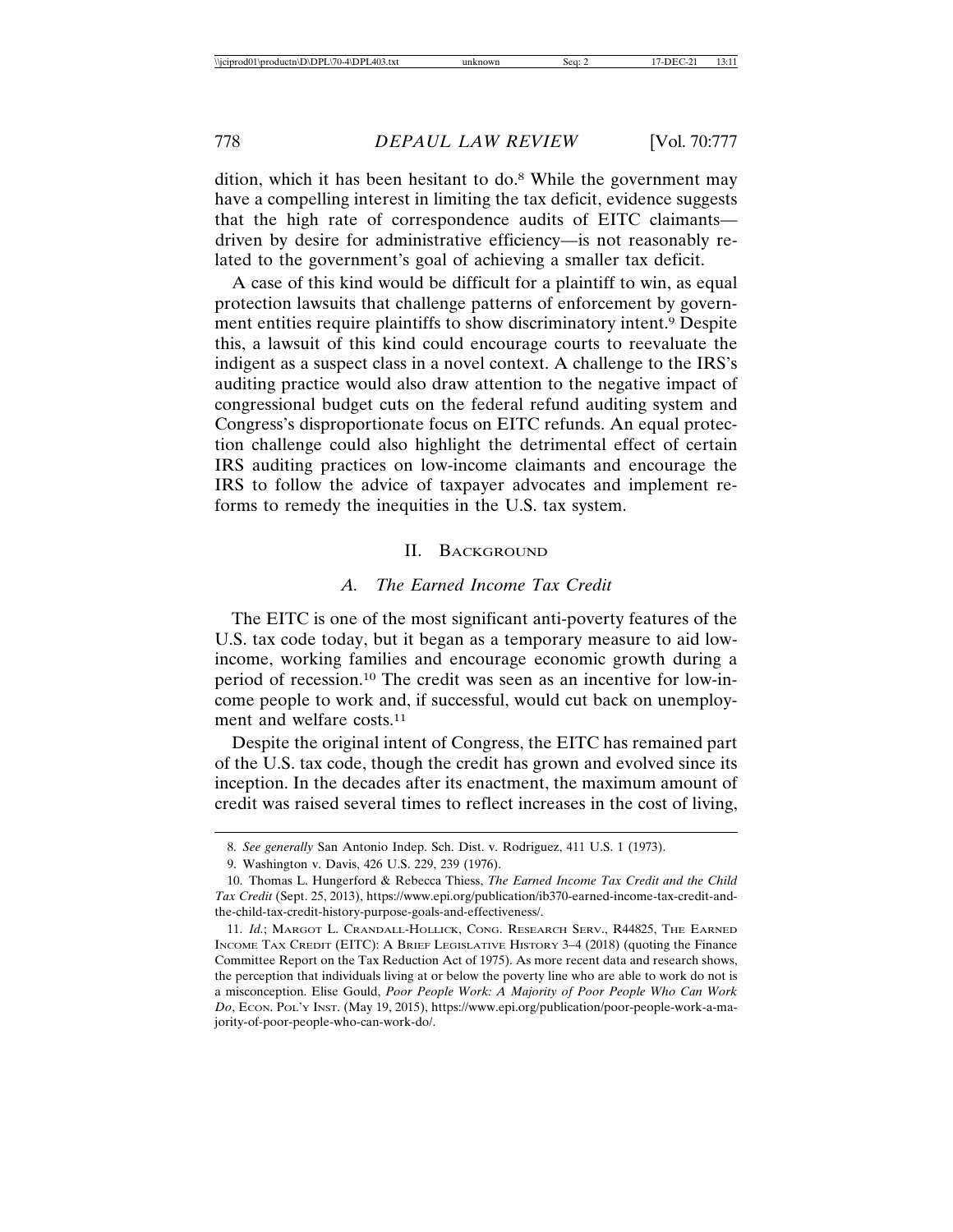dition, which it has been hesitant to do.[8] While the government may have a compelling interest in limiting the tax deficit, evidence suggests that the high rate of correspondence audits of EITC claimants—driven by desire for administrative efficiency—is not reasonably related to the government's goal of achieving a smaller tax deficit.

A case of this kind would be difficult for a plaintiff to win, as equal protection lawsuits that challenge patterns of enforcement by government entities require plaintiffs to show discriminatory intent.[9] Despite this, a lawsuit of this kind could encourage courts to reevaluate the indigent as a suspect class in a novel context. A challenge to the IRS's auditing practice would also draw attention to the negative impact of congressional budget cuts on the federal refund auditing system and Congress's disproportionate focus on EITC refunds. An equal protection challenge could also highlight the detrimental effect of certain IRS auditing practices on low-income claimants and encourage the IRS to follow the advice of taxpayer advocates and implement reforms to remedy the inequities in the U.S. tax system.

## II. Background

### A. *The Earned Income Tax Credit*

The EITC is one of the most significant anti-poverty features of the U.S. tax code today, but it began as a temporary measure to aid low-income, working families and encourage economic growth during a period of recession.[10] The credit was seen as an incentive for low-income people to work and, if successful, would cut back on unemployment and welfare costs.[11]

Despite the original intent of Congress, the EITC has remained part of the U.S. tax code, though the credit has grown and evolved since its inception. In the decades after its enactment, the maximum amount of credit was raised several times to reflect increases in the cost of living,

---

8. *See generally* San Antonio Indep. Sch. Dist. v. Rodriguez, 411 U.S. 1 (1973).

9. Washington v. Davis, 426 U.S. 229, 239 (1976).

10. Thomas L. Hungerford & Rebecca Thiess, *The Earned Income Tax Credit and the Child Tax Credit* (Sept. 25, 2013), https://www.epi.org/publication/ib370-earned-income-tax-credit-and-the-child-tax-credit-history-purpose-goals-and-effectiveness/.

11. *Id.*; Margot L. Crandall-Hollick, Cong. Research Serv., R44825, The Earned Income Tax Credit (EITC): A Brief Legislative History 3–4 (2018) (quoting the Finance Committee Report on the Tax Reduction Act of 1975). As more recent data and research shows, the perception that individuals living at or below the poverty line who are able to work do not is a misconception. Elise Gould, *Poor People Work: A Majority of Poor People Who Can Work Do*, Econ. Pol'y Inst. (May 19, 2015), https://www.epi.org/publication/poor-people-work-a-majority-of-poor-people-who-can-work-do/.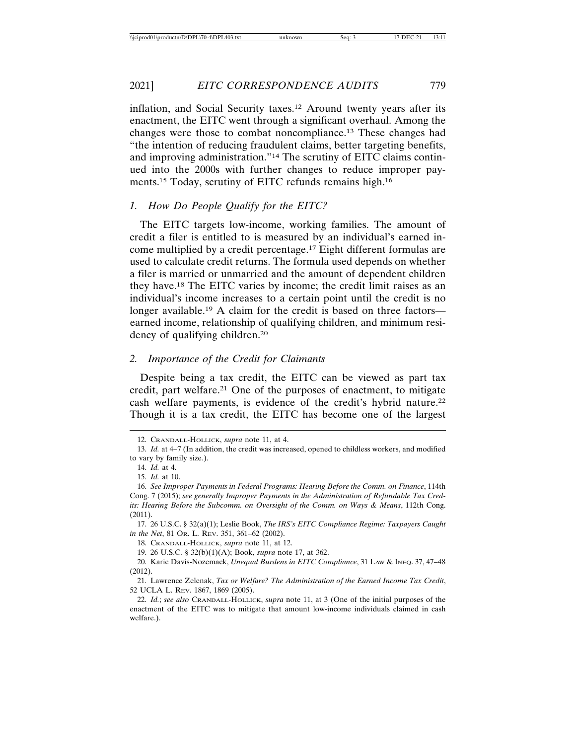inflation, and Social Security taxes.[12] Around twenty years after its enactment, the EITC went through a significant overhaul. Among the changes were those to combat noncompliance.[13] These changes had "the intention of reducing fraudulent claims, better targeting benefits, and improving administration."[14] The scrutiny of EITC claims continued into the 2000s with further changes to reduce improper payments.[15] Today, scrutiny of EITC refunds remains high.[16]

### *1. How Do People Qualify for the EITC?*

The EITC targets low-income, working families. The amount of credit a filer is entitled to is measured by an individual's earned income multiplied by a credit percentage.[17] Eight different formulas are used to calculate credit returns. The formula used depends on whether a filer is married or unmarried and the amount of dependent children they have.[18] The EITC varies by income; the credit limit raises as an individual's income increases to a certain point until the credit is no longer available.[19] A claim for the credit is based on three factors—earned income, relationship of qualifying children, and minimum residency of qualifying children.[20]

### *2. Importance of the Credit for Claimants*

Despite being a tax credit, the EITC can be viewed as part tax credit, part welfare.[21] One of the purposes of enactment, to mitigate cash welfare payments, is evidence of the credit's hybrid nature.[22] Though it is a tax credit, the EITC has become one of the largest

---

12. CRANDALL-HOLLICK, *supra* note 11, at 4.

13. *Id.* at 4–7 (In addition, the credit was increased, opened to childless workers, and modified to vary by family size.).

14. *Id.* at 4.

15. *Id.* at 10.

16. *See Improper Payments in Federal Programs: Hearing Before the Comm. on Finance*, 114th Cong. 7 (2015); *see generally Improper Payments in the Administration of Refundable Tax Credits: Hearing Before the Subcomm. on Oversight of the Comm. on Ways & Means*, 112th Cong. (2011).

17. 26 U.S.C. § 32(a)(1); Leslie Book, *The IRS's EITC Compliance Regime: Taxpayers Caught in the Net*, 81 OR. L. REV. 351, 361–62 (2002).

18. CRANDALL-HOLLICK, *supra* note 11, at 12.

19. 26 U.S.C. § 32(b)(1)(A); Book, *supra* note 17, at 362.

20. Karie Davis-Nozemack, *Unequal Burdens in EITC Compliance*, 31 LAW & INEQ. 37, 47–48 (2012).

21. Lawrence Zelenak, *Tax or Welfare? The Administration of the Earned Income Tax Credit*, 52 UCLA L. REV. 1867, 1869 (2005).

22. *Id.*; *see also* CRANDALL-HOLLICK, *supra* note 11, at 3 (One of the initial purposes of the enactment of the EITC was to mitigate that amount low-income individuals claimed in cash welfare.).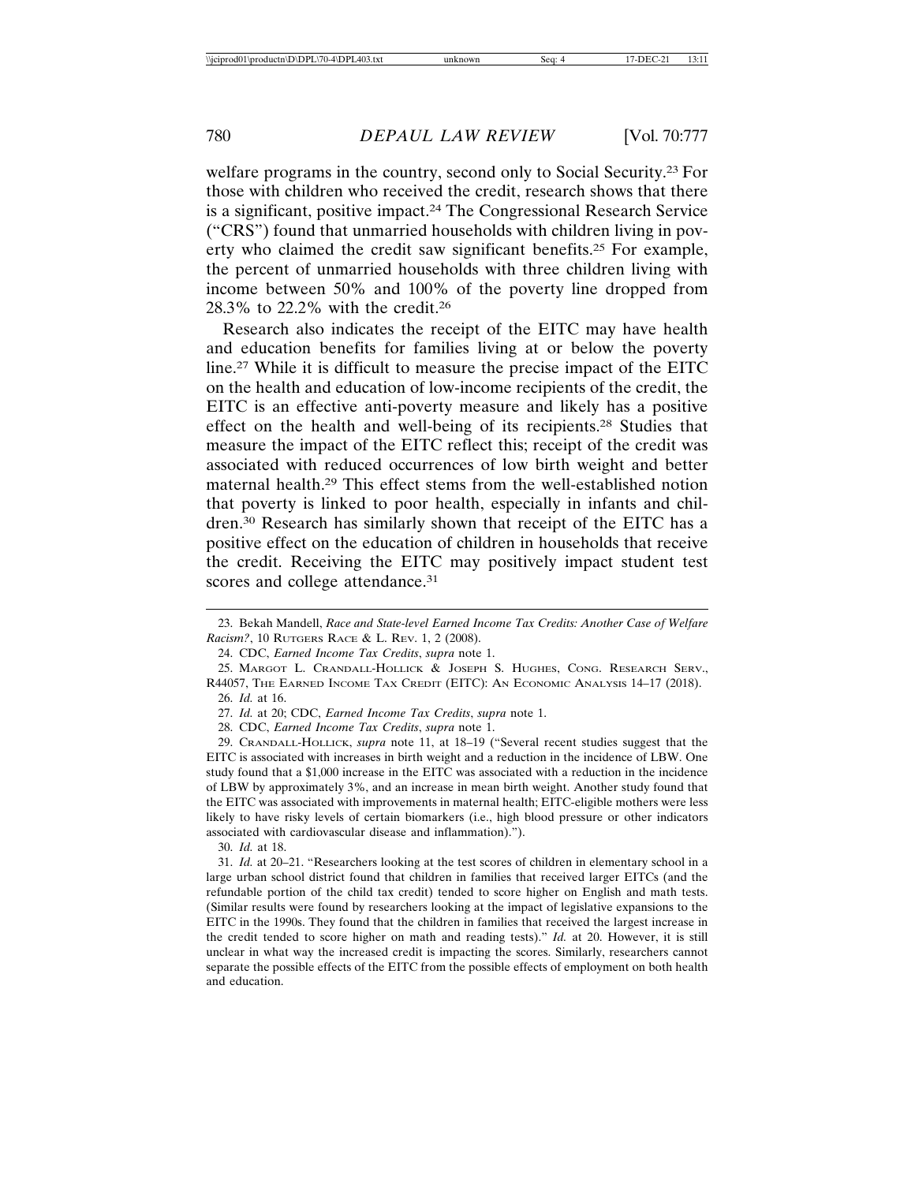welfare programs in the country, second only to Social Security.[23] For those with children who received the credit, research shows that there is a significant, positive impact.[24] The Congressional Research Service ("CRS") found that unmarried households with children living in poverty who claimed the credit saw significant benefits.[25] For example, the percent of unmarried households with three children living with income between 50% and 100% of the poverty line dropped from 28.3% to 22.2% with the credit.[26]

Research also indicates the receipt of the EITC may have health and education benefits for families living at or below the poverty line.[27] While it is difficult to measure the precise impact of the EITC on the health and education of low-income recipients of the credit, the EITC is an effective anti-poverty measure and likely has a positive effect on the health and well-being of its recipients.[28] Studies that measure the impact of the EITC reflect this; receipt of the credit was associated with reduced occurrences of low birth weight and better maternal health.[29] This effect stems from the well-established notion that poverty is linked to poor health, especially in infants and children.[30] Research has similarly shown that receipt of the EITC has a positive effect on the education of children in households that receive the credit. Receiving the EITC may positively impact student test scores and college attendance.[31]

---

23. Bekah Mandell, *Race and State-level Earned Income Tax Credits: Another Case of Welfare Racism?*, 10 Rutgers Race & L. Rev. 1, 2 (2008).

24. CDC, *Earned Income Tax Credits*, *supra* note 1.

25. Margot L. Crandall-Hollick & Joseph S. Hughes, Cong. Research Serv., R44057, The Earned Income Tax Credit (EITC): An Economic Analysis 14–17 (2018).

26. *Id.* at 16.

27. *Id.* at 20; CDC, *Earned Income Tax Credits*, *supra* note 1.

28. CDC, *Earned Income Tax Credits*, *supra* note 1.

29. Crandall-Hollick, *supra* note 11, at 18–19 ("Several recent studies suggest that the EITC is associated with increases in birth weight and a reduction in the incidence of LBW. One study found that a $1,000 increase in the EITC was associated with a reduction in the incidence of LBW by approximately 3%, and an increase in mean birth weight. Another study found that the EITC was associated with improvements in maternal health; EITC-eligible mothers were less likely to have risky levels of certain biomarkers (i.e., high blood pressure or other indicators associated with cardiovascular disease and inflammation).").

30. *Id.* at 18.

31. *Id.* at 20–21. "Researchers looking at the test scores of children in elementary school in a large urban school district found that children in families that received larger EITCs (and the refundable portion of the child tax credit) tended to score higher on English and math tests. (Similar results were found by researchers looking at the impact of legislative expansions to the EITC in the 1990s. They found that the children in families that received the largest increase in the credit tended to score higher on math and reading tests)." *Id.* at 20. However, it is still unclear in what way the increased credit is impacting the scores. Similarly, researchers cannot separate the possible effects of the EITC from the possible effects of employment on both health and education.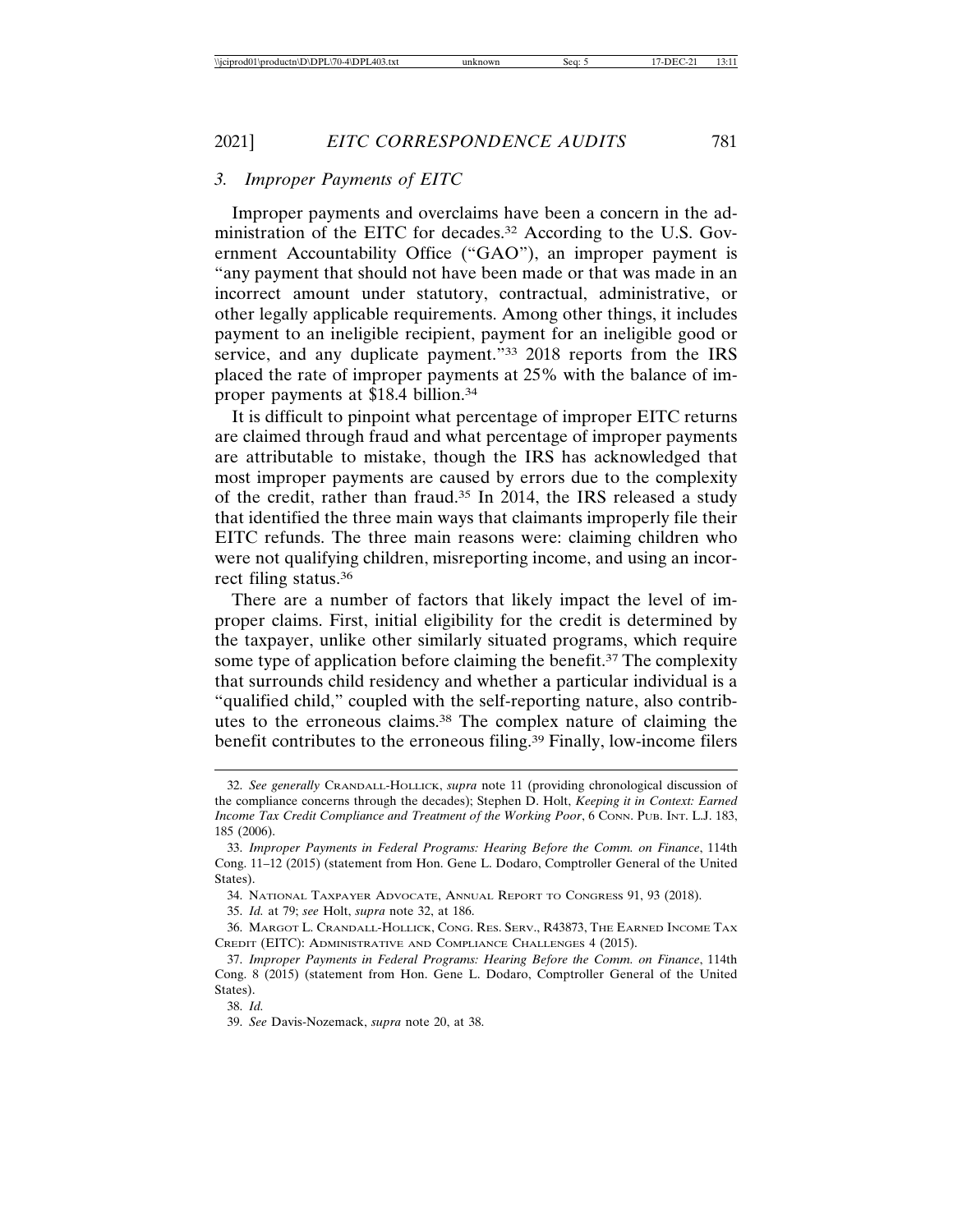### 3. *Improper Payments of EITC*

Improper payments and overclaims have been a concern in the administration of the EITC for decades.[32] According to the U.S. Government Accountability Office ("GAO"), an improper payment is "any payment that should not have been made or that was made in an incorrect amount under statutory, contractual, administrative, or other legally applicable requirements. Among other things, it includes payment to an ineligible recipient, payment for an ineligible good or service, and any duplicate payment."[33] 2018 reports from the IRS placed the rate of improper payments at 25% with the balance of improper payments at $18.4 billion.[34]

It is difficult to pinpoint what percentage of improper EITC returns are claimed through fraud and what percentage of improper payments are attributable to mistake, though the IRS has acknowledged that most improper payments are caused by errors due to the complexity of the credit, rather than fraud.[35] In 2014, the IRS released a study that identified the three main ways that claimants improperly file their EITC refunds. The three main reasons were: claiming children who were not qualifying children, misreporting income, and using an incorrect filing status.[36]

There are a number of factors that likely impact the level of improper claims. First, initial eligibility for the credit is determined by the taxpayer, unlike other similarly situated programs, which require some type of application before claiming the benefit.[37] The complexity that surrounds child residency and whether a particular individual is a "qualified child," coupled with the self-reporting nature, also contributes to the erroneous claims.[38] The complex nature of claiming the benefit contributes to the erroneous filing.[39] Finally, low-income filers

---

32. *See generally* Crandall-Hollick, *supra* note 11 (providing chronological discussion of the compliance concerns through the decades); Stephen D. Holt, *Keeping it in Context: Earned Income Tax Credit Compliance and Treatment of the Working Poor*, 6 Conn. Pub. Int. L.J. 183, 185 (2006).

33. *Improper Payments in Federal Programs: Hearing Before the Comm. on Finance*, 114th Cong. 11–12 (2015) (statement from Hon. Gene L. Dodaro, Comptroller General of the United States).

34. National Taxpayer Advocate, Annual Report to Congress 91, 93 (2018).

35. *Id.* at 79; *see* Holt, *supra* note 32, at 186.

36. Margot L. Crandall-Hollick, Cong. Res. Serv., R43873, The Earned Income Tax Credit (EITC): Administrative and Compliance Challenges 4 (2015).

37. *Improper Payments in Federal Programs: Hearing Before the Comm. on Finance*, 114th Cong. 8 (2015) (statement from Hon. Gene L. Dodaro, Comptroller General of the United States).

38. *Id.*

39. *See* Davis-Nozemack, *supra* note 20, at 38.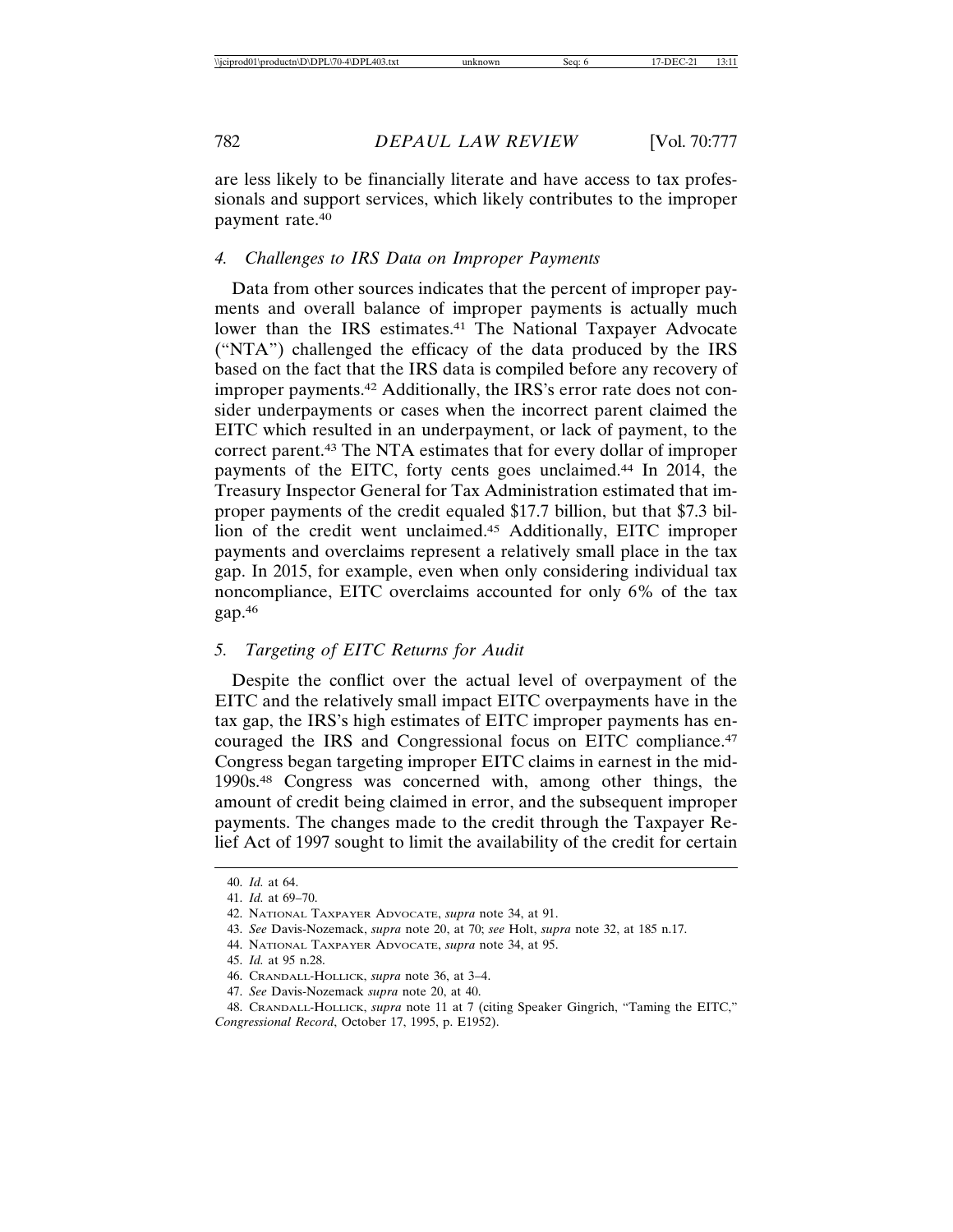are less likely to be financially literate and have access to tax professionals and support services, which likely contributes to the improper payment rate.[40]

### *4. Challenges to IRS Data on Improper Payments*

Data from other sources indicates that the percent of improper payments and overall balance of improper payments is actually much lower than the IRS estimates.[41] The National Taxpayer Advocate ("NTA") challenged the efficacy of the data produced by the IRS based on the fact that the IRS data is compiled before any recovery of improper payments.[42] Additionally, the IRS's error rate does not consider underpayments or cases when the incorrect parent claimed the EITC which resulted in an underpayment, or lack of payment, to the correct parent.[43] The NTA estimates that for every dollar of improper payments of the EITC, forty cents goes unclaimed.[44] In 2014, the Treasury Inspector General for Tax Administration estimated that improper payments of the credit equaled $17.7 billion, but that $7.3 billion of the credit went unclaimed.[45] Additionally, EITC improper payments and overclaims represent a relatively small place in the tax gap. In 2015, for example, even when only considering individual tax noncompliance, EITC overclaims accounted for only 6% of the tax gap.[46]

### *5. Targeting of EITC Returns for Audit*

Despite the conflict over the actual level of overpayment of the EITC and the relatively small impact EITC overpayments have in the tax gap, the IRS's high estimates of EITC improper payments has encouraged the IRS and Congressional focus on EITC compliance.[47] Congress began targeting improper EITC claims in earnest in the mid-1990s.[48] Congress was concerned with, among other things, the amount of credit being claimed in error, and the subsequent improper payments. The changes made to the credit through the Taxpayer Relief Act of 1997 sought to limit the availability of the credit for certain

---

40. *Id.* at 64.

41. *Id.* at 69–70.

42. NATIONAL TAXPAYER ADVOCATE, *supra* note 34, at 91.

43. *See* Davis-Nozemack, *supra* note 20, at 70; *see* Holt, *supra* note 32, at 185 n.17.

44. NATIONAL TAXPAYER ADVOCATE, *supra* note 34, at 95.

45. *Id.* at 95 n.28.

46. CRANDALL-HOLLICK, *supra* note 36, at 3–4.

47. *See* Davis-Nozemack *supra* note 20, at 40.

48. CRANDALL-HOLLICK, *supra* note 11 at 7 (citing Speaker Gingrich, "Taming the EITC," *Congressional Record*, October 17, 1995, p. E1952).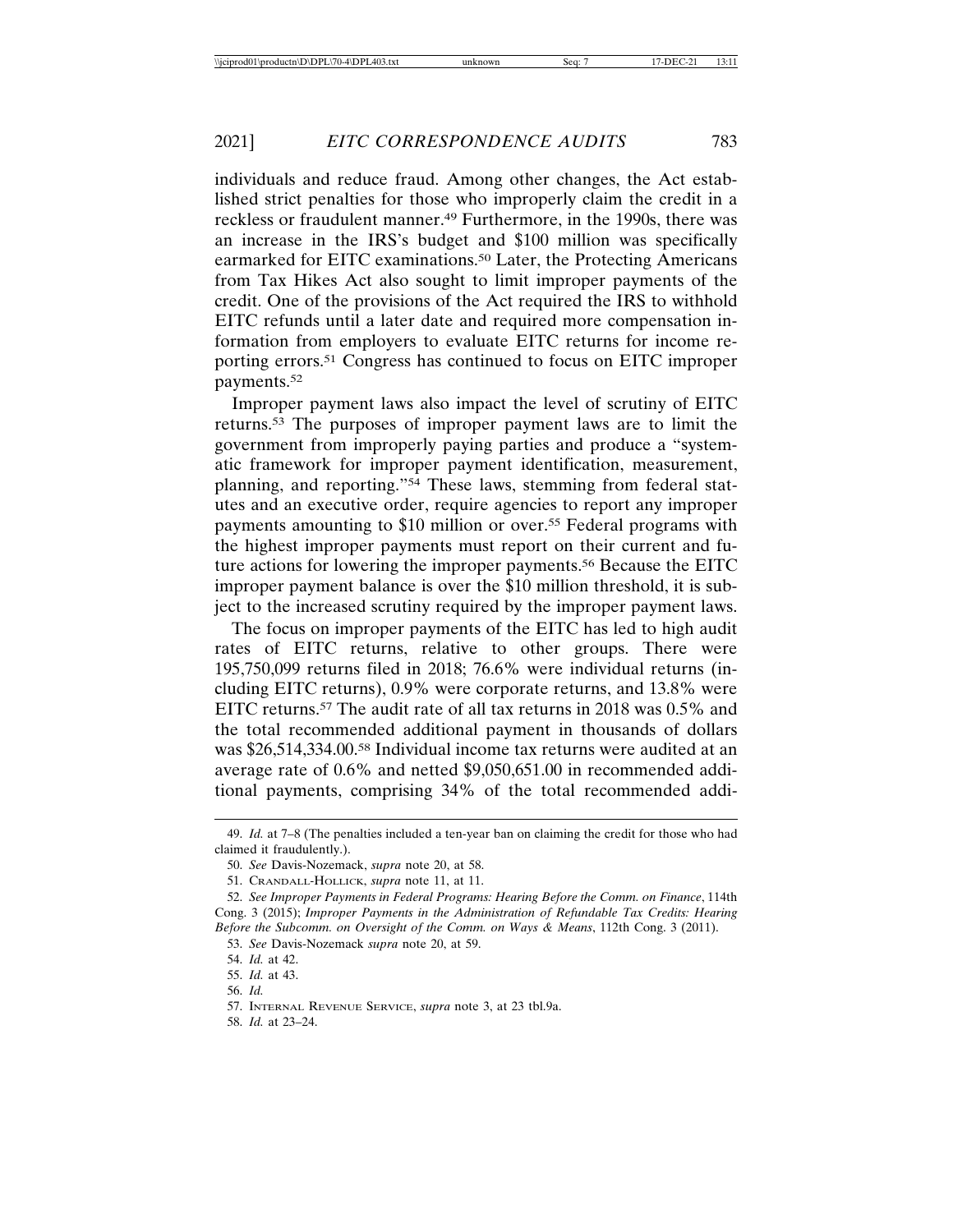individuals and reduce fraud. Among other changes, the Act established strict penalties for those who improperly claim the credit in a reckless or fraudulent manner.[49] Furthermore, in the 1990s, there was an increase in the IRS's budget and $100 million was specifically earmarked for EITC examinations.[50] Later, the Protecting Americans from Tax Hikes Act also sought to limit improper payments of the credit. One of the provisions of the Act required the IRS to withhold EITC refunds until a later date and required more compensation information from employers to evaluate EITC returns for income reporting errors.[51] Congress has continued to focus on EITC improper payments.[52]

Improper payment laws also impact the level of scrutiny of EITC returns.[53] The purposes of improper payment laws are to limit the government from improperly paying parties and produce a "systematic framework for improper payment identification, measurement, planning, and reporting."[54] These laws, stemming from federal statutes and an executive order, require agencies to report any improper payments amounting to $10 million or over.[55] Federal programs with the highest improper payments must report on their current and future actions for lowering the improper payments.[56] Because the EITC improper payment balance is over the $10 million threshold, it is subject to the increased scrutiny required by the improper payment laws.

The focus on improper payments of the EITC has led to high audit rates of EITC returns, relative to other groups. There were 195,750,099 returns filed in 2018; 76.6% were individual returns (including EITC returns), 0.9% were corporate returns, and 13.8% were EITC returns.[57] The audit rate of all tax returns in 2018 was 0.5% and the total recommended additional payment in thousands of dollars was $26,514,334.00.[58] Individual income tax returns were audited at an average rate of 0.6% and netted $9,050,651.00 in recommended additional payments, comprising 34% of the total recommended addi-

---

49. *Id.* at 7–8 (The penalties included a ten-year ban on claiming the credit for those who had claimed it fraudulently.).

50. *See* Davis-Nozemack, *supra* note 20, at 58.

51. Crandall-Hollick, *supra* note 11, at 11.

52. *See Improper Payments in Federal Programs: Hearing Before the Comm. on Finance*, 114th Cong. 3 (2015); *Improper Payments in the Administration of Refundable Tax Credits: Hearing Before the Subcomm. on Oversight of the Comm. on Ways & Means*, 112th Cong. 3 (2011).

53. *See* Davis-Nozemack *supra* note 20, at 59.

54. *Id.* at 42.

55. *Id.* at 43.

56. *Id.*

57. Internal Revenue Service, *supra* note 3, at 23 tbl.9a.

58. *Id.* at 23–24.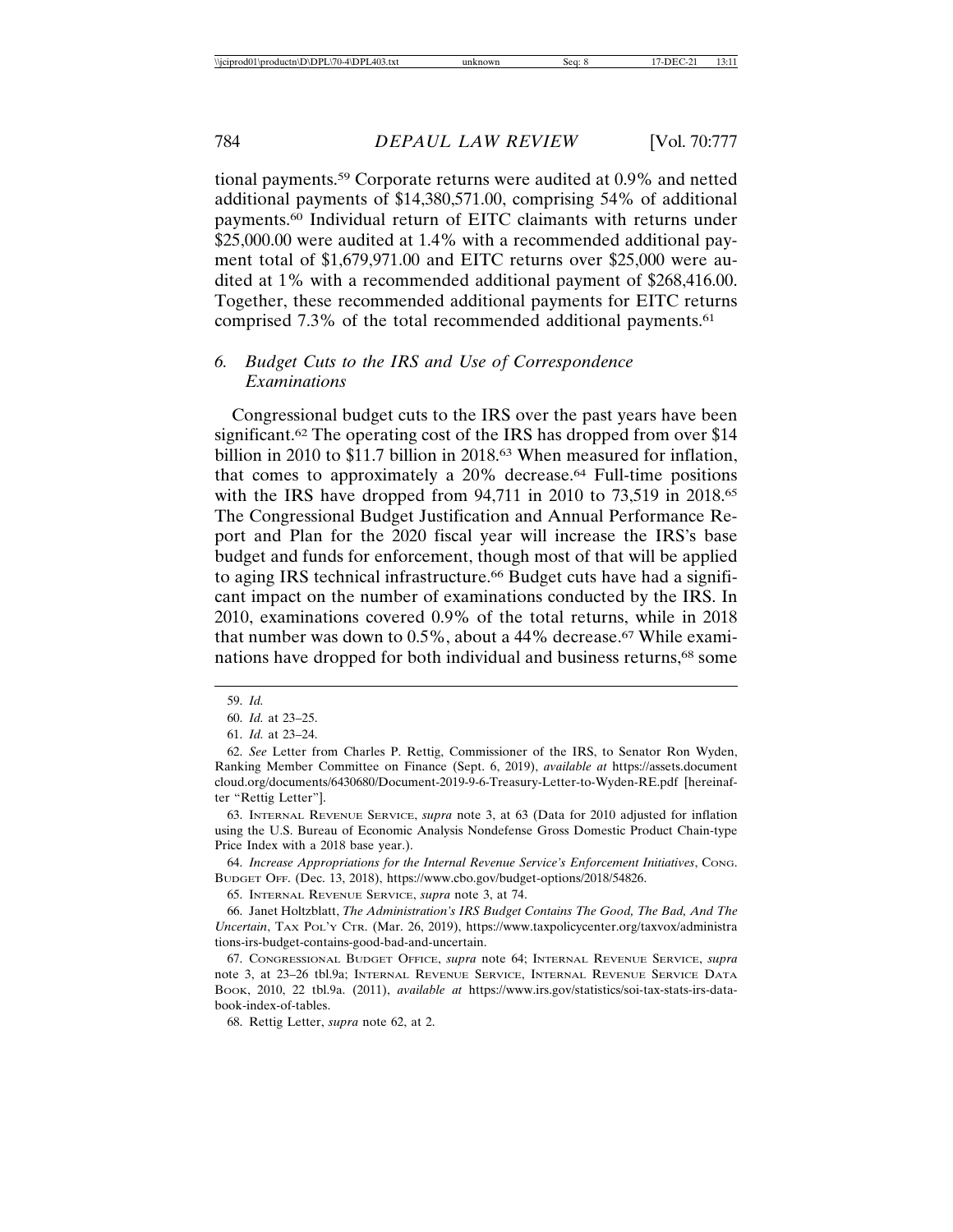tional payments.[59] Corporate returns were audited at 0.9% and netted additional payments of $14,380,571.00, comprising 54% of additional payments.[60] Individual return of EITC claimants with returns under $25,000.00 were audited at 1.4% with a recommended additional payment total of $1,679,971.00 and EITC returns over $25,000 were audited at 1% with a recommended additional payment of $268,416.00. Together, these recommended additional payments for EITC returns comprised 7.3% of the total recommended additional payments.[61]

### *6. Budget Cuts to the IRS and Use of Correspondence Examinations*

Congressional budget cuts to the IRS over the past years have been significant.[62] The operating cost of the IRS has dropped from over $14 billion in 2010 to $11.7 billion in 2018.[63] When measured for inflation, that comes to approximately a 20% decrease.[64] Full-time positions with the IRS have dropped from 94,711 in 2010 to 73,519 in 2018.[65] The Congressional Budget Justification and Annual Performance Report and Plan for the 2020 fiscal year will increase the IRS's base budget and funds for enforcement, though most of that will be applied to aging IRS technical infrastructure.[66] Budget cuts have had a significant impact on the number of examinations conducted by the IRS. In 2010, examinations covered 0.9% of the total returns, while in 2018 that number was down to 0.5%, about a 44% decrease.[67] While examinations have dropped for both individual and business returns,[68] some

---

59. *Id.*

60. *Id.* at 23–25.

61. *Id.* at 23–24.

62. *See* Letter from Charles P. Rettig, Commissioner of the IRS, to Senator Ron Wyden, Ranking Member Committee on Finance (Sept. 6, 2019), *available at* https://assets.documentcloud.org/documents/6430680/Document-2019-9-6-Treasury-Letter-to-Wyden-RE.pdf [hereinafter "Rettig Letter"].

63. Internal Revenue Service, *supra* note 3, at 63 (Data for 2010 adjusted for inflation using the U.S. Bureau of Economic Analysis Nondefense Gross Domestic Product Chain-type Price Index with a 2018 base year.).

64. *Increase Appropriations for the Internal Revenue Service's Enforcement Initiatives*, Cong. Budget Off. (Dec. 13, 2018), https://www.cbo.gov/budget-options/2018/54826.

65. Internal Revenue Service, *supra* note 3, at 74.

66. Janet Holtzblatt, *The Administration's IRS Budget Contains The Good, The Bad, And The Uncertain*, Tax Pol'y Ctr. (Mar. 26, 2019), https://www.taxpolicycenter.org/taxvox/administrations-irs-budget-contains-good-bad-and-uncertain.

67. Congressional Budget Office, *supra* note 64; Internal Revenue Service, *supra* note 3, at 23–26 tbl.9a; Internal Revenue Service, Internal Revenue Service Data Book, 2010, 22 tbl.9a. (2011), *available at* https://www.irs.gov/statistics/soi-tax-stats-irs-databook-index-of-tables.

68. Rettig Letter, *supra* note 62, at 2.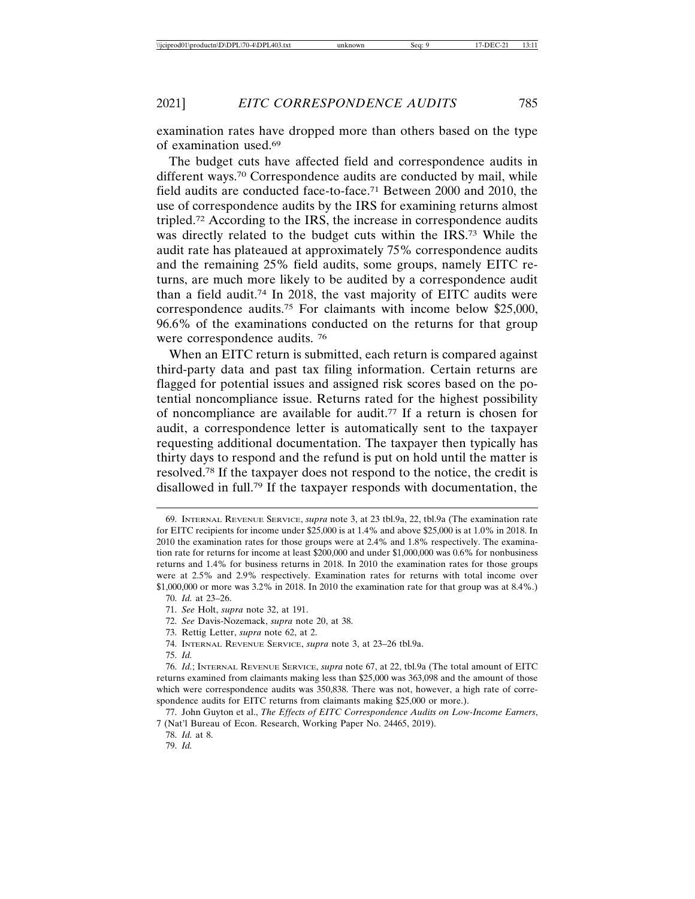examination rates have dropped more than others based on the type of examination used.[69]

The budget cuts have affected field and correspondence audits in different ways.[70] Correspondence audits are conducted by mail, while field audits are conducted face-to-face.[71] Between 2000 and 2010, the use of correspondence audits by the IRS for examining returns almost tripled.[72] According to the IRS, the increase in correspondence audits was directly related to the budget cuts within the IRS.[73] While the audit rate has plateaued at approximately 75% correspondence audits and the remaining 25% field audits, some groups, namely EITC returns, are much more likely to be audited by a correspondence audit than a field audit.[74] In 2018, the vast majority of EITC audits were correspondence audits.[75] For claimants with income below $25,000, 96.6% of the examinations conducted on the returns for that group were correspondence audits. [76]

When an EITC return is submitted, each return is compared against third-party data and past tax filing information. Certain returns are flagged for potential issues and assigned risk scores based on the potential noncompliance issue. Returns rated for the highest possibility of noncompliance are available for audit.[77] If a return is chosen for audit, a correspondence letter is automatically sent to the taxpayer requesting additional documentation. The taxpayer then typically has thirty days to respond and the refund is put on hold until the matter is resolved.[78] If the taxpayer does not respond to the notice, the credit is disallowed in full.[79] If the taxpayer responds with documentation, the

---

69. Internal Revenue Service, *supra* note 3, at 23 tbl.9a, 22, tbl.9a (The examination rate for EITC recipients for income under $25,000 is at 1.4% and above $25,000 is at 1.0% in 2018. In 2010 the examination rates for those groups were at 2.4% and 1.8% respectively. The examination rate for returns for income at least $200,000 and under $1,000,000 was 0.6% for nonbusiness returns and 1.4% for business returns in 2018. In 2010 the examination rates for those groups were at 2.5% and 2.9% respectively. Examination rates for returns with total income over $1,000,000 or more was 3.2% in 2018. In 2010 the examination rate for that group was at 8.4%.)

70. *Id.* at 23–26.

71. *See* Holt, *supra* note 32, at 191.

72. *See* Davis-Nozemack, *supra* note 20, at 38.

73. Rettig Letter, *supra* note 62, at 2.

74. Internal Revenue Service, *supra* note 3, at 23–26 tbl.9a.

75. *Id.*

76. *Id.*; Internal Revenue Service, *supra* note 67, at 22, tbl.9a (The total amount of EITC returns examined from claimants making less than $25,000 was 363,098 and the amount of those which were correspondence audits was 350,838. There was not, however, a high rate of correspondence audits for EITC returns from claimants making $25,000 or more.).

77. John Guyton et al., *The Effects of EITC Correspondence Audits on Low-Income Earners*, 7 (Nat'l Bureau of Econ. Research, Working Paper No. 24465, 2019).

78. *Id.* at 8.

79. *Id.*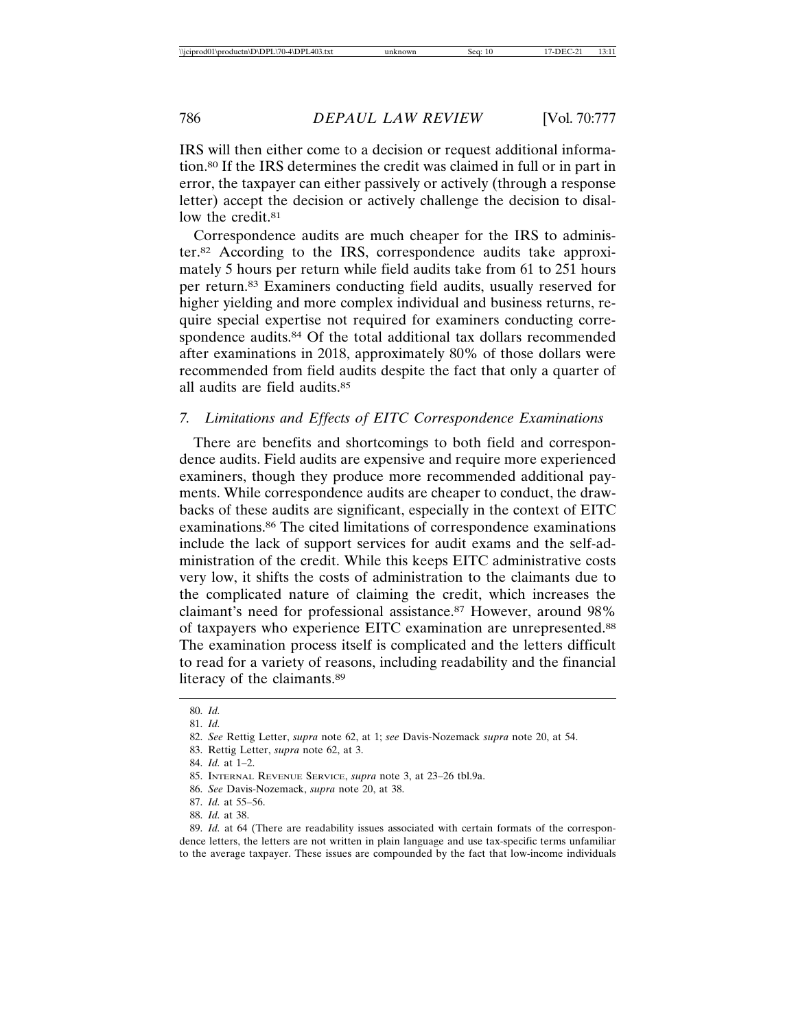IRS will then either come to a decision or request additional information.[80] If the IRS determines the credit was claimed in full or in part in error, the taxpayer can either passively or actively (through a response letter) accept the decision or actively challenge the decision to disallow the credit.[81]

Correspondence audits are much cheaper for the IRS to administer.[82] According to the IRS, correspondence audits take approximately 5 hours per return while field audits take from 61 to 251 hours per return.[83] Examiners conducting field audits, usually reserved for higher yielding and more complex individual and business returns, require special expertise not required for examiners conducting correspondence audits.[84] Of the total additional tax dollars recommended after examinations in 2018, approximately 80% of those dollars were recommended from field audits despite the fact that only a quarter of all audits are field audits.[85]

### 7. *Limitations and Effects of EITC Correspondence Examinations*

There are benefits and shortcomings to both field and correspondence audits. Field audits are expensive and require more experienced examiners, though they produce more recommended additional payments. While correspondence audits are cheaper to conduct, the drawbacks of these audits are significant, especially in the context of EITC examinations.[86] The cited limitations of correspondence examinations include the lack of support services for audit exams and the self-administration of the credit. While this keeps EITC administrative costs very low, it shifts the costs of administration to the claimants due to the complicated nature of claiming the credit, which increases the claimant's need for professional assistance.[87] However, around 98% of taxpayers who experience EITC examination are unrepresented.[88] The examination process itself is complicated and the letters difficult to read for a variety of reasons, including readability and the financial literacy of the claimants.[89]

---

80. *Id.*

81. *Id.*

82. *See* Rettig Letter, *supra* note 62, at 1; *see* Davis-Nozemack *supra* note 20, at 54.

83. Rettig Letter, *supra* note 62, at 3.

84. *Id.* at 1–2.

85. Internal Revenue Service, *supra* note 3, at 23–26 tbl.9a.

86. *See* Davis-Nozemack, *supra* note 20, at 38.

87. *Id.* at 55–56.

88. *Id.* at 38.

89. *Id.* at 64 (There are readability issues associated with certain formats of the correspondence letters, the letters are not written in plain language and use tax-specific terms unfamiliar to the average taxpayer. These issues are compounded by the fact that low-income individuals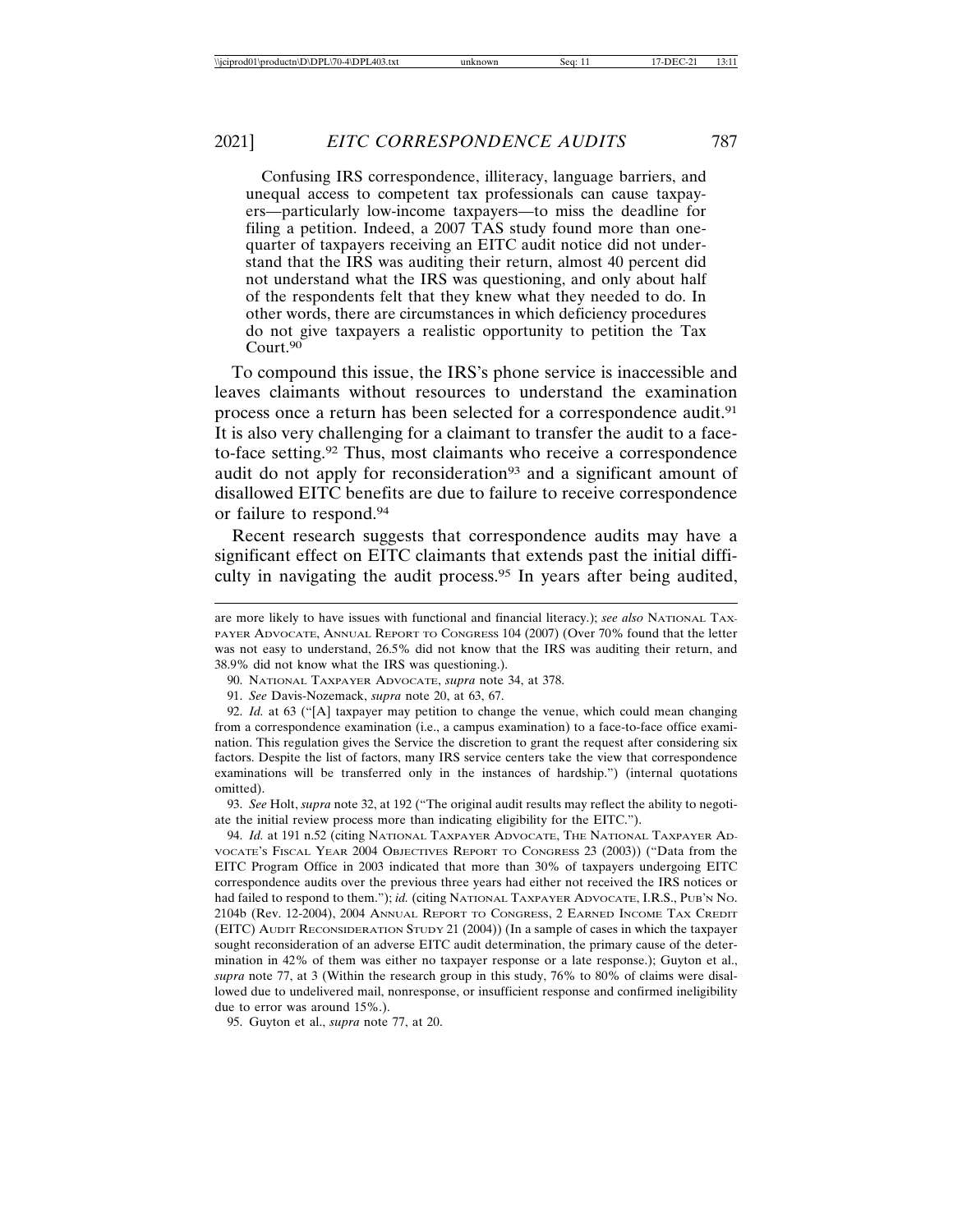> Confusing IRS correspondence, illiteracy, language barriers, and unequal access to competent tax professionals can cause taxpayers—particularly low-income taxpayers—to miss the deadline for filing a petition. Indeed, a 2007 TAS study found more than one-quarter of taxpayers receiving an EITC audit notice did not understand that the IRS was auditing their return, almost 40 percent did not understand what the IRS was questioning, and only about half of the respondents felt that they knew what they needed to do. In other words, there are circumstances in which deficiency procedures do not give taxpayers a realistic opportunity to petition the Tax Court.[90]

To compound this issue, the IRS's phone service is inaccessible and leaves claimants without resources to understand the examination process once a return has been selected for a correspondence audit.[91] It is also very challenging for a claimant to transfer the audit to a face-to-face setting.[92] Thus, most claimants who receive a correspondence audit do not apply for reconsideration[93] and a significant amount of disallowed EITC benefits are due to failure to receive correspondence or failure to respond.[94]

Recent research suggests that correspondence audits may have a significant effect on EITC claimants that extends past the initial difficulty in navigating the audit process.[95] In years after being audited,

---

are more likely to have issues with functional and financial literacy.); *see also* NATIONAL TAXPAYER ADVOCATE, ANNUAL REPORT TO CONGRESS 104 (2007) (Over 70% found that the letter was not easy to understand, 26.5% did not know that the IRS was auditing their return, and 38.9% did not know what the IRS was questioning.).

90. NATIONAL TAXPAYER ADVOCATE, *supra* note 34, at 378.

91. *See* Davis-Nozemack, *supra* note 20, at 63, 67.

92. *Id.* at 63 ("[A] taxpayer may petition to change the venue, which could mean changing from a correspondence examination (i.e., a campus examination) to a face-to-face office examination. This regulation gives the Service the discretion to grant the request after considering six factors. Despite the list of factors, many IRS service centers take the view that correspondence examinations will be transferred only in the instances of hardship.") (internal quotations omitted).

93. *See* Holt, *supra* note 32, at 192 ("The original audit results may reflect the ability to negotiate the initial review process more than indicating eligibility for the EITC.").

94. *Id.* at 191 n.52 (citing NATIONAL TAXPAYER ADVOCATE, THE NATIONAL TAXPAYER ADVOCATE'S FISCAL YEAR 2004 OBJECTIVES REPORT TO CONGRESS 23 (2003)) ("Data from the EITC Program Office in 2003 indicated that more than 30% of taxpayers undergoing EITC correspondence audits over the previous three years had either not received the IRS notices or had failed to respond to them."); *id.* (citing NATIONAL TAXPAYER ADVOCATE, I.R.S., PUB'N NO. 2104b (Rev. 12-2004), 2004 ANNUAL REPORT TO CONGRESS, 2 EARNED INCOME TAX CREDIT (EITC) AUDIT RECONSIDERATION STUDY 21 (2004)) (In a sample of cases in which the taxpayer sought reconsideration of an adverse EITC audit determination, the primary cause of the determination in 42% of them was either no taxpayer response or a late response.); Guyton et al., *supra* note 77, at 3 (Within the research group in this study, 76% to 80% of claims were disallowed due to undelivered mail, nonresponse, or insufficient response and confirmed ineligibility due to error was around 15%.).

95. Guyton et al., *supra* note 77, at 20.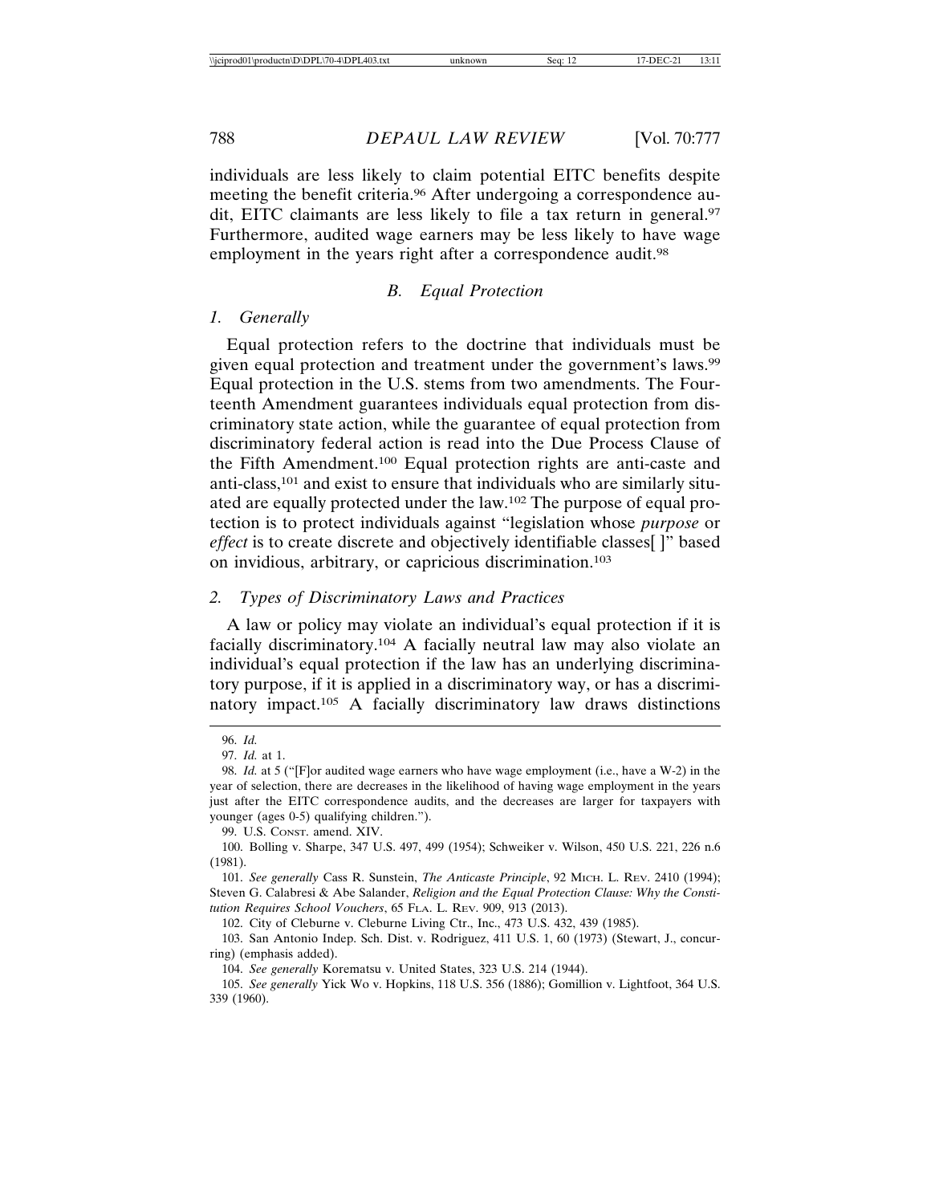individuals are less likely to claim potential EITC benefits despite meeting the benefit criteria.[96] After undergoing a correspondence audit, EITC claimants are less likely to file a tax return in general.[97] Furthermore, audited wage earners may be less likely to have wage employment in the years right after a correspondence audit.[98]

### B. Equal Protection

#### 1. Generally

Equal protection refers to the doctrine that individuals must be given equal protection and treatment under the government's laws.[99] Equal protection in the U.S. stems from two amendments. The Fourteenth Amendment guarantees individuals equal protection from discriminatory state action, while the guarantee of equal protection from discriminatory federal action is read into the Due Process Clause of the Fifth Amendment.[100] Equal protection rights are anti-caste and anti-class,[101] and exist to ensure that individuals who are similarly situated are equally protected under the law.[102] The purpose of equal protection is to protect individuals against "legislation whose *purpose* or *effect* is to create discrete and objectively identifiable classes[ ]" based on invidious, arbitrary, or capricious discrimination.[103]

#### 2. Types of Discriminatory Laws and Practices

A law or policy may violate an individual's equal protection if it is facially discriminatory.[104] A facially neutral law may also violate an individual's equal protection if the law has an underlying discriminatory purpose, if it is applied in a discriminatory way, or has a discriminatory impact.[105] A facially discriminatory law draws distinctions

---

96. *Id.*

97. *Id.* at 1.

98. *Id.* at 5 ("[F]or audited wage earners who have wage employment (i.e., have a W-2) in the year of selection, there are decreases in the likelihood of having wage employment in the years just after the EITC correspondence audits, and the decreases are larger for taxpayers with younger (ages 0-5) qualifying children.").

99. U.S. Const. amend. XIV.

100. Bolling v. Sharpe, 347 U.S. 497, 499 (1954); Schweiker v. Wilson, 450 U.S. 221, 226 n.6 (1981).

101. *See generally* Cass R. Sunstein, *The Anticaste Principle*, 92 Mich. L. Rev. 2410 (1994); Steven G. Calabresi & Abe Salander, *Religion and the Equal Protection Clause: Why the Constitution Requires School Vouchers*, 65 Fla. L. Rev. 909, 913 (2013).

102. City of Cleburne v. Cleburne Living Ctr., Inc., 473 U.S. 432, 439 (1985).

103. San Antonio Indep. Sch. Dist. v. Rodriguez, 411 U.S. 1, 60 (1973) (Stewart, J., concurring) (emphasis added).

104. *See generally* Korematsu v. United States, 323 U.S. 214 (1944).

105. *See generally* Yick Wo v. Hopkins, 118 U.S. 356 (1886); Gomillion v. Lightfoot, 364 U.S. 339 (1960).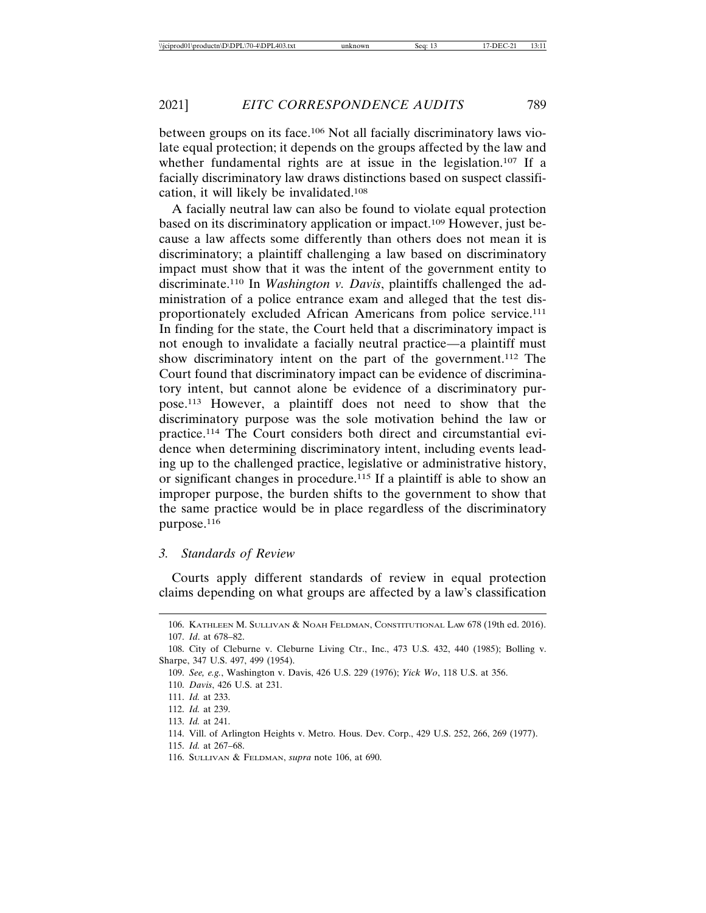between groups on its face.[106] Not all facially discriminatory laws violate equal protection; it depends on the groups affected by the law and whether fundamental rights are at issue in the legislation.[107] If a facially discriminatory law draws distinctions based on suspect classification, it will likely be invalidated.[108]

A facially neutral law can also be found to violate equal protection based on its discriminatory application or impact.[109] However, just because a law affects some differently than others does not mean it is discriminatory; a plaintiff challenging a law based on discriminatory impact must show that it was the intent of the government entity to discriminate.[110] In *Washington v. Davis*, plaintiffs challenged the administration of a police entrance exam and alleged that the test disproportionately excluded African Americans from police service.[111] In finding for the state, the Court held that a discriminatory impact is not enough to invalidate a facially neutral practice—a plaintiff must show discriminatory intent on the part of the government.[112] The Court found that discriminatory impact can be evidence of discriminatory intent, but cannot alone be evidence of a discriminatory purpose.[113] However, a plaintiff does not need to show that the discriminatory purpose was the sole motivation behind the law or practice.[114] The Court considers both direct and circumstantial evidence when determining discriminatory intent, including events leading up to the challenged practice, legislative or administrative history, or significant changes in procedure.[115] If a plaintiff is able to show an improper purpose, the burden shifts to the government to show that the same practice would be in place regardless of the discriminatory purpose.[116]

### 3. *Standards of Review*

Courts apply different standards of review in equal protection claims depending on what groups are affected by a law's classification

---

106. KATHLEEN M. SULLIVAN & NOAH FELDMAN, CONSTITUTIONAL LAW 678 (19th ed. 2016).

107. *Id.* at 678–82.

108. City of Cleburne v. Cleburne Living Ctr., Inc., 473 U.S. 432, 440 (1985); Bolling v. Sharpe, 347 U.S. 497, 499 (1954).

109. *See, e.g.*, Washington v. Davis, 426 U.S. 229 (1976); *Yick Wo*, 118 U.S. at 356.

110. *Davis*, 426 U.S. at 231.

111. *Id.* at 233.

112. *Id.* at 239.

113. *Id.* at 241.

114. Vill. of Arlington Heights v. Metro. Hous. Dev. Corp., 429 U.S. 252, 266, 269 (1977).

115. *Id.* at 267–68.

116. SULLIVAN & FELDMAN, *supra* note 106, at 690.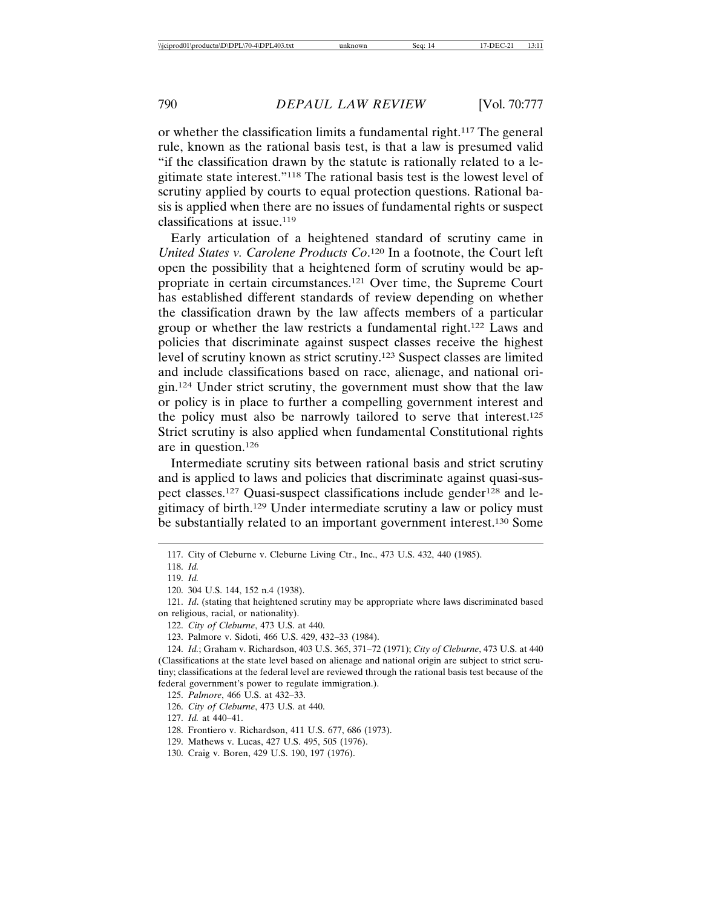or whether the classification limits a fundamental right.[117] The general rule, known as the rational basis test, is that a law is presumed valid "if the classification drawn by the statute is rationally related to a legitimate state interest."[118] The rational basis test is the lowest level of scrutiny applied by courts to equal protection questions. Rational basis is applied when there are no issues of fundamental rights or suspect classifications at issue.[119]

Early articulation of a heightened standard of scrutiny came in *United States v. Carolene Products Co*.[120] In a footnote, the Court left open the possibility that a heightened form of scrutiny would be appropriate in certain circumstances.[121] Over time, the Supreme Court has established different standards of review depending on whether the classification drawn by the law affects members of a particular group or whether the law restricts a fundamental right.[122] Laws and policies that discriminate against suspect classes receive the highest level of scrutiny known as strict scrutiny.[123] Suspect classes are limited and include classifications based on race, alienage, and national origin.[124] Under strict scrutiny, the government must show that the law or policy is in place to further a compelling government interest and the policy must also be narrowly tailored to serve that interest.[125] Strict scrutiny is also applied when fundamental Constitutional rights are in question.[126]

Intermediate scrutiny sits between rational basis and strict scrutiny and is applied to laws and policies that discriminate against quasi-suspect classes.[127] Quasi-suspect classifications include gender[128] and legitimacy of birth.[129] Under intermediate scrutiny a law or policy must be substantially related to an important government interest.[130] Some

---

117. City of Cleburne v. Cleburne Living Ctr., Inc., 473 U.S. 432, 440 (1985).

118. *Id.*

119. *Id.*

120. 304 U.S. 144, 152 n.4 (1938).

121. *Id*. (stating that heightened scrutiny may be appropriate where laws discriminated based on religious, racial, or nationality).

122. *City of Cleburne*, 473 U.S. at 440.

123. Palmore v. Sidoti, 466 U.S. 429, 432–33 (1984).

124. *Id.*; Graham v. Richardson, 403 U.S. 365, 371–72 (1971); *City of Cleburne*, 473 U.S. at 440 (Classifications at the state level based on alienage and national origin are subject to strict scrutiny; classifications at the federal level are reviewed through the rational basis test because of the federal government's power to regulate immigration.).

125. *Palmore*, 466 U.S. at 432–33.

126. *City of Cleburne*, 473 U.S. at 440.

127. *Id.* at 440–41.

128. Frontiero v. Richardson, 411 U.S. 677, 686 (1973).

129. Mathews v. Lucas, 427 U.S. 495, 505 (1976).

130. Craig v. Boren, 429 U.S. 190, 197 (1976).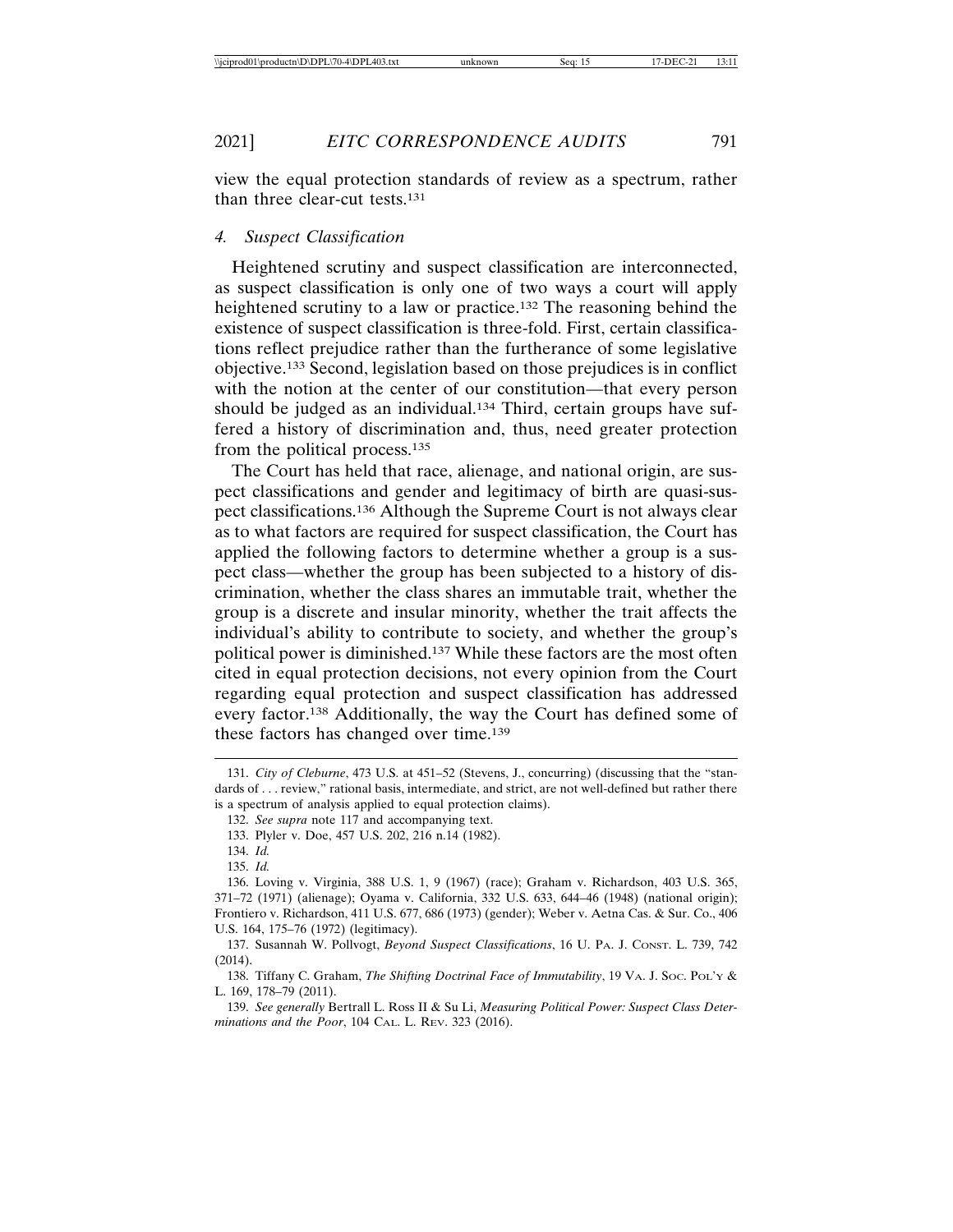view the equal protection standards of review as a spectrum, rather than three clear-cut tests.[131]

### 4. *Suspect Classification*

Heightened scrutiny and suspect classification are interconnected, as suspect classification is only one of two ways a court will apply heightened scrutiny to a law or practice.[132] The reasoning behind the existence of suspect classification is three-fold. First, certain classifications reflect prejudice rather than the furtherance of some legislative objective.[133] Second, legislation based on those prejudices is in conflict with the notion at the center of our constitution—that every person should be judged as an individual.[134] Third, certain groups have suffered a history of discrimination and, thus, need greater protection from the political process.[135]

The Court has held that race, alienage, and national origin, are suspect classifications and gender and legitimacy of birth are quasi-suspect classifications.[136] Although the Supreme Court is not always clear as to what factors are required for suspect classification, the Court has applied the following factors to determine whether a group is a suspect class—whether the group has been subjected to a history of discrimination, whether the class shares an immutable trait, whether the group is a discrete and insular minority, whether the trait affects the individual's ability to contribute to society, and whether the group's political power is diminished.[137] While these factors are the most often cited in equal protection decisions, not every opinion from the Court regarding equal protection and suspect classification has addressed every factor.[138] Additionally, the way the Court has defined some of these factors has changed over time.[139]

---

131. *City of Cleburne*, 473 U.S. at 451–52 (Stevens, J., concurring) (discussing that the "standards of . . . review," rational basis, intermediate, and strict, are not well-defined but rather there is a spectrum of analysis applied to equal protection claims).

132. *See supra* note 117 and accompanying text.

133. Plyler v. Doe, 457 U.S. 202, 216 n.14 (1982).

134. *Id.*

135. *Id.*

136. Loving v. Virginia, 388 U.S. 1, 9 (1967) (race); Graham v. Richardson, 403 U.S. 365, 371–72 (1971) (alienage); Oyama v. California, 332 U.S. 633, 644–46 (1948) (national origin); Frontiero v. Richardson, 411 U.S. 677, 686 (1973) (gender); Weber v. Aetna Cas. & Sur. Co., 406 U.S. 164, 175–76 (1972) (legitimacy).

137. Susannah W. Pollvogt, *Beyond Suspect Classifications*, 16 U. PA. J. CONST. L. 739, 742 (2014).

138. Tiffany C. Graham, *The Shifting Doctrinal Face of Immutability*, 19 VA. J. SOC. POL'Y & L. 169, 178–79 (2011).

139. *See generally* Bertrall L. Ross II & Su Li, *Measuring Political Power: Suspect Class Determinations and the Poor*, 104 CAL. L. REV. 323 (2016).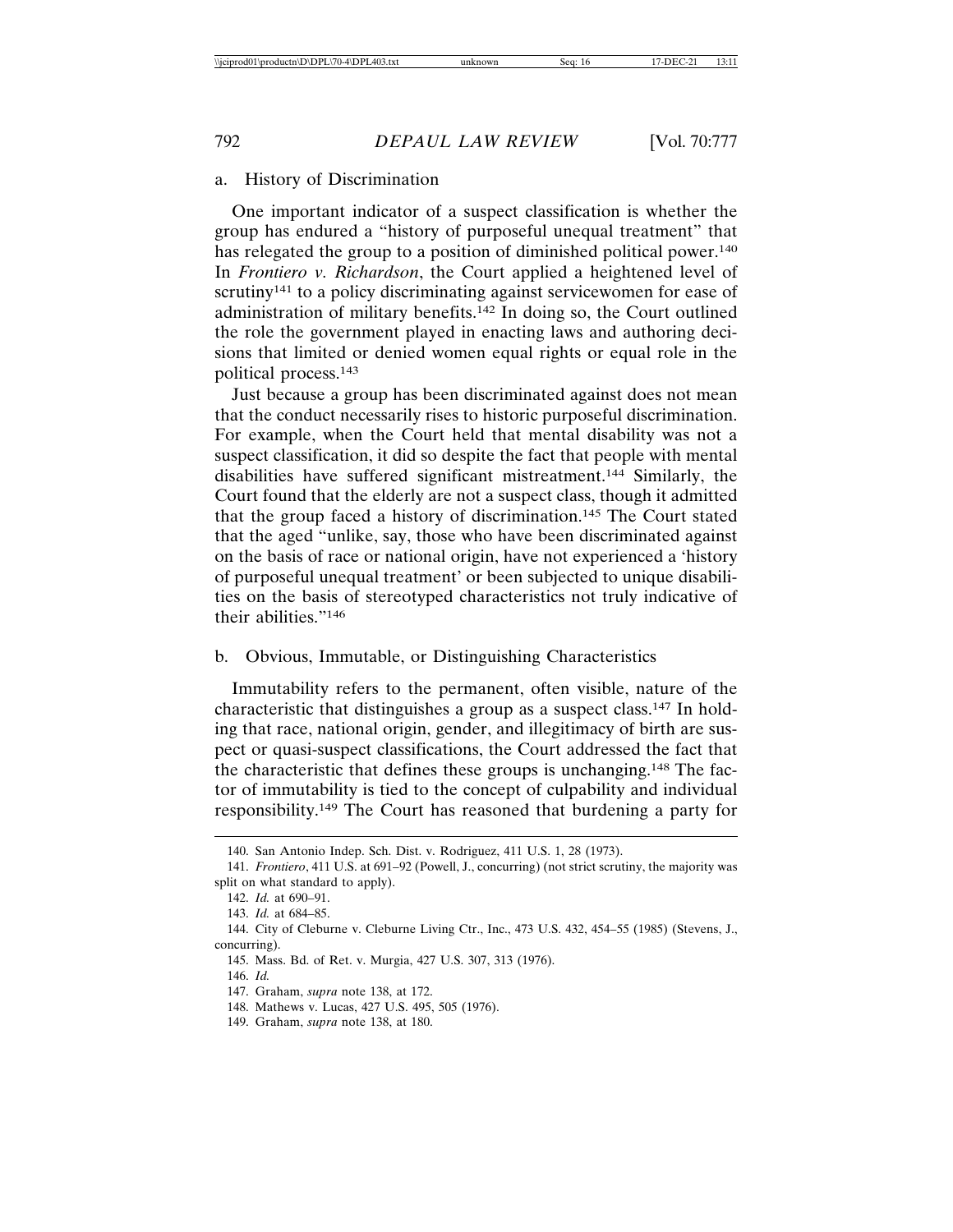### a. History of Discrimination

One important indicator of a suspect classification is whether the group has endured a "history of purposeful unequal treatment" that has relegated the group to a position of diminished political power.[140] In *Frontiero v. Richardson*, the Court applied a heightened level of scrutiny[141] to a policy discriminating against servicewomen for ease of administration of military benefits.[142] In doing so, the Court outlined the role the government played in enacting laws and authoring decisions that limited or denied women equal rights or equal role in the political process.[143]

Just because a group has been discriminated against does not mean that the conduct necessarily rises to historic purposeful discrimination. For example, when the Court held that mental disability was not a suspect classification, it did so despite the fact that people with mental disabilities have suffered significant mistreatment.[144] Similarly, the Court found that the elderly are not a suspect class, though it admitted that the group faced a history of discrimination.[145] The Court stated that the aged "unlike, say, those who have been discriminated against on the basis of race or national origin, have not experienced a 'history of purposeful unequal treatment' or been subjected to unique disabilities on the basis of stereotyped characteristics not truly indicative of their abilities."[146]

### b. Obvious, Immutable, or Distinguishing Characteristics

Immutability refers to the permanent, often visible, nature of the characteristic that distinguishes a group as a suspect class.[147] In holding that race, national origin, gender, and illegitimacy of birth are suspect or quasi-suspect classifications, the Court addressed the fact that the characteristic that defines these groups is unchanging.[148] The factor of immutability is tied to the concept of culpability and individual responsibility.[149] The Court has reasoned that burdening a party for

---

140. San Antonio Indep. Sch. Dist. v. Rodriguez, 411 U.S. 1, 28 (1973).

141. *Frontiero*, 411 U.S. at 691–92 (Powell, J., concurring) (not strict scrutiny, the majority was split on what standard to apply).

142. *Id.* at 690–91.

143. *Id.* at 684–85.

144. City of Cleburne v. Cleburne Living Ctr., Inc., 473 U.S. 432, 454–55 (1985) (Stevens, J., concurring).

145. Mass. Bd. of Ret. v. Murgia, 427 U.S. 307, 313 (1976).

146. *Id.*

147. Graham, *supra* note 138, at 172.

148. Mathews v. Lucas, 427 U.S. 495, 505 (1976).

149. Graham, *supra* note 138, at 180.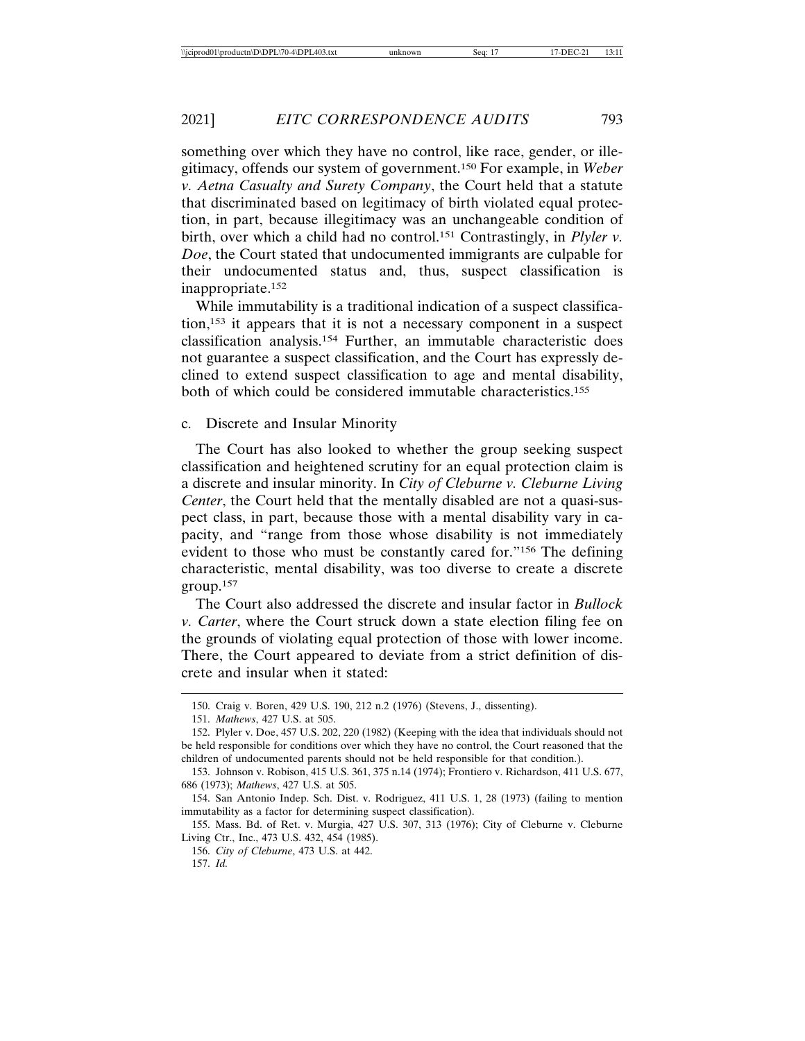something over which they have no control, like race, gender, or illegitimacy, offends our system of government.[150] For example, in *Weber v. Aetna Casualty and Surety Company*, the Court held that a statute that discriminated based on legitimacy of birth violated equal protection, in part, because illegitimacy was an unchangeable condition of birth, over which a child had no control.[151] Contrastingly, in *Plyler v. Doe*, the Court stated that undocumented immigrants are culpable for their undocumented status and, thus, suspect classification is inappropriate.[152]

While immutability is a traditional indication of a suspect classification,[153] it appears that it is not a necessary component in a suspect classification analysis.[154] Further, an immutable characteristic does not guarantee a suspect classification, and the Court has expressly declined to extend suspect classification to age and mental disability, both of which could be considered immutable characteristics.[155]

c. Discrete and Insular Minority

The Court has also looked to whether the group seeking suspect classification and heightened scrutiny for an equal protection claim is a discrete and insular minority. In *City of Cleburne v. Cleburne Living Center*, the Court held that the mentally disabled are not a quasi-suspect class, in part, because those with a mental disability vary in capacity, and "range from those whose disability is not immediately evident to those who must be constantly cared for."[156] The defining characteristic, mental disability, was too diverse to create a discrete group.[157]

The Court also addressed the discrete and insular factor in *Bullock v. Carter*, where the Court struck down a state election filing fee on the grounds of violating equal protection of those with lower income. There, the Court appeared to deviate from a strict definition of discrete and insular when it stated:

---

150. Craig v. Boren, 429 U.S. 190, 212 n.2 (1976) (Stevens, J., dissenting).

151. *Mathews*, 427 U.S. at 505.

152. Plyler v. Doe, 457 U.S. 202, 220 (1982) (Keeping with the idea that individuals should not be held responsible for conditions over which they have no control, the Court reasoned that the children of undocumented parents should not be held responsible for that condition.).

153. Johnson v. Robison, 415 U.S. 361, 375 n.14 (1974); Frontiero v. Richardson, 411 U.S. 677, 686 (1973); *Mathews*, 427 U.S. at 505.

154. San Antonio Indep. Sch. Dist. v. Rodriguez, 411 U.S. 1, 28 (1973) (failing to mention immutability as a factor for determining suspect classification).

155. Mass. Bd. of Ret. v. Murgia, 427 U.S. 307, 313 (1976); City of Cleburne v. Cleburne Living Ctr., Inc., 473 U.S. 432, 454 (1985).

156. *City of Cleburne*, 473 U.S. at 442.

157. *Id.*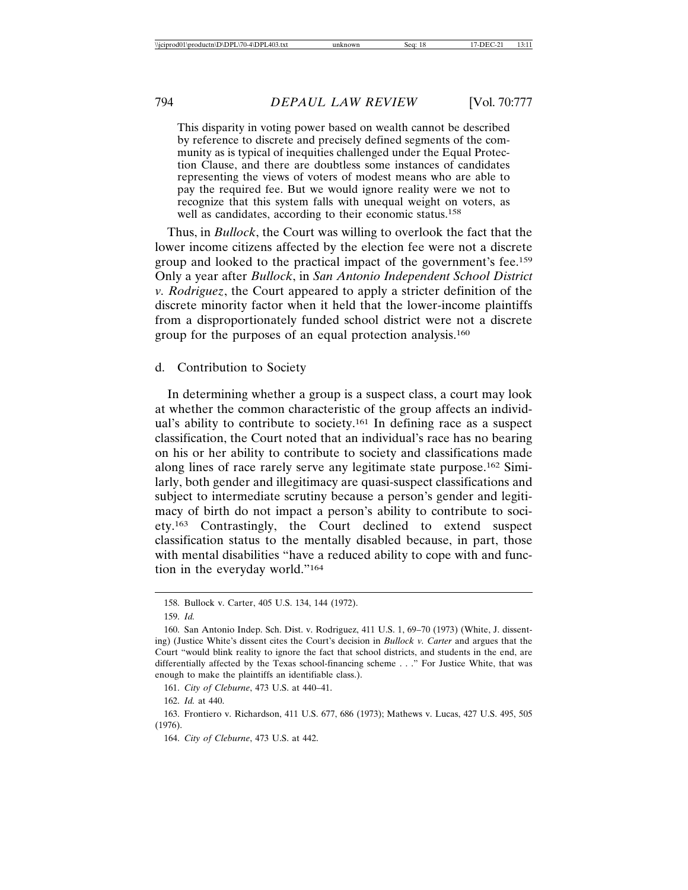> This disparity in voting power based on wealth cannot be described by reference to discrete and precisely defined segments of the community as is typical of inequities challenged under the Equal Protection Clause, and there are doubtless some instances of candidates representing the views of voters of modest means who are able to pay the required fee. But we would ignore reality were we not to recognize that this system falls with unequal weight on voters, as well as candidates, according to their economic status.[158]

Thus, in *Bullock*, the Court was willing to overlook the fact that the lower income citizens affected by the election fee were not a discrete group and looked to the practical impact of the government's fee.[159] Only a year after *Bullock*, in *San Antonio Independent School District v. Rodriguez*, the Court appeared to apply a stricter definition of the discrete minority factor when it held that the lower-income plaintiffs from a disproportionately funded school district were not a discrete group for the purposes of an equal protection analysis.[160]

d. Contribution to Society

In determining whether a group is a suspect class, a court may look at whether the common characteristic of the group affects an individual's ability to contribute to society.[161] In defining race as a suspect classification, the Court noted that an individual's race has no bearing on his or her ability to contribute to society and classifications made along lines of race rarely serve any legitimate state purpose.[162] Similarly, both gender and illegitimacy are quasi-suspect classifications and subject to intermediate scrutiny because a person's gender and legitimacy of birth do not impact a person's ability to contribute to society.[163] Contrastingly, the Court declined to extend suspect classification status to the mentally disabled because, in part, those with mental disabilities "have a reduced ability to cope with and function in the everyday world."[164]

---

158. Bullock v. Carter, 405 U.S. 134, 144 (1972).

159. *Id.*

160. San Antonio Indep. Sch. Dist. v. Rodriguez, 411 U.S. 1, 69–70 (1973) (White, J. dissenting) (Justice White's dissent cites the Court's decision in *Bullock v. Carter* and argues that the Court "would blink reality to ignore the fact that school districts, and students in the end, are differentially affected by the Texas school-financing scheme . . ." For Justice White, that was enough to make the plaintiffs an identifiable class.).

161. *City of Cleburne*, 473 U.S. at 440–41.

162. *Id.* at 440.

163. Frontiero v. Richardson, 411 U.S. 677, 686 (1973); Mathews v. Lucas, 427 U.S. 495, 505 (1976).

164. *City of Cleburne*, 473 U.S. at 442.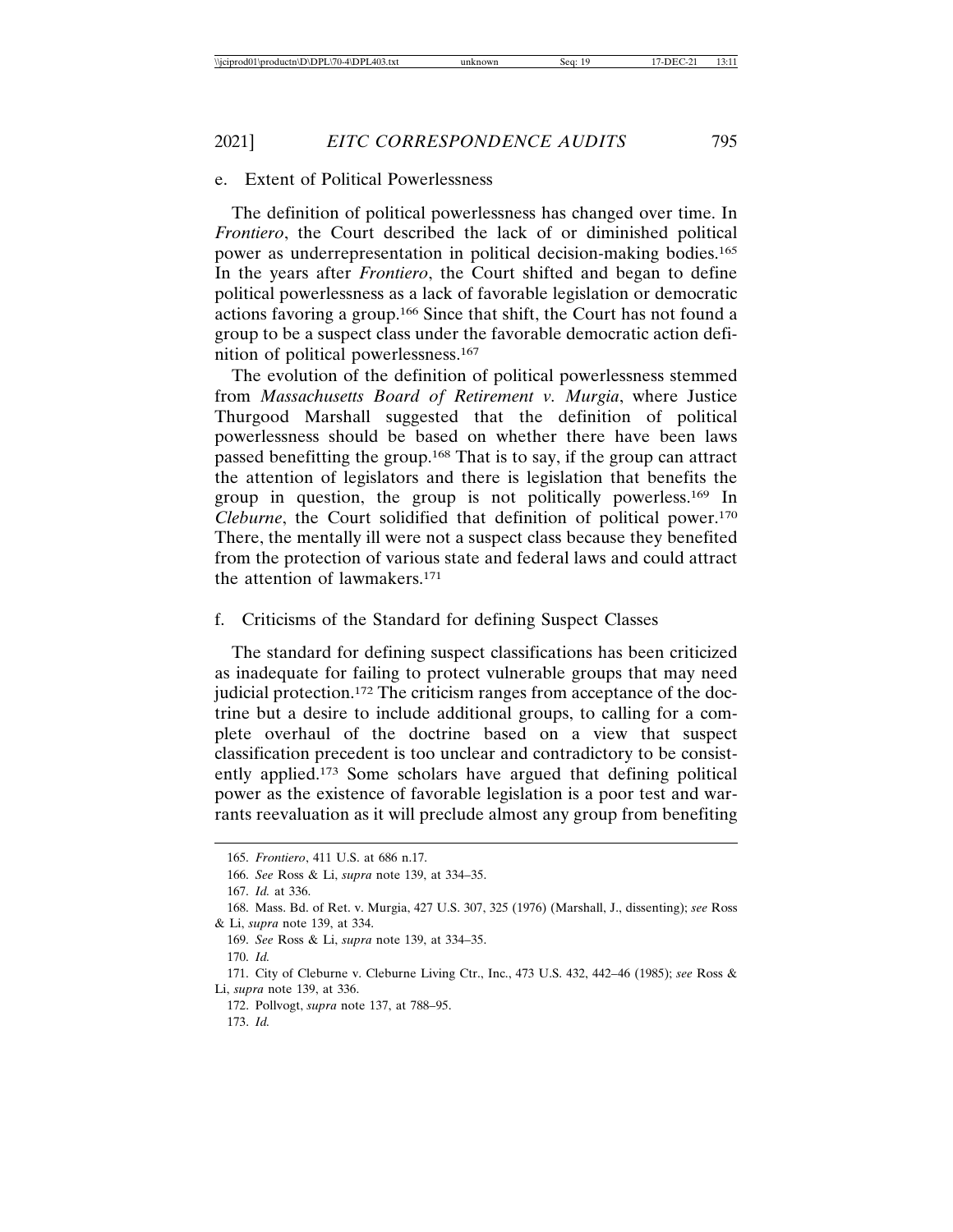### e. Extent of Political Powerlessness

The definition of political powerlessness has changed over time. In *Frontiero*, the Court described the lack of or diminished political power as underrepresentation in political decision-making bodies.[165] In the years after *Frontiero*, the Court shifted and began to define political powerlessness as a lack of favorable legislation or democratic actions favoring a group.[166] Since that shift, the Court has not found a group to be a suspect class under the favorable democratic action definition of political powerlessness.[167]

The evolution of the definition of political powerlessness stemmed from *Massachusetts Board of Retirement v. Murgia*, where Justice Thurgood Marshall suggested that the definition of political powerlessness should be based on whether there have been laws passed benefitting the group.[168] That is to say, if the group can attract the attention of legislators and there is legislation that benefits the group in question, the group is not politically powerless.[169] In *Cleburne*, the Court solidified that definition of political power.[170] There, the mentally ill were not a suspect class because they benefited from the protection of various state and federal laws and could attract the attention of lawmakers.[171]

### f. Criticisms of the Standard for defining Suspect Classes

The standard for defining suspect classifications has been criticized as inadequate for failing to protect vulnerable groups that may need judicial protection.[172] The criticism ranges from acceptance of the doctrine but a desire to include additional groups, to calling for a complete overhaul of the doctrine based on a view that suspect classification precedent is too unclear and contradictory to be consistently applied.[173] Some scholars have argued that defining political power as the existence of favorable legislation is a poor test and warrants reevaluation as it will preclude almost any group from benefiting

---

165. *Frontiero*, 411 U.S. at 686 n.17.

166. *See* Ross & Li, *supra* note 139, at 334–35.

167. *Id.* at 336.

168. Mass. Bd. of Ret. v. Murgia, 427 U.S. 307, 325 (1976) (Marshall, J., dissenting); *see* Ross & Li, *supra* note 139, at 334.

169. *See* Ross & Li, *supra* note 139, at 334–35.

170. *Id.*

171. City of Cleburne v. Cleburne Living Ctr., Inc., 473 U.S. 432, 442–46 (1985); *see* Ross & Li, *supra* note 139, at 336.

172. Pollvogt, *supra* note 137, at 788–95.

173. *Id.*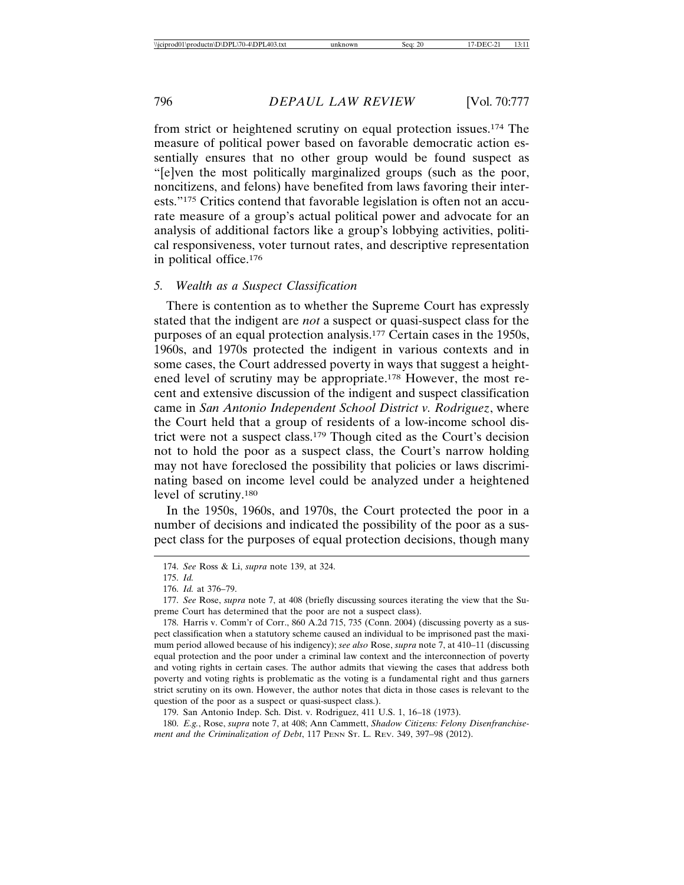from strict or heightened scrutiny on equal protection issues.[174] The measure of political power based on favorable democratic action essentially ensures that no other group would be found suspect as "[e]ven the most politically marginalized groups (such as the poor, noncitizens, and felons) have benefited from laws favoring their interests."[175] Critics contend that favorable legislation is often not an accurate measure of a group's actual political power and advocate for an analysis of additional factors like a group's lobbying activities, political responsiveness, voter turnout rates, and descriptive representation in political office.[176]

### 5. *Wealth as a Suspect Classification*

There is contention as to whether the Supreme Court has expressly stated that the indigent are *not* a suspect or quasi-suspect class for the purposes of an equal protection analysis.[177] Certain cases in the 1950s, 1960s, and 1970s protected the indigent in various contexts and in some cases, the Court addressed poverty in ways that suggest a heightened level of scrutiny may be appropriate.[178] However, the most recent and extensive discussion of the indigent and suspect classification came in *San Antonio Independent School District v. Rodriguez*, where the Court held that a group of residents of a low-income school district were not a suspect class.[179] Though cited as the Court's decision not to hold the poor as a suspect class, the Court's narrow holding may not have foreclosed the possibility that policies or laws discriminating based on income level could be analyzed under a heightened level of scrutiny.[180]

In the 1950s, 1960s, and 1970s, the Court protected the poor in a number of decisions and indicated the possibility of the poor as a suspect class for the purposes of equal protection decisions, though many

---

174. *See* Ross & Li, *supra* note 139, at 324.

175. *Id.*

176. *Id.* at 376–79.

177. *See* Rose, *supra* note 7, at 408 (briefly discussing sources iterating the view that the Supreme Court has determined that the poor are not a suspect class).

178. Harris v. Comm'r of Corr., 860 A.2d 715, 735 (Conn. 2004) (discussing poverty as a suspect classification when a statutory scheme caused an individual to be imprisoned past the maximum period allowed because of his indigency); *see also* Rose, *supra* note 7, at 410–11 (discussing equal protection and the poor under a criminal law context and the interconnection of poverty and voting rights in certain cases. The author admits that viewing the cases that address both poverty and voting rights is problematic as the voting is a fundamental right and thus garners strict scrutiny on its own. However, the author notes that dicta in those cases is relevant to the question of the poor as a suspect or quasi-suspect class.).

179. San Antonio Indep. Sch. Dist. v. Rodriguez, 411 U.S. 1, 16–18 (1973).

180. *E.g.*, Rose, *supra* note 7, at 408; Ann Cammett, *Shadow Citizens: Felony Disenfranchisement and the Criminalization of Debt*, 117 PENN ST. L. REV. 349, 397–98 (2012).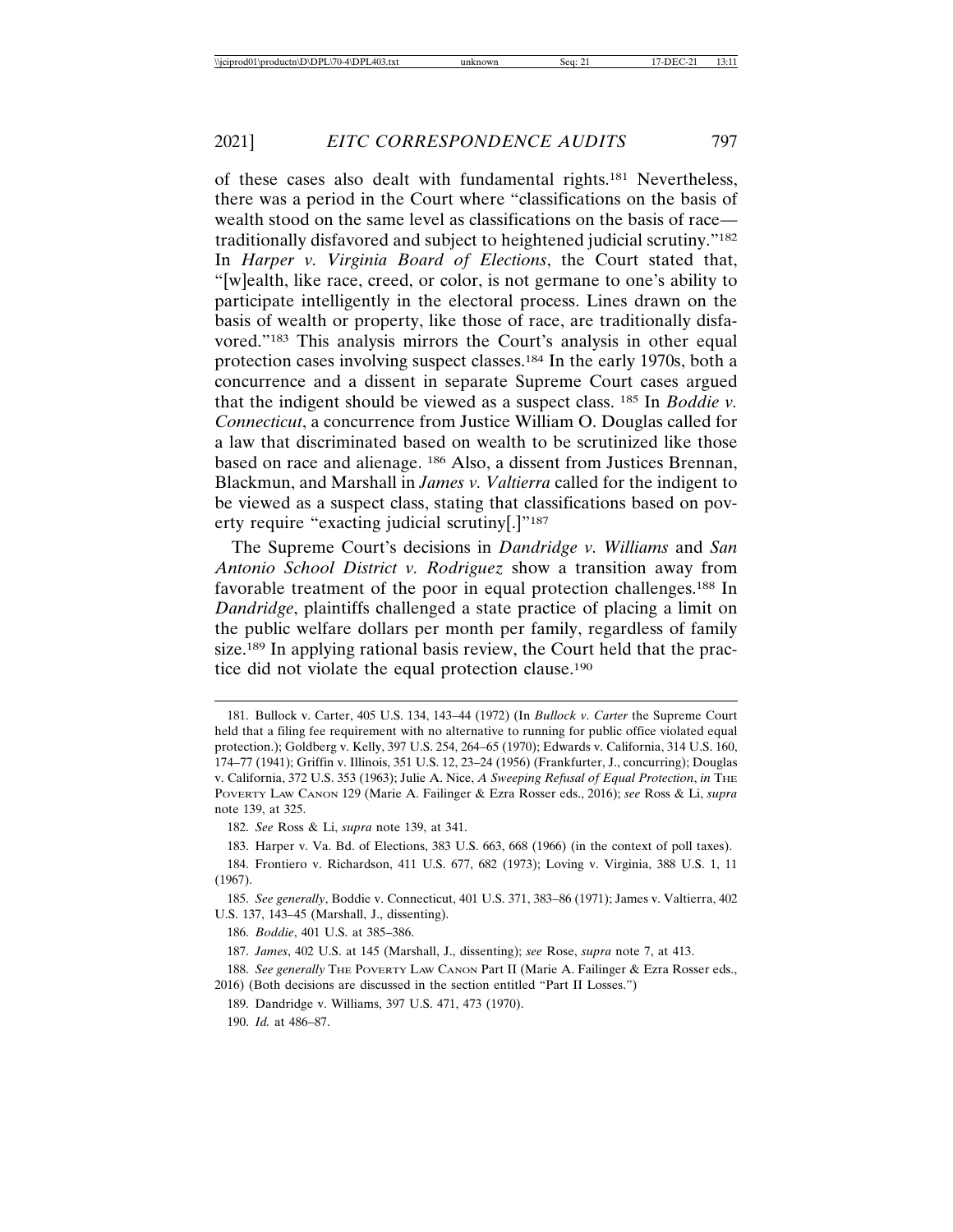of these cases also dealt with fundamental rights.[181] Nevertheless, there was a period in the Court where "classifications on the basis of wealth stood on the same level as classifications on the basis of race—traditionally disfavored and subject to heightened judicial scrutiny."[182] In *Harper v. Virginia Board of Elections*, the Court stated that, "[w]ealth, like race, creed, or color, is not germane to one's ability to participate intelligently in the electoral process. Lines drawn on the basis of wealth or property, like those of race, are traditionally disfavored."[183] This analysis mirrors the Court's analysis in other equal protection cases involving suspect classes.[184] In the early 1970s, both a concurrence and a dissent in separate Supreme Court cases argued that the indigent should be viewed as a suspect class. [185] In *Boddie v. Connecticut*, a concurrence from Justice William O. Douglas called for a law that discriminated based on wealth to be scrutinized like those based on race and alienage. [186] Also, a dissent from Justices Brennan, Blackmun, and Marshall in *James v. Valtierra* called for the indigent to be viewed as a suspect class, stating that classifications based on poverty require "exacting judicial scrutiny[.]"[187]

The Supreme Court's decisions in *Dandridge v. Williams* and *San Antonio School District v. Rodriguez* show a transition away from favorable treatment of the poor in equal protection challenges.[188] In *Dandridge*, plaintiffs challenged a state practice of placing a limit on the public welfare dollars per month per family, regardless of family size.[189] In applying rational basis review, the Court held that the practice did not violate the equal protection clause.[190]

---

181. Bullock v. Carter, 405 U.S. 134, 143–44 (1972) (In *Bullock v. Carter* the Supreme Court held that a filing fee requirement with no alternative to running for public office violated equal protection.); Goldberg v. Kelly, 397 U.S. 254, 264–65 (1970); Edwards v. California, 314 U.S. 160, 174–77 (1941); Griffin v. Illinois, 351 U.S. 12, 23–24 (1956) (Frankfurter, J., concurring); Douglas v. California, 372 U.S. 353 (1963); Julie A. Nice, *A Sweeping Refusal of Equal Protection*, *in* THE POVERTY LAW CANON 129 (Marie A. Failinger & Ezra Rosser eds., 2016); *see* Ross & Li, *supra* note 139, at 325.

182. *See* Ross & Li, *supra* note 139, at 341.

183. Harper v. Va. Bd. of Elections, 383 U.S. 663, 668 (1966) (in the context of poll taxes).

184. Frontiero v. Richardson, 411 U.S. 677, 682 (1973); Loving v. Virginia, 388 U.S. 1, 11 (1967).

185. *See generally*, Boddie v. Connecticut, 401 U.S. 371, 383–86 (1971); James v. Valtierra, 402 U.S. 137, 143–45 (Marshall, J., dissenting).

186. *Boddie*, 401 U.S. at 385–386.

187. *James*, 402 U.S. at 145 (Marshall, J., dissenting); *see* Rose, *supra* note 7, at 413.

188. *See generally* THE POVERTY LAW CANON Part II (Marie A. Failinger & Ezra Rosser eds., 2016) (Both decisions are discussed in the section entitled "Part II Losses.")

189. Dandridge v. Williams, 397 U.S. 471, 473 (1970).

190. *Id.* at 486–87.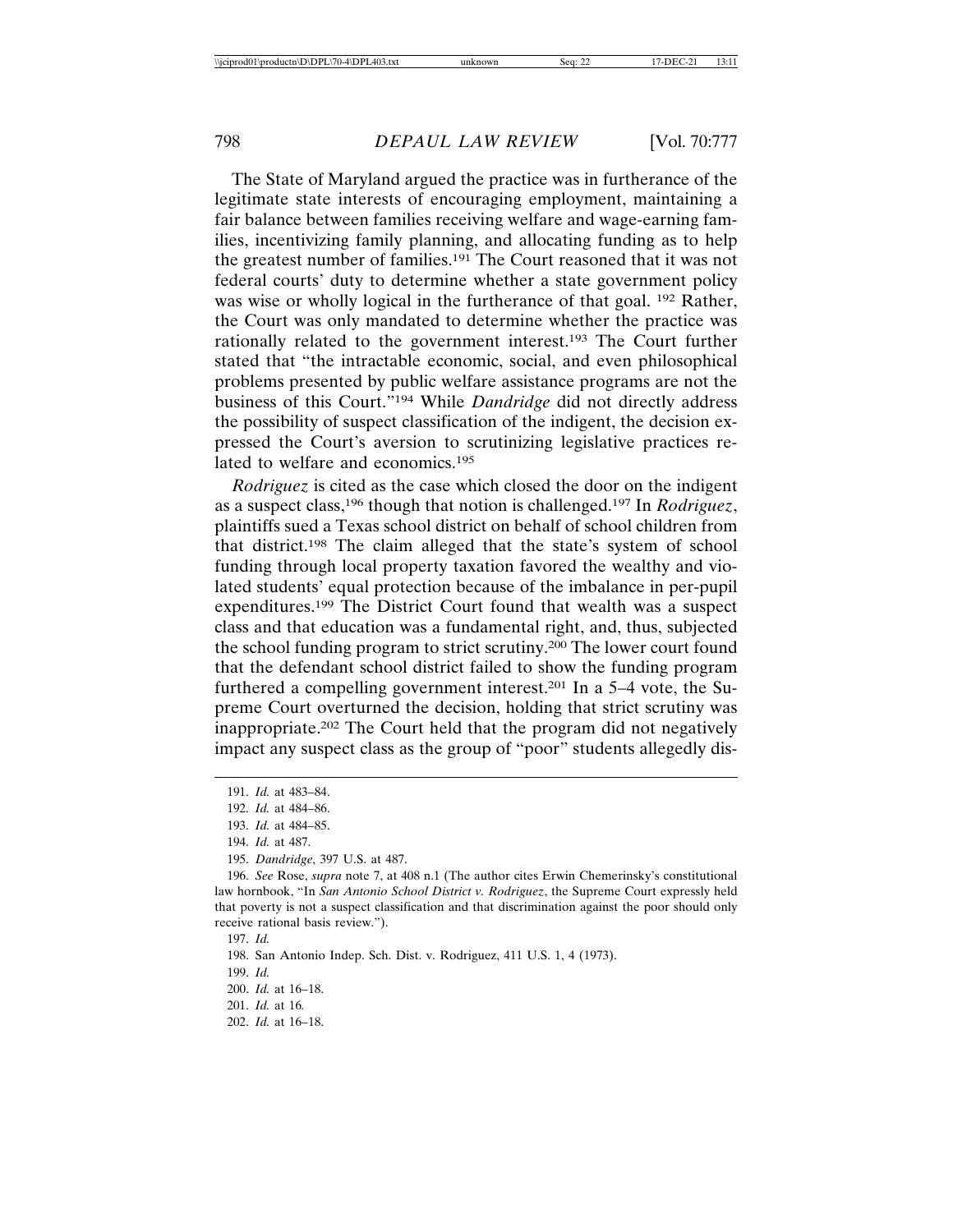The State of Maryland argued the practice was in furtherance of the legitimate state interests of encouraging employment, maintaining a fair balance between families receiving welfare and wage-earning families, incentivizing family planning, and allocating funding as to help the greatest number of families.[191] The Court reasoned that it was not federal courts' duty to determine whether a state government policy was wise or wholly logical in the furtherance of that goal. [192] Rather, the Court was only mandated to determine whether the practice was rationally related to the government interest.[193] The Court further stated that "the intractable economic, social, and even philosophical problems presented by public welfare assistance programs are not the business of this Court."[194] While *Dandridge* did not directly address the possibility of suspect classification of the indigent, the decision expressed the Court's aversion to scrutinizing legislative practices related to welfare and economics.[195]

*Rodriguez* is cited as the case which closed the door on the indigent as a suspect class,[196] though that notion is challenged.[197] In *Rodriguez*, plaintiffs sued a Texas school district on behalf of school children from that district.[198] The claim alleged that the state's system of school funding through local property taxation favored the wealthy and violated students' equal protection because of the imbalance in per-pupil expenditures.[199] The District Court found that wealth was a suspect class and that education was a fundamental right, and, thus, subjected the school funding program to strict scrutiny.[200] The lower court found that the defendant school district failed to show the funding program furthered a compelling government interest.[201] In a 5–4 vote, the Supreme Court overturned the decision, holding that strict scrutiny was inappropriate.[202] The Court held that the program did not negatively impact any suspect class as the group of "poor" students allegedly dis-

---

191. *Id.* at 483–84.

192. *Id.* at 484–86.

193. *Id.* at 484–85.

194. *Id.* at 487.

195. *Dandridge*, 397 U.S. at 487.

196. *See* Rose, *supra* note 7, at 408 n.1 (The author cites Erwin Chemerinsky's constitutional law hornbook, "In *San Antonio School District v. Rodriguez*, the Supreme Court expressly held that poverty is not a suspect classification and that discrimination against the poor should only receive rational basis review.").

197. *Id.*

198. San Antonio Indep. Sch. Dist. v. Rodriguez, 411 U.S. 1, 4 (1973).

199. *Id.*

200. *Id.* at 16–18.

201. *Id.* at 16.

202. *Id.* at 16–18.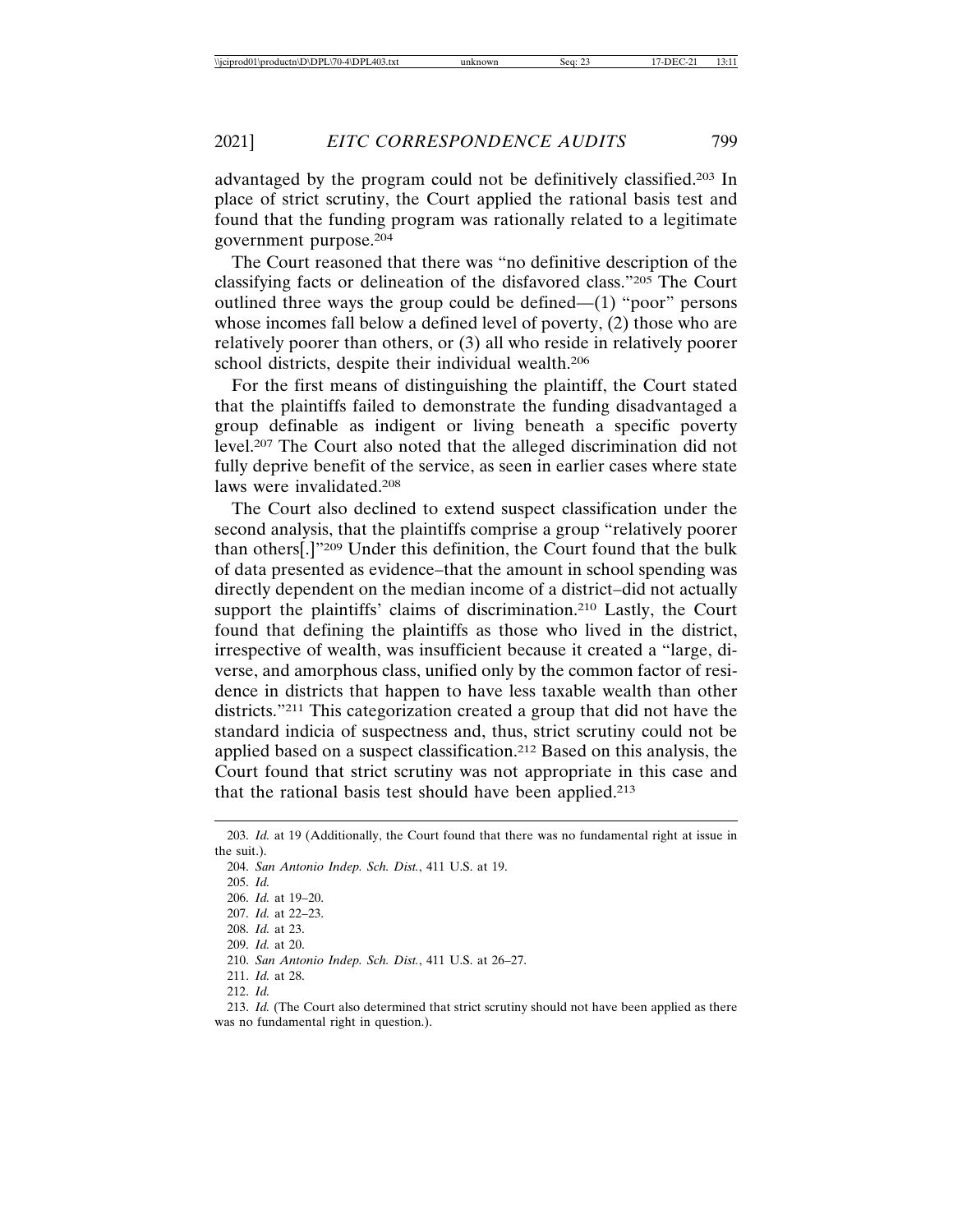advantaged by the program could not be definitively classified.[203] In place of strict scrutiny, the Court applied the rational basis test and found that the funding program was rationally related to a legitimate government purpose.[204]

The Court reasoned that there was "no definitive description of the classifying facts or delineation of the disfavored class."[205] The Court outlined three ways the group could be defined—(1) "poor" persons whose incomes fall below a defined level of poverty, (2) those who are relatively poorer than others, or (3) all who reside in relatively poorer school districts, despite their individual wealth.[206]

For the first means of distinguishing the plaintiff, the Court stated that the plaintiffs failed to demonstrate the funding disadvantaged a group definable as indigent or living beneath a specific poverty level.[207] The Court also noted that the alleged discrimination did not fully deprive benefit of the service, as seen in earlier cases where state laws were invalidated.[208]

The Court also declined to extend suspect classification under the second analysis, that the plaintiffs comprise a group "relatively poorer than others[.]"[209] Under this definition, the Court found that the bulk of data presented as evidence–that the amount in school spending was directly dependent on the median income of a district–did not actually support the plaintiffs' claims of discrimination.[210] Lastly, the Court found that defining the plaintiffs as those who lived in the district, irrespective of wealth, was insufficient because it created a "large, diverse, and amorphous class, unified only by the common factor of residence in districts that happen to have less taxable wealth than other districts."[211] This categorization created a group that did not have the standard indicia of suspectness and, thus, strict scrutiny could not be applied based on a suspect classification.[212] Based on this analysis, the Court found that strict scrutiny was not appropriate in this case and that the rational basis test should have been applied.[213]

---

203. *Id.* at 19 (Additionally, the Court found that there was no fundamental right at issue in the suit.).

204. *San Antonio Indep. Sch. Dist.*, 411 U.S. at 19.

205. *Id.*

206. *Id.* at 19–20.

207. *Id.* at 22–23.

208. *Id.* at 23.

209. *Id.* at 20.

210. *San Antonio Indep. Sch. Dist.*, 411 U.S. at 26–27.

211. *Id.* at 28.

212. *Id.*

213. *Id.* (The Court also determined that strict scrutiny should not have been applied as there was no fundamental right in question.).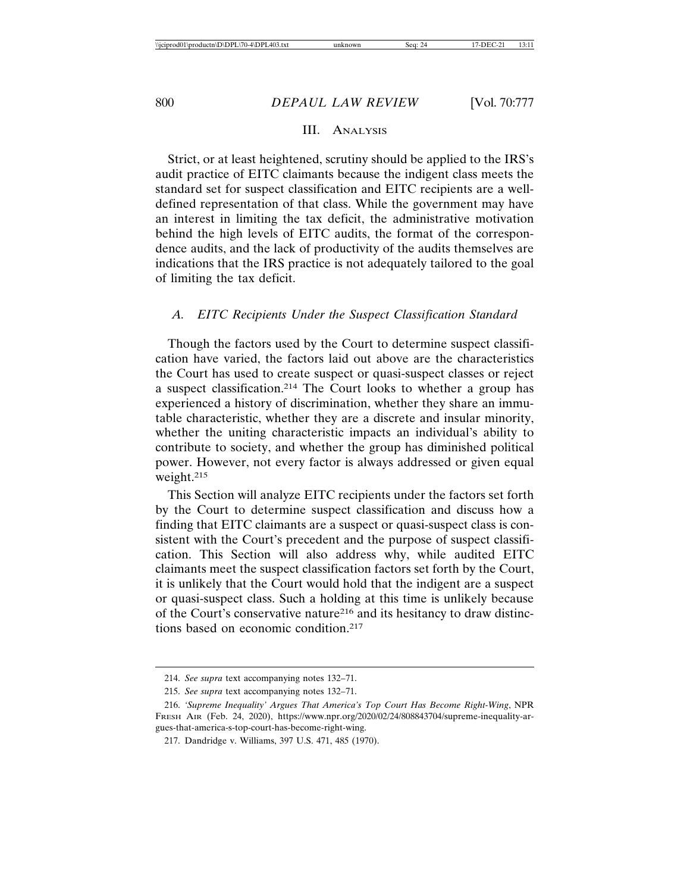## III. Analysis

Strict, or at least heightened, scrutiny should be applied to the IRS's audit practice of EITC claimants because the indigent class meets the standard set for suspect classification and EITC recipients are a well-defined representation of that class. While the government may have an interest in limiting the tax deficit, the administrative motivation behind the high levels of EITC audits, the format of the correspondence audits, and the lack of productivity of the audits themselves are indications that the IRS practice is not adequately tailored to the goal of limiting the tax deficit.

### *A. EITC Recipients Under the Suspect Classification Standard*

Though the factors used by the Court to determine suspect classification have varied, the factors laid out above are the characteristics the Court has used to create suspect or quasi-suspect classes or reject a suspect classification.[214] The Court looks to whether a group has experienced a history of discrimination, whether they share an immutable characteristic, whether they are a discrete and insular minority, whether the uniting characteristic impacts an individual's ability to contribute to society, and whether the group has diminished political power. However, not every factor is always addressed or given equal weight.[215]

This Section will analyze EITC recipients under the factors set forth by the Court to determine suspect classification and discuss how a finding that EITC claimants are a suspect or quasi-suspect class is consistent with the Court's precedent and the purpose of suspect classification. This Section will also address why, while audited EITC claimants meet the suspect classification factors set forth by the Court, it is unlikely that the Court would hold that the indigent are a suspect or quasi-suspect class. Such a holding at this time is unlikely because of the Court's conservative nature[216] and its hesitancy to draw distinctions based on economic condition.[217]

---

214. *See supra* text accompanying notes 132–71.

215. *See supra* text accompanying notes 132–71.

216. *'Supreme Inequality' Argues That America's Top Court Has Become Right-Wing*, NPR Fresh Air (Feb. 24, 2020), https://www.npr.org/2020/02/24/808843704/supreme-inequality-argues-that-america-s-top-court-has-become-right-wing.

217. Dandridge v. Williams, 397 U.S. 471, 485 (1970).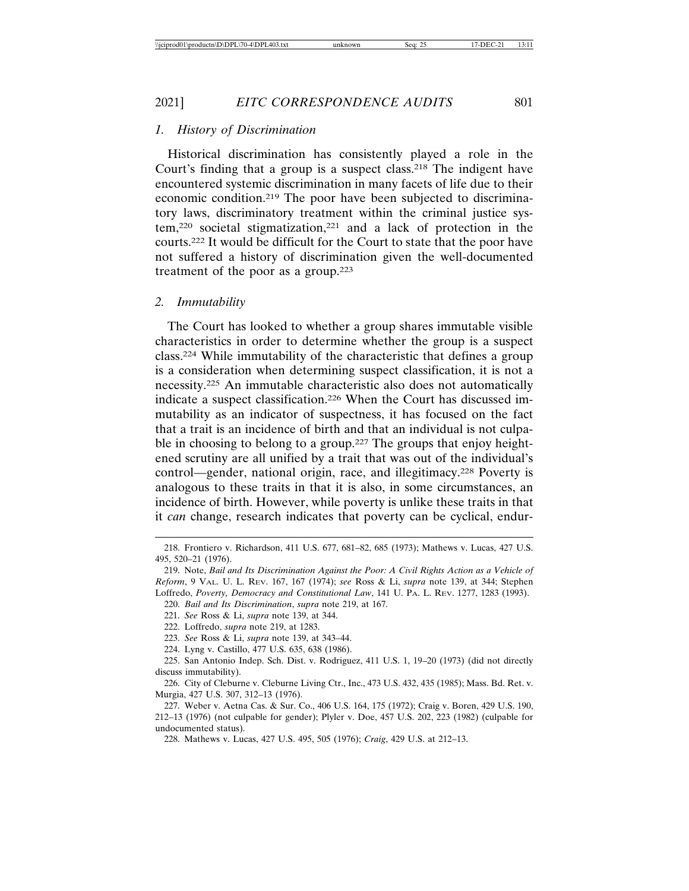### 1. *History of Discrimination*

Historical discrimination has consistently played a role in the Court's finding that a group is a suspect class.[218] The indigent have encountered systemic discrimination in many facets of life due to their economic condition.[219] The poor have been subjected to discriminatory laws, discriminatory treatment within the criminal justice system,[220] societal stigmatization,[221] and a lack of protection in the courts.[222] It would be difficult for the Court to state that the poor have not suffered a history of discrimination given the well-documented treatment of the poor as a group.[223]

### 2. *Immutability*

The Court has looked to whether a group shares immutable visible characteristics in order to determine whether the group is a suspect class.[224] While immutability of the characteristic that defines a group is a consideration when determining suspect classification, it is not a necessity.[225] An immutable characteristic also does not automatically indicate a suspect classification.[226] When the Court has discussed immutability as an indicator of suspectness, it has focused on the fact that a trait is an incidence of birth and that an individual is not culpable in choosing to belong to a group.[227] The groups that enjoy heightened scrutiny are all unified by a trait that was out of the individual's control—gender, national origin, race, and illegitimacy.[228] Poverty is analogous to these traits in that it is also, in some circumstances, an incidence of birth. However, while poverty is unlike these traits in that it *can* change, research indicates that poverty can be cyclical, endur-

---

218. Frontiero v. Richardson, 411 U.S. 677, 681–82, 685 (1973); Mathews v. Lucas, 427 U.S. 495, 520–21 (1976).

219. Note, *Bail and Its Discrimination Against the Poor: A Civil Rights Action as a Vehicle of Reform*, 9 VAL. U. L. REV. 167, 167 (1974); *see* Ross & Li, *supra* note 139, at 344; Stephen Loffredo, *Poverty, Democracy and Constitutional Law*, 141 U. PA. L. REV. 1277, 1283 (1993).

220. *Bail and Its Discrimination*, *supra* note 219, at 167.

221. *See* Ross & Li, *supra* note 139, at 344.

222. Loffredo, *supra* note 219, at 1283.

223. *See* Ross & Li, *supra* note 139, at 343–44.

224. Lyng v. Castillo, 477 U.S. 635, 638 (1986).

225. San Antonio Indep. Sch. Dist. v. Rodriguez, 411 U.S. 1, 19–20 (1973) (did not directly discuss immutability).

226. City of Cleburne v. Cleburne Living Ctr., Inc., 473 U.S. 432, 435 (1985); Mass. Bd. Ret. v. Murgia, 427 U.S. 307, 312–13 (1976).

227. Weber v. Aetna Cas. & Sur. Co., 406 U.S. 164, 175 (1972); Craig v. Boren, 429 U.S. 190, 212–13 (1976) (not culpable for gender); Plyler v. Doe, 457 U.S. 202, 223 (1982) (culpable for undocumented status).

228. Mathews v. Lucas, 427 U.S. 495, 505 (1976); *Craig*, 429 U.S. at 212–13.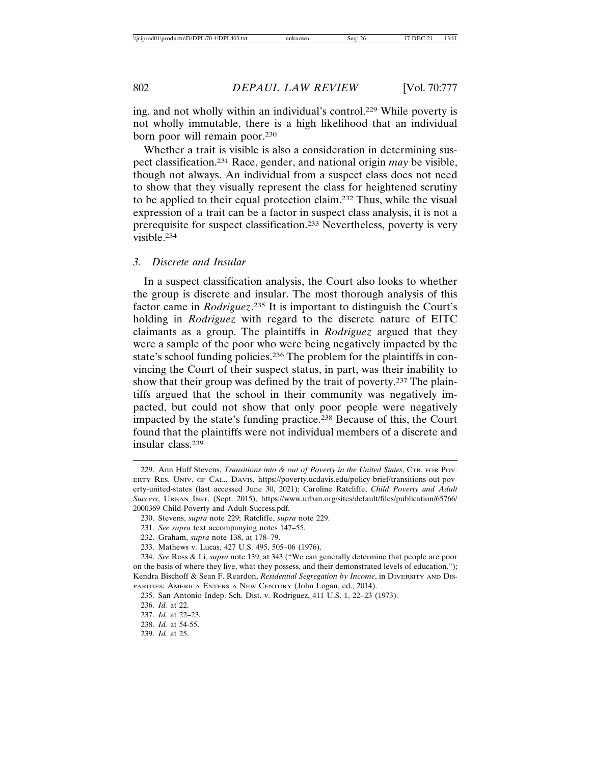ing, and not wholly within an individual's control.[229] While poverty is not wholly immutable, there is a high likelihood that an individual born poor will remain poor.[230]

Whether a trait is visible is also a consideration in determining suspect classification.[231] Race, gender, and national origin *may* be visible, though not always. An individual from a suspect class does not need to show that they visually represent the class for heightened scrutiny to be applied to their equal protection claim.[232] Thus, while the visual expression of a trait can be a factor in suspect class analysis, it is not a prerequisite for suspect classification.[233] Nevertheless, poverty is very visible.[234]

### 3. Discrete and Insular

In a suspect classification analysis, the Court also looks to whether the group is discrete and insular. The most thorough analysis of this factor came in *Rodriguez*.[235] It is important to distinguish the Court's holding in *Rodriguez* with regard to the discrete nature of EITC claimants as a group. The plaintiffs in *Rodriguez* argued that they were a sample of the poor who were being negatively impacted by the state's school funding policies.[236] The problem for the plaintiffs in convincing the Court of their suspect status, in part, was their inability to show that their group was defined by the trait of poverty.[237] The plaintiffs argued that the school in their community was negatively impacted, but could not show that only poor people were negatively impacted by the state's funding practice.[238] Because of this, the Court found that the plaintiffs were not individual members of a discrete and insular class.[239]

---

229. Ann Huff Stevens, *Transitions into & out of Poverty in the United States*, CTR. FOR POVERTY RES. UNIV. OF CAL., DAVIS, https://poverty.ucdavis.edu/policy-brief/transitions-out-poverty-united-states (last accessed June 30, 2021); Caroline Ratcliffe, *Child Poverty and Adult Success*, URBAN INST. (Sept. 2015), https://www.urban.org/sites/default/files/publication/65766/2000369-Child-Poverty-and-Adult-Success.pdf.

230. Stevens, *supra* note 229; Ratcliffe, *supra* note 229.

231. *See supra* text accompanying notes 147–55.

232. Graham, *supra* note 138, at 178–79.

233. Mathews v. Lucas, 427 U.S. 495, 505–06 (1976).

234. *See* Ross & Li, *supra* note 139, at 343 ("We can generally determine that people are poor on the basis of where they live, what they possess, and their demonstrated levels of education."); Kendra Bischoff & Sean F. Reardon, *Residential Segregation by Income*, in DIVERSITY AND DISPARITIES: AMERICA ENTERS A NEW CENTURY (John Logan, ed., 2014).

235. San Antonio Indep. Sch. Dist. v. Rodriguez, 411 U.S. 1, 22–23 (1973).

236. *Id.* at 22.

237. *Id.* at 22–23.

238. *Id.* at 54-55.

239. *Id.* at 25.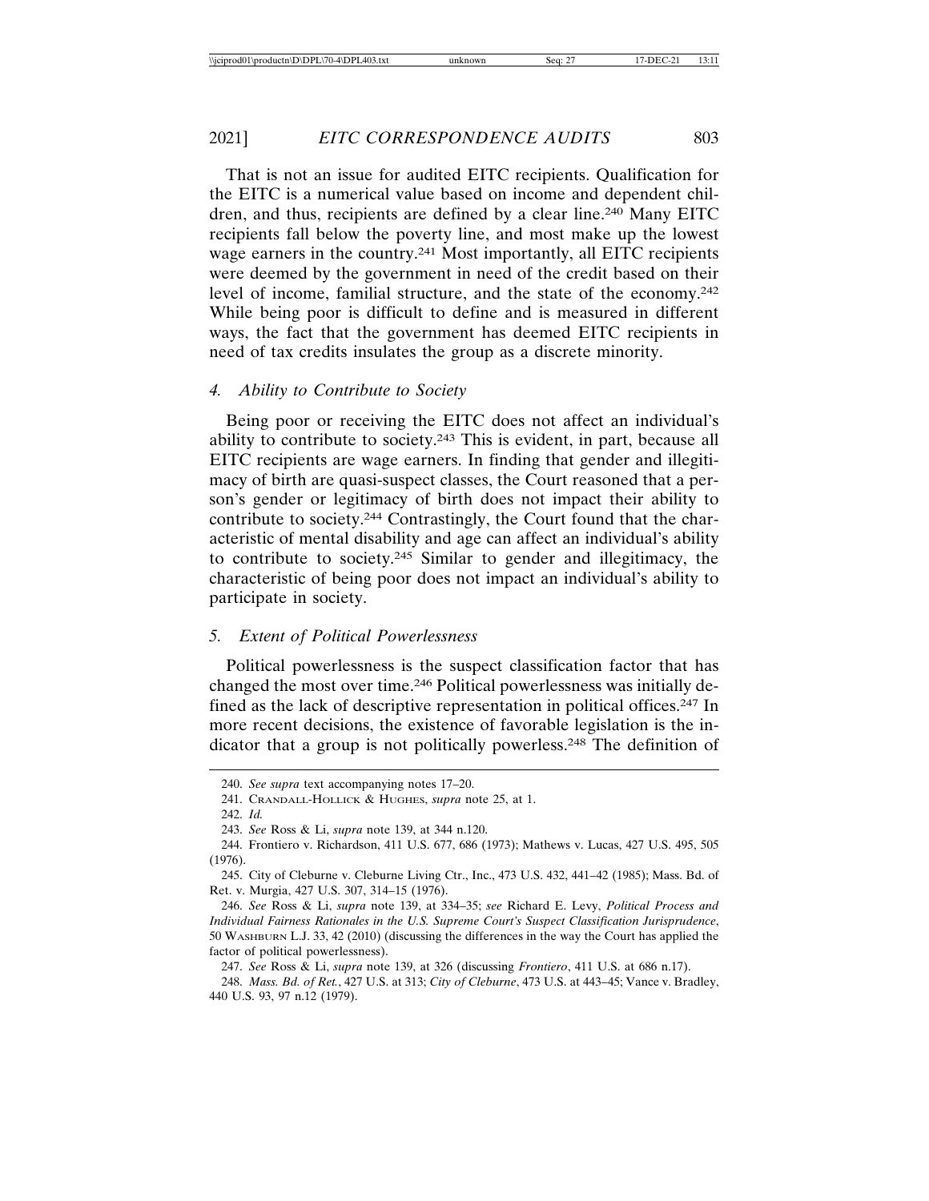That is not an issue for audited EITC recipients. Qualification for the EITC is a numerical value based on income and dependent children, and thus, recipients are defined by a clear line.[240] Many EITC recipients fall below the poverty line, and most make up the lowest wage earners in the country.[241] Most importantly, all EITC recipients were deemed by the government in need of the credit based on their level of income, familial structure, and the state of the economy.[242] While being poor is difficult to define and is measured in different ways, the fact that the government has deemed EITC recipients in need of tax credits insulates the group as a discrete minority.

### 4. *Ability to Contribute to Society*

Being poor or receiving the EITC does not affect an individual's ability to contribute to society.[243] This is evident, in part, because all EITC recipients are wage earners. In finding that gender and illegitimacy of birth are quasi-suspect classes, the Court reasoned that a person's gender or legitimacy of birth does not impact their ability to contribute to society.[244] Contrastingly, the Court found that the characteristic of mental disability and age can affect an individual's ability to contribute to society.[245] Similar to gender and illegitimacy, the characteristic of being poor does not impact an individual's ability to participate in society.

### 5. *Extent of Political Powerlessness*

Political powerlessness is the suspect classification factor that has changed the most over time.[246] Political powerlessness was initially defined as the lack of descriptive representation in political offices.[247] In more recent decisions, the existence of favorable legislation is the indicator that a group is not politically powerless.[248] The definition of

---

240. *See supra* text accompanying notes 17–20.

241. Crandall-Hollick & Hughes, *supra* note 25, at 1.

242. *Id.*

243. *See* Ross & Li, *supra* note 139, at 344 n.120.

244. Frontiero v. Richardson, 411 U.S. 677, 686 (1973); Mathews v. Lucas, 427 U.S. 495, 505 (1976).

245. City of Cleburne v. Cleburne Living Ctr., Inc., 473 U.S. 432, 441–42 (1985); Mass. Bd. of Ret. v. Murgia, 427 U.S. 307, 314–15 (1976).

246. *See* Ross & Li, *supra* note 139, at 334–35; *see* Richard E. Levy, *Political Process and Individual Fairness Rationales in the U.S. Supreme Court's Suspect Classification Jurisprudence*, 50 Washburn L.J. 33, 42 (2010) (discussing the differences in the way the Court has applied the factor of political powerlessness).

247. *See* Ross & Li, *supra* note 139, at 326 (discussing *Frontiero*, 411 U.S. at 686 n.17).

248. *Mass. Bd. of Ret.*, 427 U.S. at 313; *City of Cleburne*, 473 U.S. at 443–45; Vance v. Bradley, 440 U.S. 93, 97 n.12 (1979).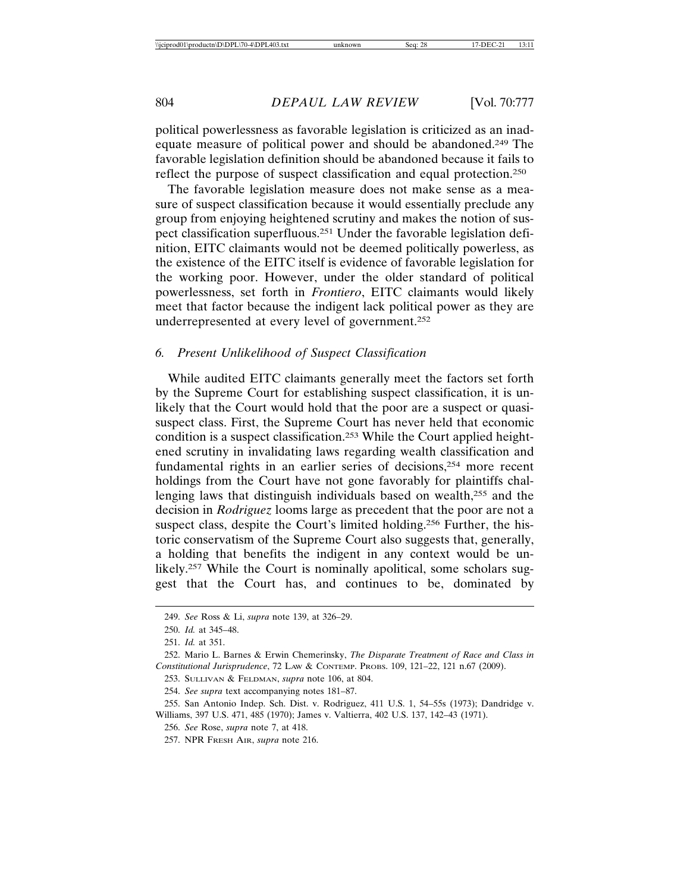political powerlessness as favorable legislation is criticized as an inadequate measure of political power and should be abandoned.[249] The favorable legislation definition should be abandoned because it fails to reflect the purpose of suspect classification and equal protection.[250]

The favorable legislation measure does not make sense as a measure of suspect classification because it would essentially preclude any group from enjoying heightened scrutiny and makes the notion of suspect classification superfluous.[251] Under the favorable legislation definition, EITC claimants would not be deemed politically powerless, as the existence of the EITC itself is evidence of favorable legislation for the working poor. However, under the older standard of political powerlessness, set forth in *Frontiero*, EITC claimants would likely meet that factor because the indigent lack political power as they are underrepresented at every level of government.[252]

### *6. Present Unlikelihood of Suspect Classification*

While audited EITC claimants generally meet the factors set forth by the Supreme Court for establishing suspect classification, it is unlikely that the Court would hold that the poor are a suspect or quasi-suspect class. First, the Supreme Court has never held that economic condition is a suspect classification.[253] While the Court applied heightened scrutiny in invalidating laws regarding wealth classification and fundamental rights in an earlier series of decisions,[254] more recent holdings from the Court have not gone favorably for plaintiffs challenging laws that distinguish individuals based on wealth,[255] and the decision in *Rodriguez* looms large as precedent that the poor are not a suspect class, despite the Court's limited holding.[256] Further, the historic conservatism of the Supreme Court also suggests that, generally, a holding that benefits the indigent in any context would be unlikely.[257] While the Court is nominally apolitical, some scholars suggest that the Court has, and continues to be, dominated by

---

249. *See* Ross & Li, *supra* note 139, at 326–29.

250. *Id.* at 345–48.

251. *Id.* at 351.

252. Mario L. Barnes & Erwin Chemerinsky, *The Disparate Treatment of Race and Class in Constitutional Jurisprudence*, 72 Law & Contemp. Probs. 109, 121–22, 121 n.67 (2009).

253. Sullivan & Feldman, *supra* note 106, at 804.

254. *See supra* text accompanying notes 181–87.

255. San Antonio Indep. Sch. Dist. v. Rodriguez, 411 U.S. 1, 54–55s (1973); Dandridge v. Williams, 397 U.S. 471, 485 (1970); James v. Valtierra, 402 U.S. 137, 142–43 (1971).

256. *See* Rose, *supra* note 7, at 418.

257. NPR Fresh Air, *supra* note 216.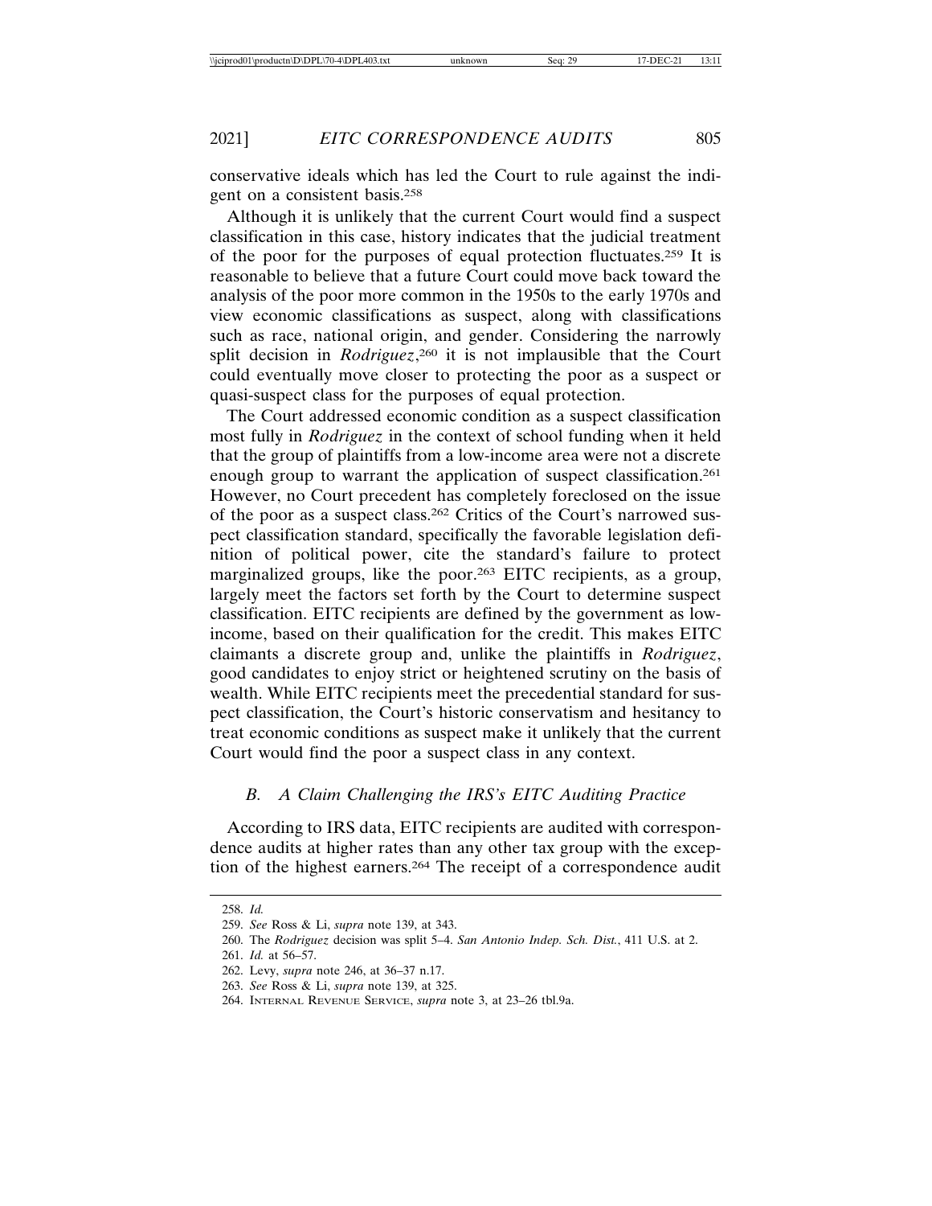conservative ideals which has led the Court to rule against the indigent on a consistent basis.[258]

Although it is unlikely that the current Court would find a suspect classification in this case, history indicates that the judicial treatment of the poor for the purposes of equal protection fluctuates.[259] It is reasonable to believe that a future Court could move back toward the analysis of the poor more common in the 1950s to the early 1970s and view economic classifications as suspect, along with classifications such as race, national origin, and gender. Considering the narrowly split decision in *Rodriguez*,[260] it is not implausible that the Court could eventually move closer to protecting the poor as a suspect or quasi-suspect class for the purposes of equal protection.

The Court addressed economic condition as a suspect classification most fully in *Rodriguez* in the context of school funding when it held that the group of plaintiffs from a low-income area were not a discrete enough group to warrant the application of suspect classification.[261] However, no Court precedent has completely foreclosed on the issue of the poor as a suspect class.[262] Critics of the Court's narrowed suspect classification standard, specifically the favorable legislation definition of political power, cite the standard's failure to protect marginalized groups, like the poor.[263] EITC recipients, as a group, largely meet the factors set forth by the Court to determine suspect classification. EITC recipients are defined by the government as low-income, based on their qualification for the credit. This makes EITC claimants a discrete group and, unlike the plaintiffs in *Rodriguez*, good candidates to enjoy strict or heightened scrutiny on the basis of wealth. While EITC recipients meet the precedential standard for suspect classification, the Court's historic conservatism and hesitancy to treat economic conditions as suspect make it unlikely that the current Court would find the poor a suspect class in any context.

### *B. A Claim Challenging the IRS's EITC Auditing Practice*

According to IRS data, EITC recipients are audited with correspondence audits at higher rates than any other tax group with the exception of the highest earners.[264] The receipt of a correspondence audit

---

258. *Id.*

259. *See* Ross & Li, *supra* note 139, at 343.

260. The *Rodriguez* decision was split 5–4. *San Antonio Indep. Sch. Dist.*, 411 U.S. at 2.

261. *Id.* at 56–57.

262. Levy, *supra* note 246, at 36–37 n.17.

263. *See* Ross & Li, *supra* note 139, at 325.

264. Internal Revenue Service, *supra* note 3, at 23–26 tbl.9a.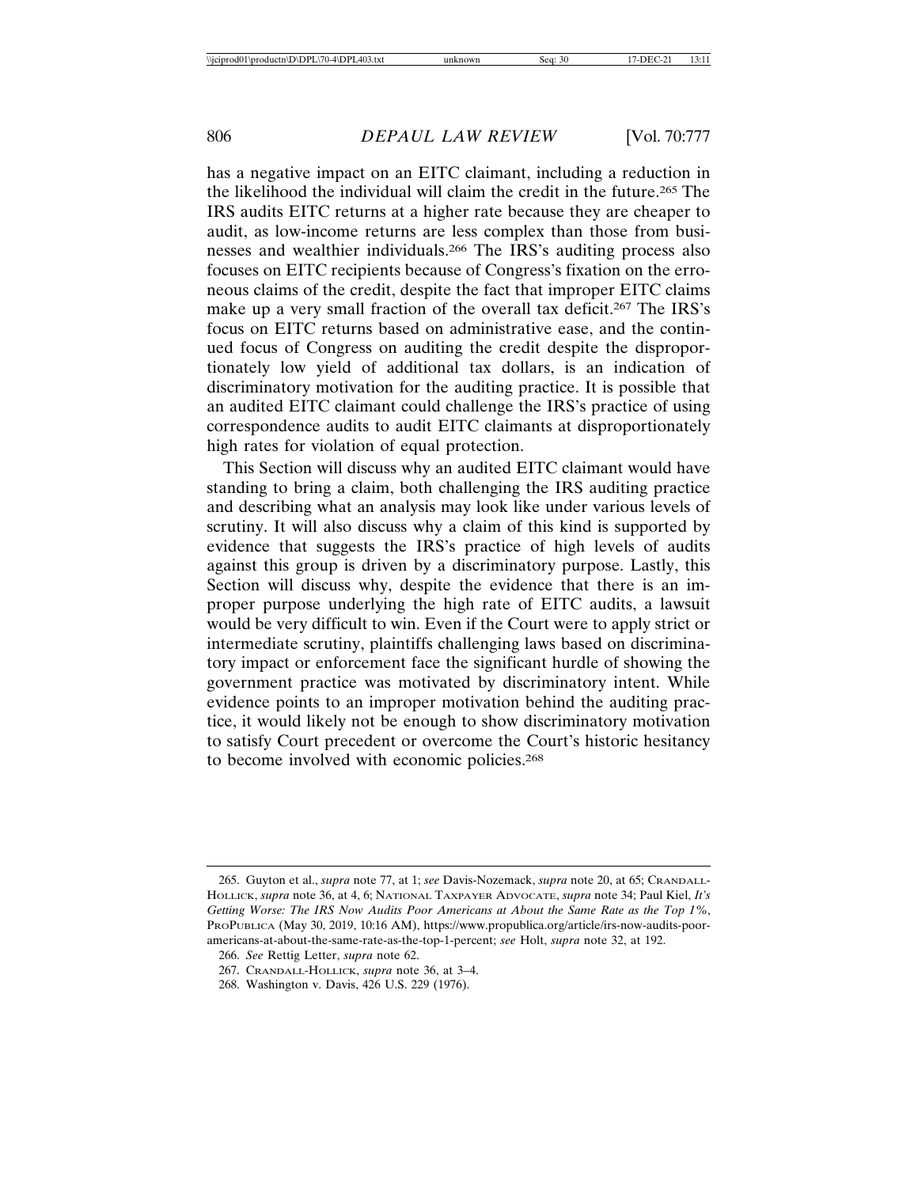has a negative impact on an EITC claimant, including a reduction in the likelihood the individual will claim the credit in the future.[265] The IRS audits EITC returns at a higher rate because they are cheaper to audit, as low-income returns are less complex than those from businesses and wealthier individuals.[266] The IRS's auditing process also focuses on EITC recipients because of Congress's fixation on the erroneous claims of the credit, despite the fact that improper EITC claims make up a very small fraction of the overall tax deficit.[267] The IRS's focus on EITC returns based on administrative ease, and the continued focus of Congress on auditing the credit despite the disproportionately low yield of additional tax dollars, is an indication of discriminatory motivation for the auditing practice. It is possible that an audited EITC claimant could challenge the IRS's practice of using correspondence audits to audit EITC claimants at disproportionately high rates for violation of equal protection.

This Section will discuss why an audited EITC claimant would have standing to bring a claim, both challenging the IRS auditing practice and describing what an analysis may look like under various levels of scrutiny. It will also discuss why a claim of this kind is supported by evidence that suggests the IRS's practice of high levels of audits against this group is driven by a discriminatory purpose. Lastly, this Section will discuss why, despite the evidence that there is an improper purpose underlying the high rate of EITC audits, a lawsuit would be very difficult to win. Even if the Court were to apply strict or intermediate scrutiny, plaintiffs challenging laws based on discriminatory impact or enforcement face the significant hurdle of showing the government practice was motivated by discriminatory intent. While evidence points to an improper motivation behind the auditing practice, it would likely not be enough to show discriminatory motivation to satisfy Court precedent or overcome the Court's historic hesitancy to become involved with economic policies.[268]

---

265. Guyton et al., *supra* note 77, at 1; *see* Davis-Nozemack, *supra* note 20, at 65; Crandall-Hollick, *supra* note 36, at 4, 6; National Taxpayer Advocate, *supra* note 34; Paul Kiel, *It's Getting Worse: The IRS Now Audits Poor Americans at About the Same Rate as the Top 1%*, ProPublica (May 30, 2019, 10:16 AM), https://www.propublica.org/article/irs-now-audits-poor-americans-at-about-the-same-rate-as-the-top-1-percent; *see* Holt, *supra* note 32, at 192.

266. *See* Rettig Letter, *supra* note 62.

267. Crandall-Hollick, *supra* note 36, at 3–4.

268. Washington v. Davis, 426 U.S. 229 (1976).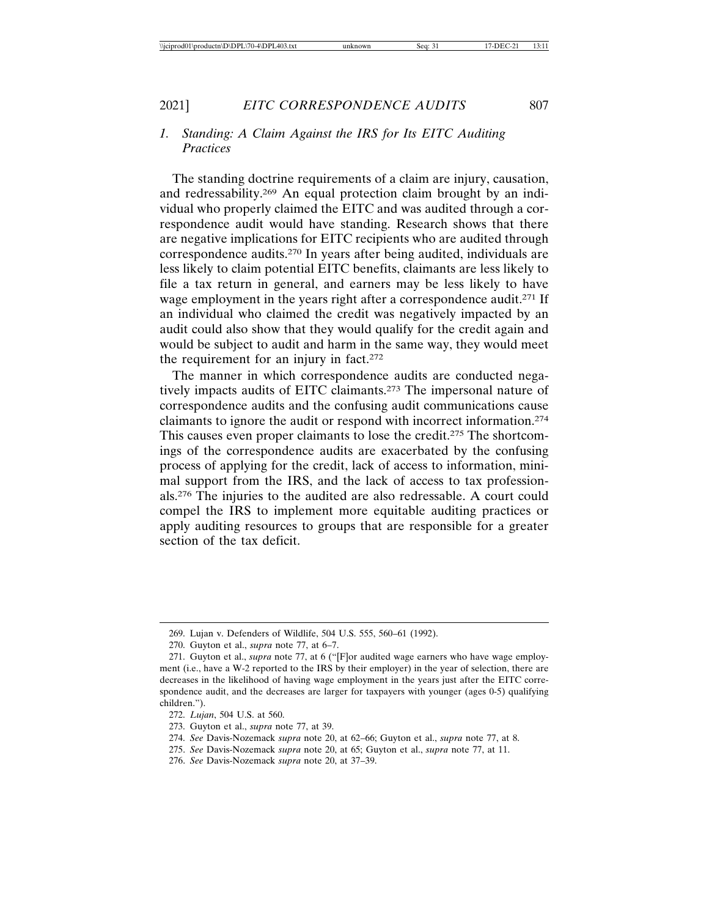### 1. *Standing: A Claim Against the IRS for Its EITC Auditing Practices*

The standing doctrine requirements of a claim are injury, causation, and redressability.[269] An equal protection claim brought by an individual who properly claimed the EITC and was audited through a correspondence audit would have standing. Research shows that there are negative implications for EITC recipients who are audited through correspondence audits.[270] In years after being audited, individuals are less likely to claim potential EITC benefits, claimants are less likely to file a tax return in general, and earners may be less likely to have wage employment in the years right after a correspondence audit.[271] If an individual who claimed the credit was negatively impacted by an audit could also show that they would qualify for the credit again and would be subject to audit and harm in the same way, they would meet the requirement for an injury in fact.[272]

The manner in which correspondence audits are conducted negatively impacts audits of EITC claimants.[273] The impersonal nature of correspondence audits and the confusing audit communications cause claimants to ignore the audit or respond with incorrect information.[274] This causes even proper claimants to lose the credit.[275] The shortcomings of the correspondence audits are exacerbated by the confusing process of applying for the credit, lack of access to information, minimal support from the IRS, and the lack of access to tax professionals.[276] The injuries to the audited are also redressable. A court could compel the IRS to implement more equitable auditing practices or apply auditing resources to groups that are responsible for a greater section of the tax deficit.

---

269. Lujan v. Defenders of Wildlife, 504 U.S. 555, 560–61 (1992).

270. Guyton et al., *supra* note 77, at 6–7.

271. Guyton et al., *supra* note 77, at 6 ("[F]or audited wage earners who have wage employment (i.e., have a W-2 reported to the IRS by their employer) in the year of selection, there are decreases in the likelihood of having wage employment in the years just after the EITC correspondence audit, and the decreases are larger for taxpayers with younger (ages 0-5) qualifying children.").

272. *Lujan*, 504 U.S. at 560.

273. Guyton et al., *supra* note 77, at 39.

274. *See* Davis-Nozemack *supra* note 20, at 62–66; Guyton et al., *supra* note 77, at 8.

275. *See* Davis-Nozemack *supra* note 20, at 65; Guyton et al., *supra* note 77, at 11.

276. *See* Davis-Nozemack *supra* note 20, at 37–39.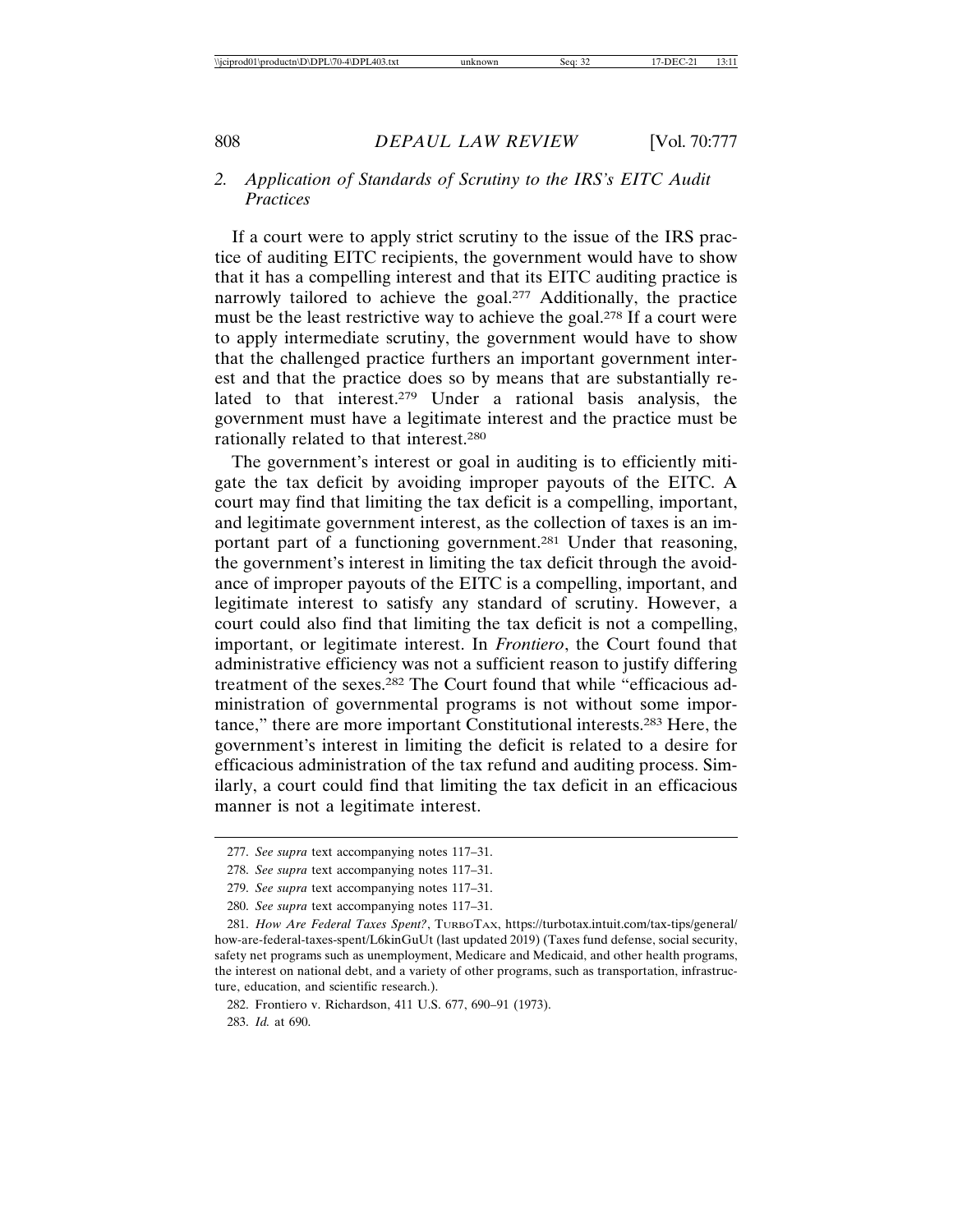### 2. *Application of Standards of Scrutiny to the IRS's EITC Audit Practices*

If a court were to apply strict scrutiny to the issue of the IRS practice of auditing EITC recipients, the government would have to show that it has a compelling interest and that its EITC auditing practice is narrowly tailored to achieve the goal.[277] Additionally, the practice must be the least restrictive way to achieve the goal.[278] If a court were to apply intermediate scrutiny, the government would have to show that the challenged practice furthers an important government interest and that the practice does so by means that are substantially related to that interest.[279] Under a rational basis analysis, the government must have a legitimate interest and the practice must be rationally related to that interest.[280]

The government's interest or goal in auditing is to efficiently mitigate the tax deficit by avoiding improper payouts of the EITC. A court may find that limiting the tax deficit is a compelling, important, and legitimate government interest, as the collection of taxes is an important part of a functioning government.[281] Under that reasoning, the government's interest in limiting the tax deficit through the avoidance of improper payouts of the EITC is a compelling, important, and legitimate interest to satisfy any standard of scrutiny. However, a court could also find that limiting the tax deficit is not a compelling, important, or legitimate interest. In *Frontiero*, the Court found that administrative efficiency was not a sufficient reason to justify differing treatment of the sexes.[282] The Court found that while "efficacious administration of governmental programs is not without some importance," there are more important Constitutional interests.[283] Here, the government's interest in limiting the deficit is related to a desire for efficacious administration of the tax refund and auditing process. Similarly, a court could find that limiting the tax deficit in an efficacious manner is not a legitimate interest.

---

277. *See supra* text accompanying notes 117–31.

278. *See supra* text accompanying notes 117–31.

279. *See supra* text accompanying notes 117–31.

280. *See supra* text accompanying notes 117–31.

281. *How Are Federal Taxes Spent?*, TurboTax, https://turbotax.intuit.com/tax-tips/general/how-are-federal-taxes-spent/L6kinGuUt (last updated 2019) (Taxes fund defense, social security, safety net programs such as unemployment, Medicare and Medicaid, and other health programs, the interest on national debt, and a variety of other programs, such as transportation, infrastructure, education, and scientific research.).

282. Frontiero v. Richardson, 411 U.S. 677, 690–91 (1973).

283. *Id.* at 690.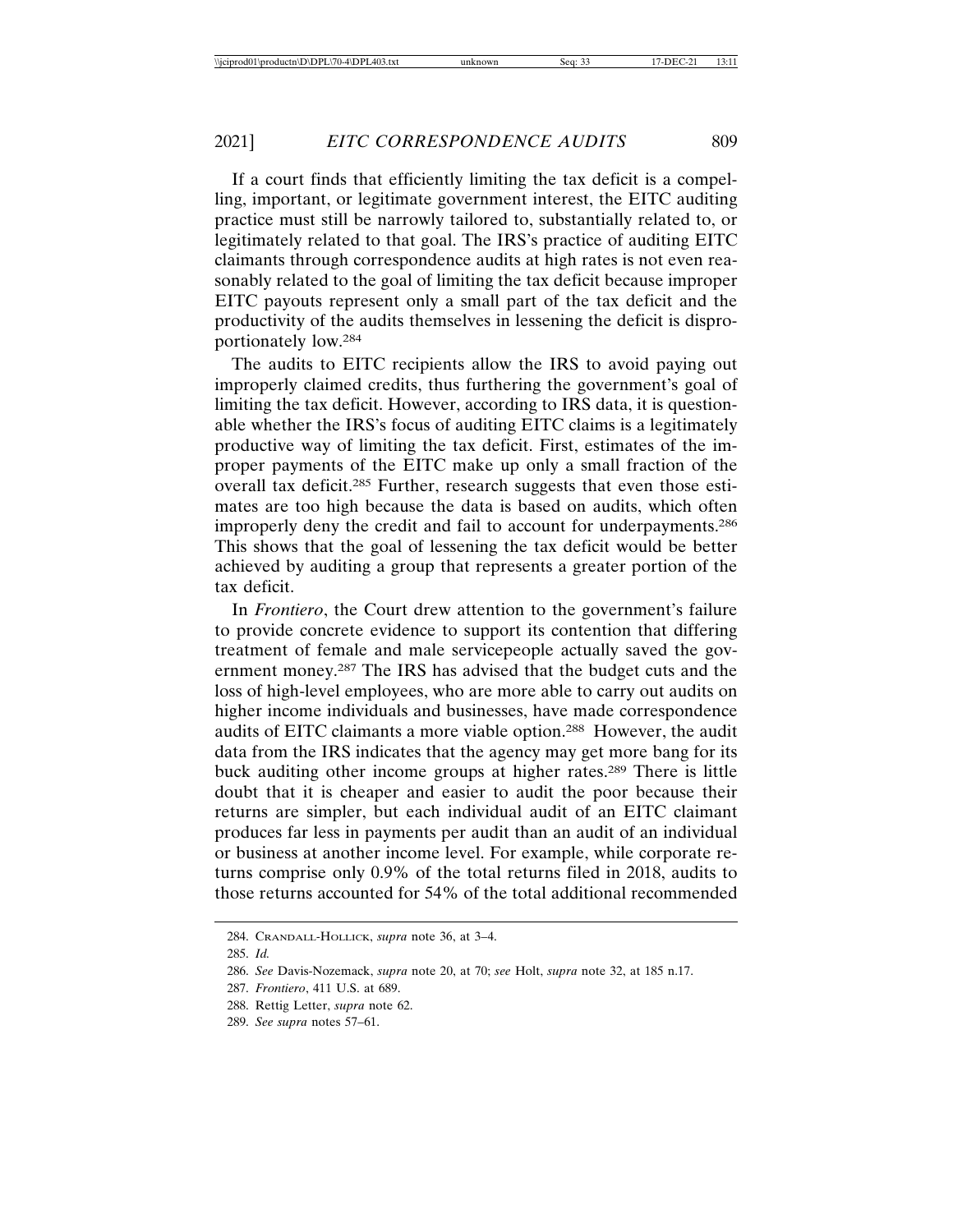If a court finds that efficiently limiting the tax deficit is a compelling, important, or legitimate government interest, the EITC auditing practice must still be narrowly tailored to, substantially related to, or legitimately related to that goal. The IRS's practice of auditing EITC claimants through correspondence audits at high rates is not even reasonably related to the goal of limiting the tax deficit because improper EITC payouts represent only a small part of the tax deficit and the productivity of the audits themselves in lessening the deficit is disproportionately low.[284]

The audits to EITC recipients allow the IRS to avoid paying out improperly claimed credits, thus furthering the government's goal of limiting the tax deficit. However, according to IRS data, it is questionable whether the IRS's focus of auditing EITC claims is a legitimately productive way of limiting the tax deficit. First, estimates of the improper payments of the EITC make up only a small fraction of the overall tax deficit.[285] Further, research suggests that even those estimates are too high because the data is based on audits, which often improperly deny the credit and fail to account for underpayments.[286] This shows that the goal of lessening the tax deficit would be better achieved by auditing a group that represents a greater portion of the tax deficit.

In *Frontiero*, the Court drew attention to the government's failure to provide concrete evidence to support its contention that differing treatment of female and male servicepeople actually saved the government money.[287] The IRS has advised that the budget cuts and the loss of high-level employees, who are more able to carry out audits on higher income individuals and businesses, have made correspondence audits of EITC claimants a more viable option.[288] However, the audit data from the IRS indicates that the agency may get more bang for its buck auditing other income groups at higher rates.[289] There is little doubt that it is cheaper and easier to audit the poor because their returns are simpler, but each individual audit of an EITC claimant produces far less in payments per audit than an audit of an individual or business at another income level. For example, while corporate returns comprise only 0.9% of the total returns filed in 2018, audits to those returns accounted for 54% of the total additional recommended

284. CRANDALL-HOLLICK, *supra* note 36, at 3–4.

285. *Id.*

286. *See* Davis-Nozemack, *supra* note 20, at 70; *see* Holt, *supra* note 32, at 185 n.17.

287. *Frontiero*, 411 U.S. at 689.

288. Rettig Letter, *supra* note 62.

289. *See supra* notes 57–61.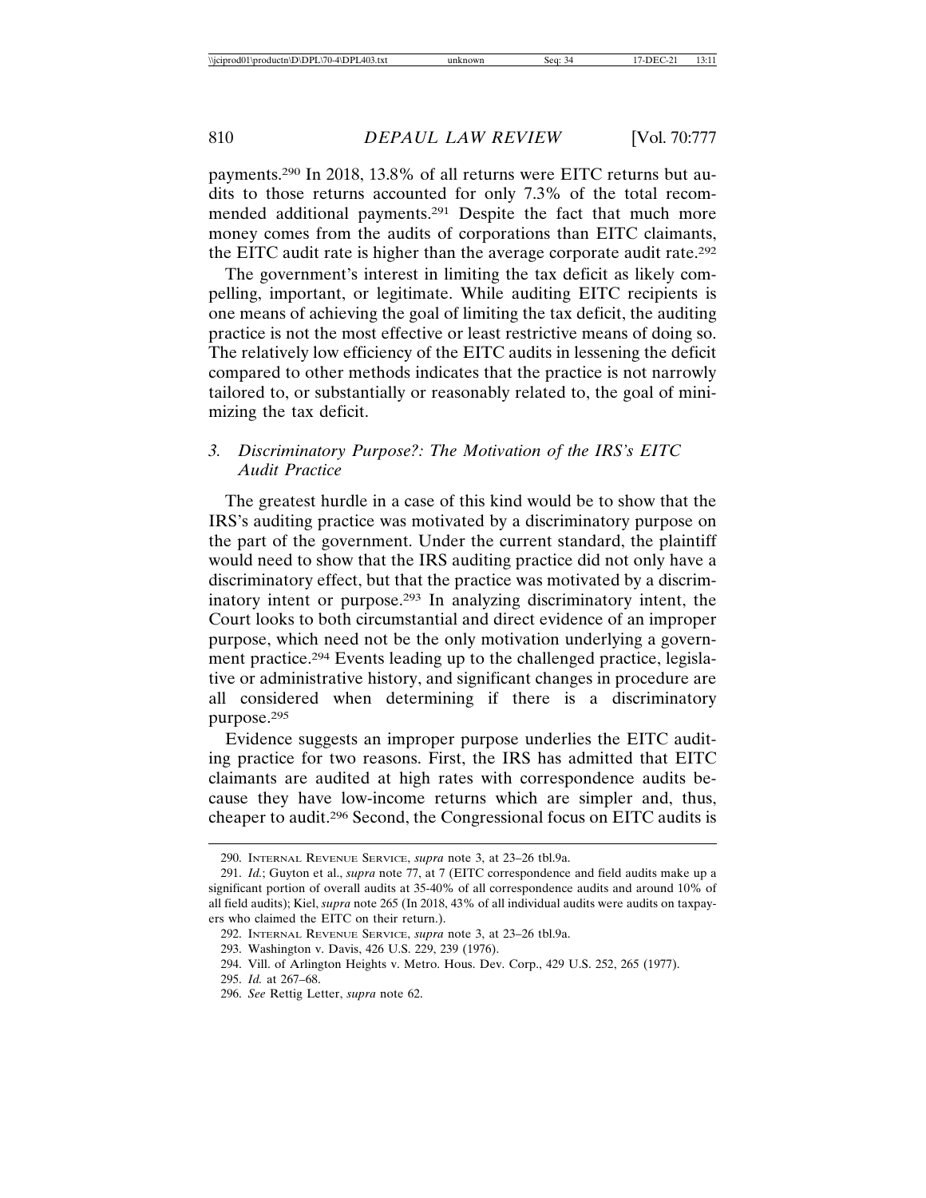payments.[290] In 2018, 13.8% of all returns were EITC returns but audits to those returns accounted for only 7.3% of the total recommended additional payments.[291] Despite the fact that much more money comes from the audits of corporations than EITC claimants, the EITC audit rate is higher than the average corporate audit rate.[292]

The government's interest in limiting the tax deficit as likely compelling, important, or legitimate. While auditing EITC recipients is one means of achieving the goal of limiting the tax deficit, the auditing practice is not the most effective or least restrictive means of doing so. The relatively low efficiency of the EITC audits in lessening the deficit compared to other methods indicates that the practice is not narrowly tailored to, or substantially or reasonably related to, the goal of minimizing the tax deficit.

### *3. Discriminatory Purpose?: The Motivation of the IRS's EITC Audit Practice*

The greatest hurdle in a case of this kind would be to show that the IRS's auditing practice was motivated by a discriminatory purpose on the part of the government. Under the current standard, the plaintiff would need to show that the IRS auditing practice did not only have a discriminatory effect, but that the practice was motivated by a discriminatory intent or purpose.[293] In analyzing discriminatory intent, the Court looks to both circumstantial and direct evidence of an improper purpose, which need not be the only motivation underlying a government practice.[294] Events leading up to the challenged practice, legislative or administrative history, and significant changes in procedure are all considered when determining if there is a discriminatory purpose.[295]

Evidence suggests an improper purpose underlies the EITC auditing practice for two reasons. First, the IRS has admitted that EITC claimants are audited at high rates with correspondence audits because they have low-income returns which are simpler and, thus, cheaper to audit.[296] Second, the Congressional focus on EITC audits is

---

290. INTERNAL REVENUE SERVICE, *supra* note 3, at 23–26 tbl.9a.

291. *Id.*; Guyton et al., *supra* note 77, at 7 (EITC correspondence and field audits make up a significant portion of overall audits at 35-40% of all correspondence audits and around 10% of all field audits); Kiel, *supra* note 265 (In 2018, 43% of all individual audits were audits on taxpayers who claimed the EITC on their return.).

292. INTERNAL REVENUE SERVICE, *supra* note 3, at 23–26 tbl.9a.

293. Washington v. Davis, 426 U.S. 229, 239 (1976).

294. Vill. of Arlington Heights v. Metro. Hous. Dev. Corp., 429 U.S. 252, 265 (1977).

295. *Id.* at 267–68.

296. *See* Rettig Letter, *supra* note 62.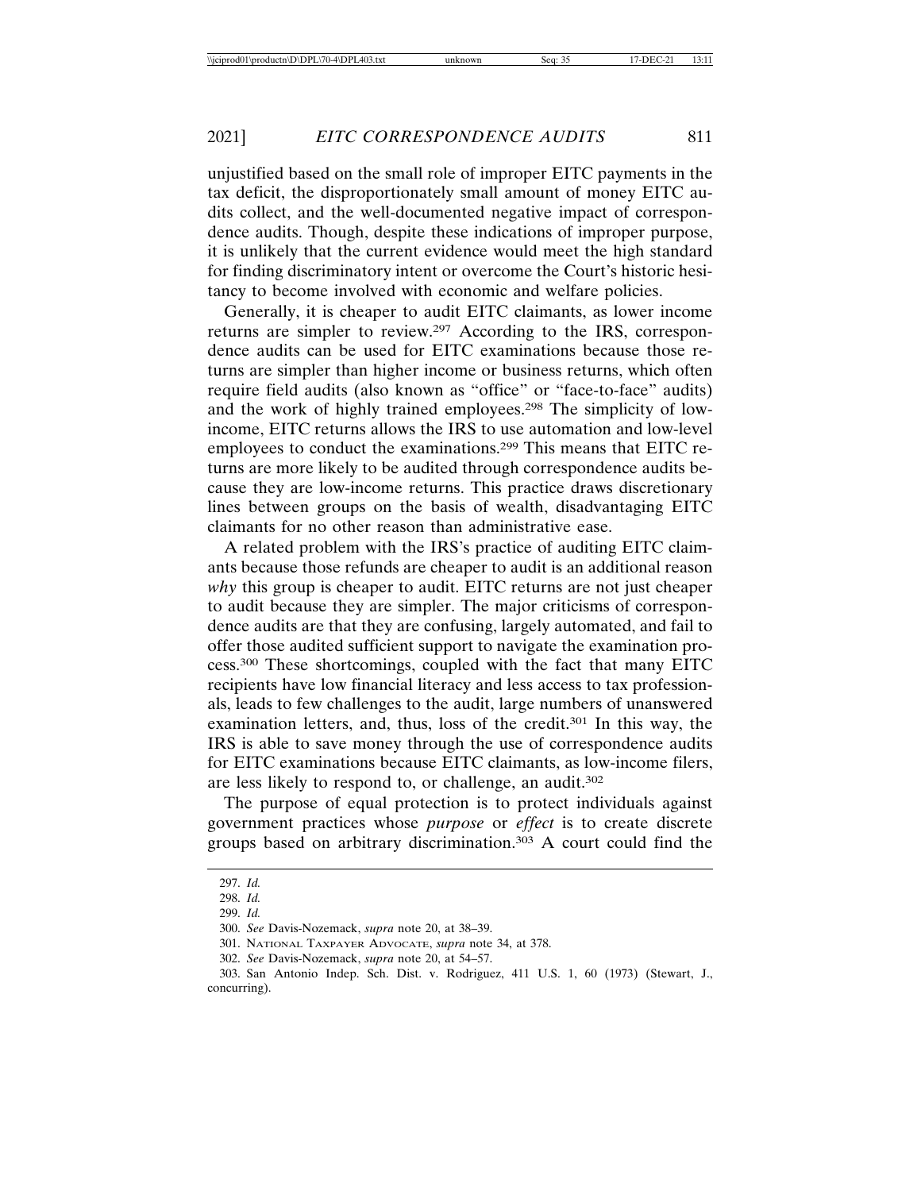unjustified based on the small role of improper EITC payments in the tax deficit, the disproportionately small amount of money EITC audits collect, and the well-documented negative impact of correspondence audits. Though, despite these indications of improper purpose, it is unlikely that the current evidence would meet the high standard for finding discriminatory intent or overcome the Court's historic hesitancy to become involved with economic and welfare policies.

Generally, it is cheaper to audit EITC claimants, as lower income returns are simpler to review.[297] According to the IRS, correspondence audits can be used for EITC examinations because those returns are simpler than higher income or business returns, which often require field audits (also known as "office" or "face-to-face" audits) and the work of highly trained employees.[298] The simplicity of low-income, EITC returns allows the IRS to use automation and low-level employees to conduct the examinations.[299] This means that EITC returns are more likely to be audited through correspondence audits because they are low-income returns. This practice draws discretionary lines between groups on the basis of wealth, disadvantaging EITC claimants for no other reason than administrative ease.

A related problem with the IRS's practice of auditing EITC claimants because those refunds are cheaper to audit is an additional reason *why* this group is cheaper to audit. EITC returns are not just cheaper to audit because they are simpler. The major criticisms of correspondence audits are that they are confusing, largely automated, and fail to offer those audited sufficient support to navigate the examination process.[300] These shortcomings, coupled with the fact that many EITC recipients have low financial literacy and less access to tax professionals, leads to few challenges to the audit, large numbers of unanswered examination letters, and, thus, loss of the credit.[301] In this way, the IRS is able to save money through the use of correspondence audits for EITC examinations because EITC claimants, as low-income filers, are less likely to respond to, or challenge, an audit.[302]

The purpose of equal protection is to protect individuals against government practices whose *purpose* or *effect* is to create discrete groups based on arbitrary discrimination.[303] A court could find the

297. *Id.*

298. *Id.*

299. *Id.*

300. *See* Davis-Nozemack, *supra* note 20, at 38–39.

301. National Taxpayer Advocate, *supra* note 34, at 378.

302. *See* Davis-Nozemack, *supra* note 20, at 54–57.

303. San Antonio Indep. Sch. Dist. v. Rodriguez, 411 U.S. 1, 60 (1973) (Stewart, J., concurring).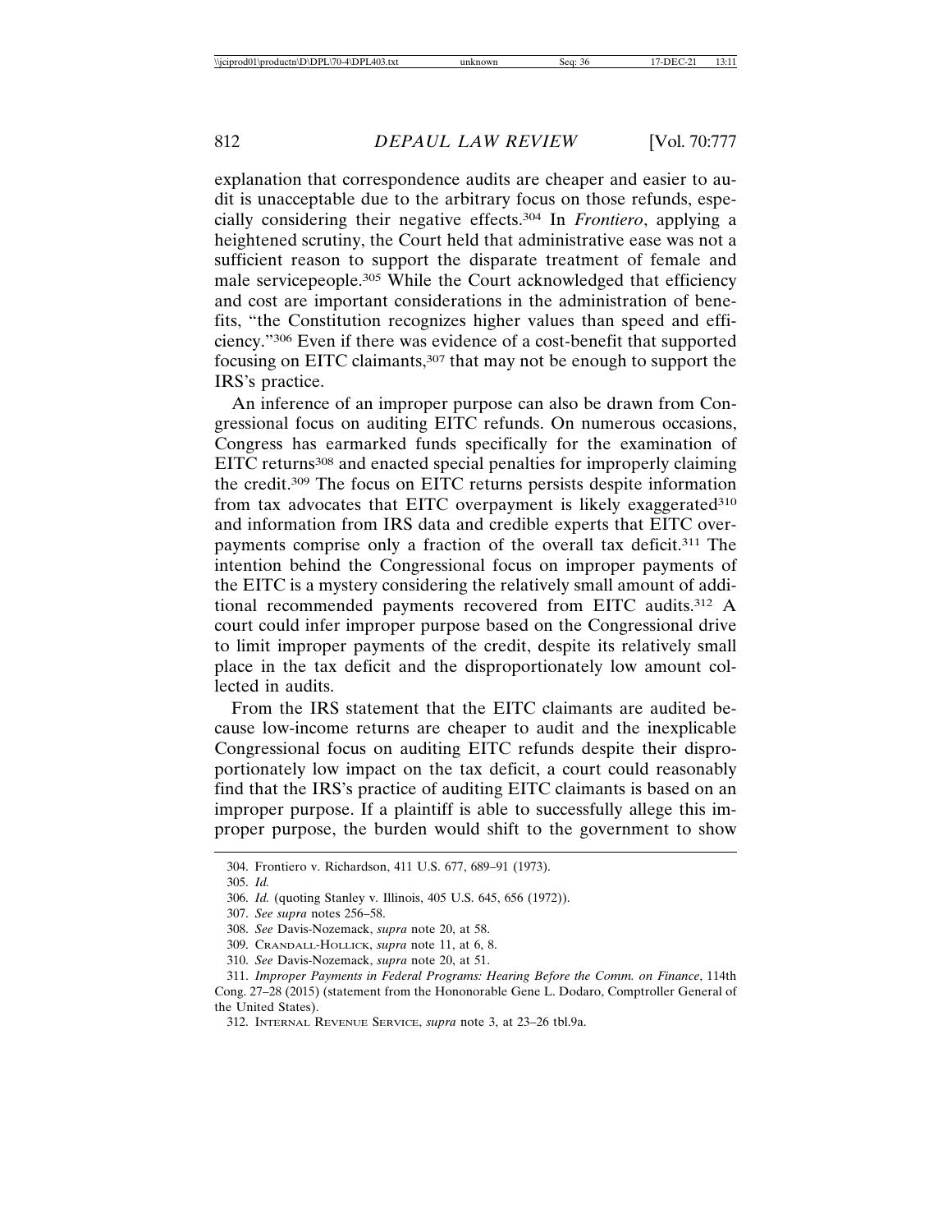explanation that correspondence audits are cheaper and easier to audit is unacceptable due to the arbitrary focus on those refunds, especially considering their negative effects.[304] In *Frontiero*, applying a heightened scrutiny, the Court held that administrative ease was not a sufficient reason to support the disparate treatment of female and male servicepeople.[305] While the Court acknowledged that efficiency and cost are important considerations in the administration of benefits, "the Constitution recognizes higher values than speed and efficiency."[306] Even if there was evidence of a cost-benefit that supported focusing on EITC claimants,[307] that may not be enough to support the IRS's practice.

An inference of an improper purpose can also be drawn from Congressional focus on auditing EITC refunds. On numerous occasions, Congress has earmarked funds specifically for the examination of EITC returns[308] and enacted special penalties for improperly claiming the credit.[309] The focus on EITC returns persists despite information from tax advocates that EITC overpayment is likely exaggerated[310] and information from IRS data and credible experts that EITC overpayments comprise only a fraction of the overall tax deficit.[311] The intention behind the Congressional focus on improper payments of the EITC is a mystery considering the relatively small amount of additional recommended payments recovered from EITC audits.[312] A court could infer improper purpose based on the Congressional drive to limit improper payments of the credit, despite its relatively small place in the tax deficit and the disproportionately low amount collected in audits.

From the IRS statement that the EITC claimants are audited because low-income returns are cheaper to audit and the inexplicable Congressional focus on auditing EITC refunds despite their disproportionately low impact on the tax deficit, a court could reasonably find that the IRS's practice of auditing EITC claimants is based on an improper purpose. If a plaintiff is able to successfully allege this improper purpose, the burden would shift to the government to show

---

304. Frontiero v. Richardson, 411 U.S. 677, 689–91 (1973).

305. *Id.*

306. *Id.* (quoting Stanley v. Illinois, 405 U.S. 645, 656 (1972)).

307. *See supra* notes 256–58.

308. *See* Davis-Nozemack, *supra* note 20, at 58.

309. CRANDALL-HOLLICK, *supra* note 11, at 6, 8.

310. *See* Davis-Nozemack, *supra* note 20, at 51.

311. *Improper Payments in Federal Programs: Hearing Before the Comm. on Finance*, 114th Cong. 27–28 (2015) (statement from the Hononorable Gene L. Dodaro, Comptroller General of the United States).

312. INTERNAL REVENUE SERVICE, *supra* note 3, at 23–26 tbl.9a.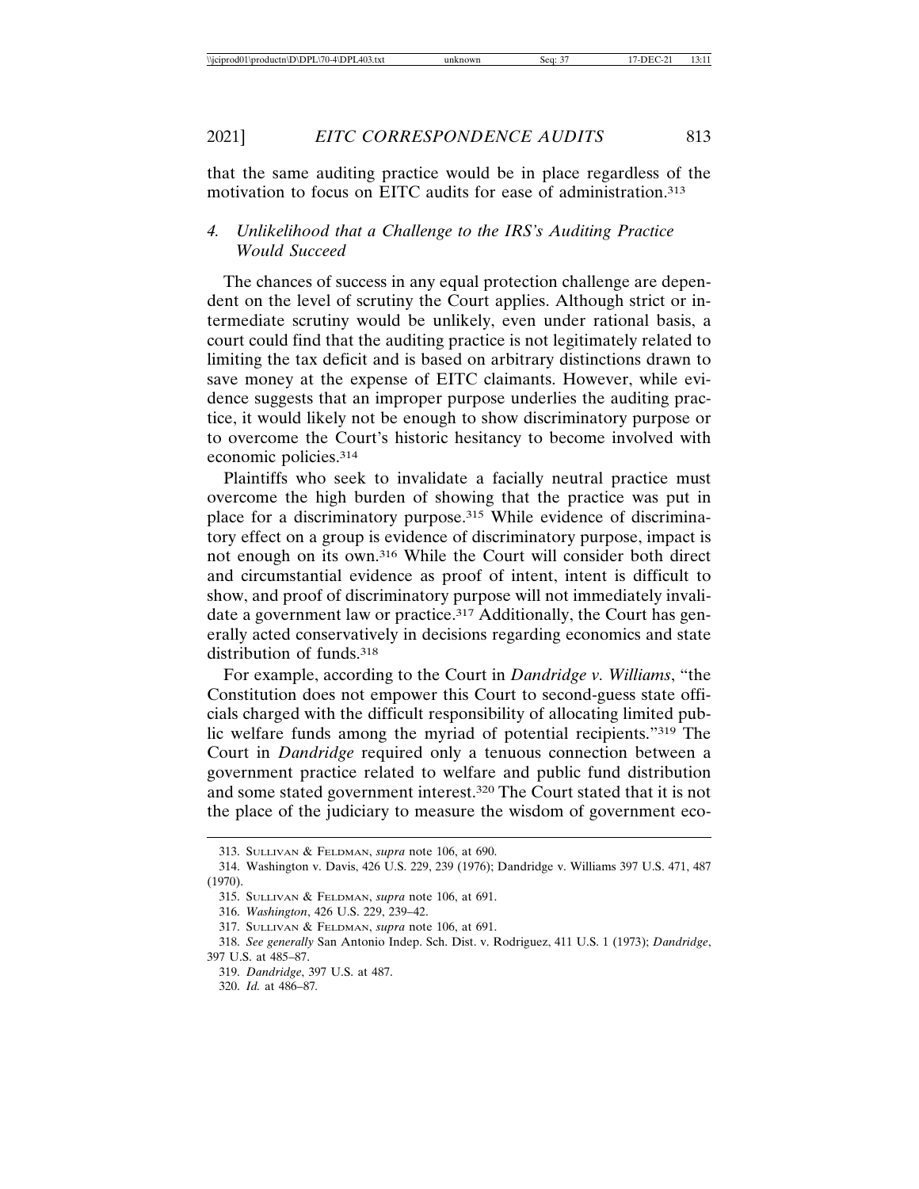that the same auditing practice would be in place regardless of the motivation to focus on EITC audits for ease of administration.[313]

### 4. *Unlikelihood that a Challenge to the IRS's Auditing Practice Would Succeed*

The chances of success in any equal protection challenge are dependent on the level of scrutiny the Court applies. Although strict or intermediate scrutiny would be unlikely, even under rational basis, a court could find that the auditing practice is not legitimately related to limiting the tax deficit and is based on arbitrary distinctions drawn to save money at the expense of EITC claimants. However, while evidence suggests that an improper purpose underlies the auditing practice, it would likely not be enough to show discriminatory purpose or to overcome the Court's historic hesitancy to become involved with economic policies.[314]

Plaintiffs who seek to invalidate a facially neutral practice must overcome the high burden of showing that the practice was put in place for a discriminatory purpose.[315] While evidence of discriminatory effect on a group is evidence of discriminatory purpose, impact is not enough on its own.[316] While the Court will consider both direct and circumstantial evidence as proof of intent, intent is difficult to show, and proof of discriminatory purpose will not immediately invalidate a government law or practice.[317] Additionally, the Court has generally acted conservatively in decisions regarding economics and state distribution of funds.[318]

For example, according to the Court in *Dandridge v. Williams*, "the Constitution does not empower this Court to second-guess state officials charged with the difficult responsibility of allocating limited public welfare funds among the myriad of potential recipients."[319] The Court in *Dandridge* required only a tenuous connection between a government practice related to welfare and public fund distribution and some stated government interest.[320] The Court stated that it is not the place of the judiciary to measure the wisdom of government eco-

313. SULLIVAN & FELDMAN, *supra* note 106, at 690.

314. Washington v. Davis, 426 U.S. 229, 239 (1976); Dandridge v. Williams 397 U.S. 471, 487 (1970).

315. SULLIVAN & FELDMAN, *supra* note 106, at 691.

316. *Washington*, 426 U.S. 229, 239–42.

317. SULLIVAN & FELDMAN, *supra* note 106, at 691.

318. *See generally* San Antonio Indep. Sch. Dist. v. Rodriguez, 411 U.S. 1 (1973); *Dandridge*, 397 U.S. at 485–87.

319. *Dandridge*, 397 U.S. at 487.

320. *Id.* at 486–87.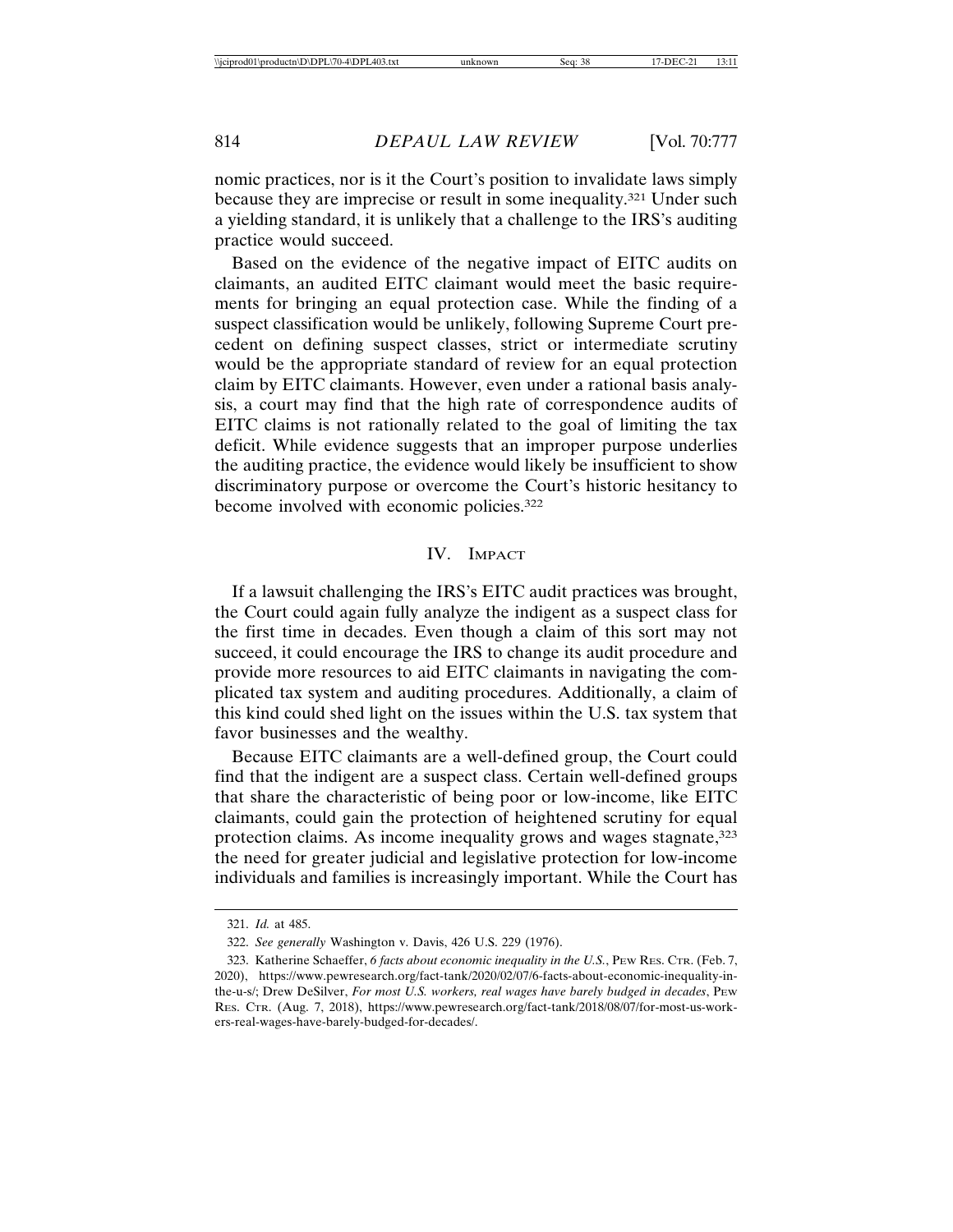nomic practices, nor is it the Court's position to invalidate laws simply because they are imprecise or result in some inequality.[321] Under such a yielding standard, it is unlikely that a challenge to the IRS's auditing practice would succeed.

Based on the evidence of the negative impact of EITC audits on claimants, an audited EITC claimant would meet the basic requirements for bringing an equal protection case. While the finding of a suspect classification would be unlikely, following Supreme Court precedent on defining suspect classes, strict or intermediate scrutiny would be the appropriate standard of review for an equal protection claim by EITC claimants. However, even under a rational basis analysis, a court may find that the high rate of correspondence audits of EITC claims is not rationally related to the goal of limiting the tax deficit. While evidence suggests that an improper purpose underlies the auditing practice, the evidence would likely be insufficient to show discriminatory purpose or overcome the Court's historic hesitancy to become involved with economic policies.[322]

## IV. IMPACT

If a lawsuit challenging the IRS's EITC audit practices was brought, the Court could again fully analyze the indigent as a suspect class for the first time in decades. Even though a claim of this sort may not succeed, it could encourage the IRS to change its audit procedure and provide more resources to aid EITC claimants in navigating the complicated tax system and auditing procedures. Additionally, a claim of this kind could shed light on the issues within the U.S. tax system that favor businesses and the wealthy.

Because EITC claimants are a well-defined group, the Court could find that the indigent are a suspect class. Certain well-defined groups that share the characteristic of being poor or low-income, like EITC claimants, could gain the protection of heightened scrutiny for equal protection claims. As income inequality grows and wages stagnate,[323] the need for greater judicial and legislative protection for low-income individuals and families is increasingly important. While the Court has

---

321. *Id.* at 485.

322. *See generally* Washington v. Davis, 426 U.S. 229 (1976).

323. Katherine Schaeffer, *6 facts about economic inequality in the U.S.*, PEW RES. CTR. (Feb. 7, 2020), https://www.pewresearch.org/fact-tank/2020/02/07/6-facts-about-economic-inequality-in-the-u-s/; Drew DeSilver, *For most U.S. workers, real wages have barely budged in decades*, PEW RES. CTR. (Aug. 7, 2018), https://www.pewresearch.org/fact-tank/2018/08/07/for-most-us-workers-real-wages-have-barely-budged-for-decades/.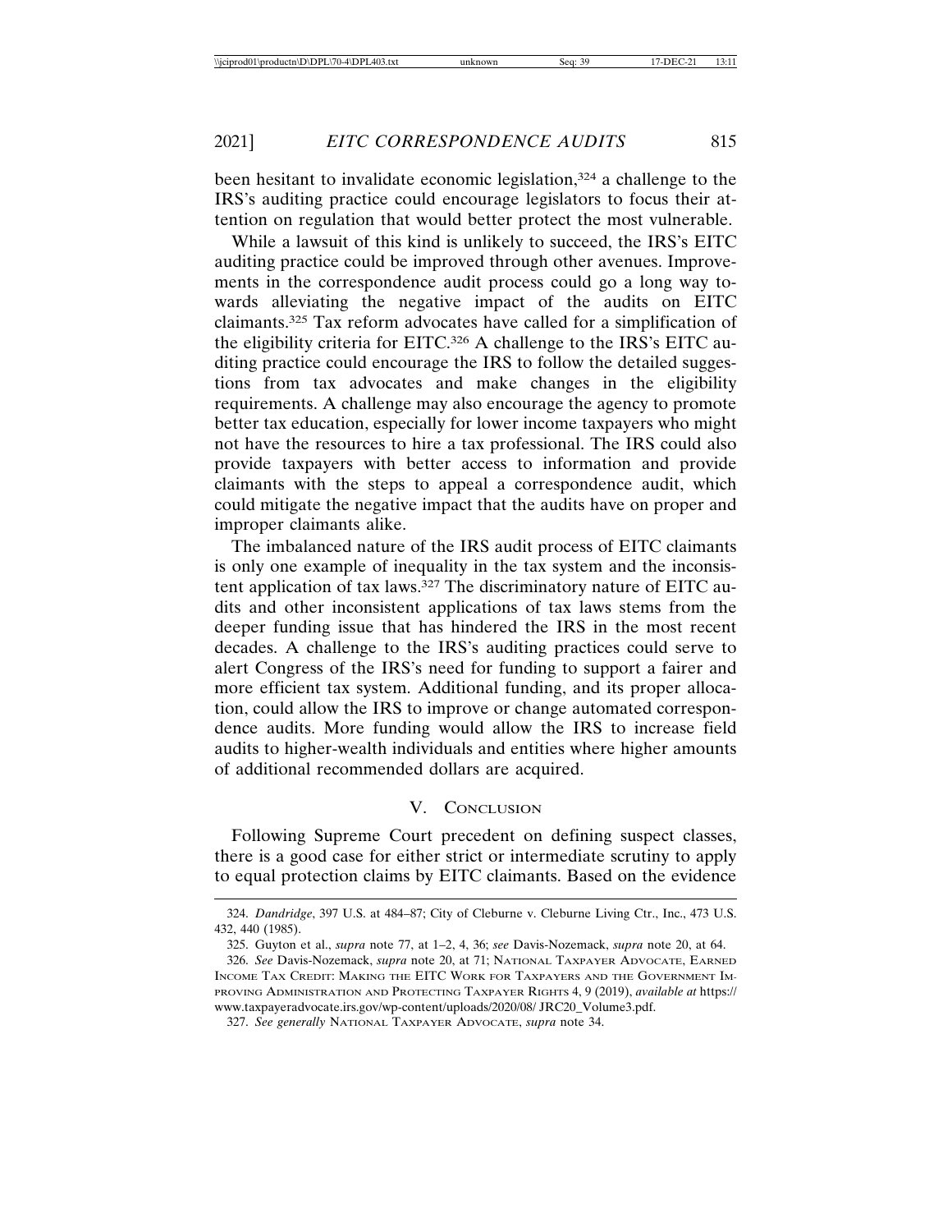been hesitant to invalidate economic legislation,[324] a challenge to the IRS's auditing practice could encourage legislators to focus their attention on regulation that would better protect the most vulnerable.

While a lawsuit of this kind is unlikely to succeed, the IRS's EITC auditing practice could be improved through other avenues. Improvements in the correspondence audit process could go a long way towards alleviating the negative impact of the audits on EITC claimants.[325] Tax reform advocates have called for a simplification of the eligibility criteria for EITC.[326] A challenge to the IRS's EITC auditing practice could encourage the IRS to follow the detailed suggestions from tax advocates and make changes in the eligibility requirements. A challenge may also encourage the agency to promote better tax education, especially for lower income taxpayers who might not have the resources to hire a tax professional. The IRS could also provide taxpayers with better access to information and provide claimants with the steps to appeal a correspondence audit, which could mitigate the negative impact that the audits have on proper and improper claimants alike.

The imbalanced nature of the IRS audit process of EITC claimants is only one example of inequality in the tax system and the inconsistent application of tax laws.[327] The discriminatory nature of EITC audits and other inconsistent applications of tax laws stems from the deeper funding issue that has hindered the IRS in the most recent decades. A challenge to the IRS's auditing practices could serve to alert Congress of the IRS's need for funding to support a fairer and more efficient tax system. Additional funding, and its proper allocation, could allow the IRS to improve or change automated correspondence audits. More funding would allow the IRS to increase field audits to higher-wealth individuals and entities where higher amounts of additional recommended dollars are acquired.

## V. Conclusion

Following Supreme Court precedent on defining suspect classes, there is a good case for either strict or intermediate scrutiny to apply to equal protection claims by EITC claimants. Based on the evidence

---

324. *Dandridge*, 397 U.S. at 484–87; City of Cleburne v. Cleburne Living Ctr., Inc., 473 U.S. 432, 440 (1985).

325. Guyton et al., *supra* note 77, at 1–2, 4, 36; *see* Davis-Nozemack, *supra* note 20, at 64.

326. *See* Davis-Nozemack, *supra* note 20, at 71; National Taxpayer Advocate, Earned Income Tax Credit: Making the EITC Work for Taxpayers and the Government Improving Administration and Protecting Taxpayer Rights 4, 9 (2019), *available at* https://www.taxpayeradvocate.irs.gov/wp-content/uploads/2020/08/ JRC20_Volume3.pdf.

327. *See generally* National Taxpayer Advocate, *supra* note 34.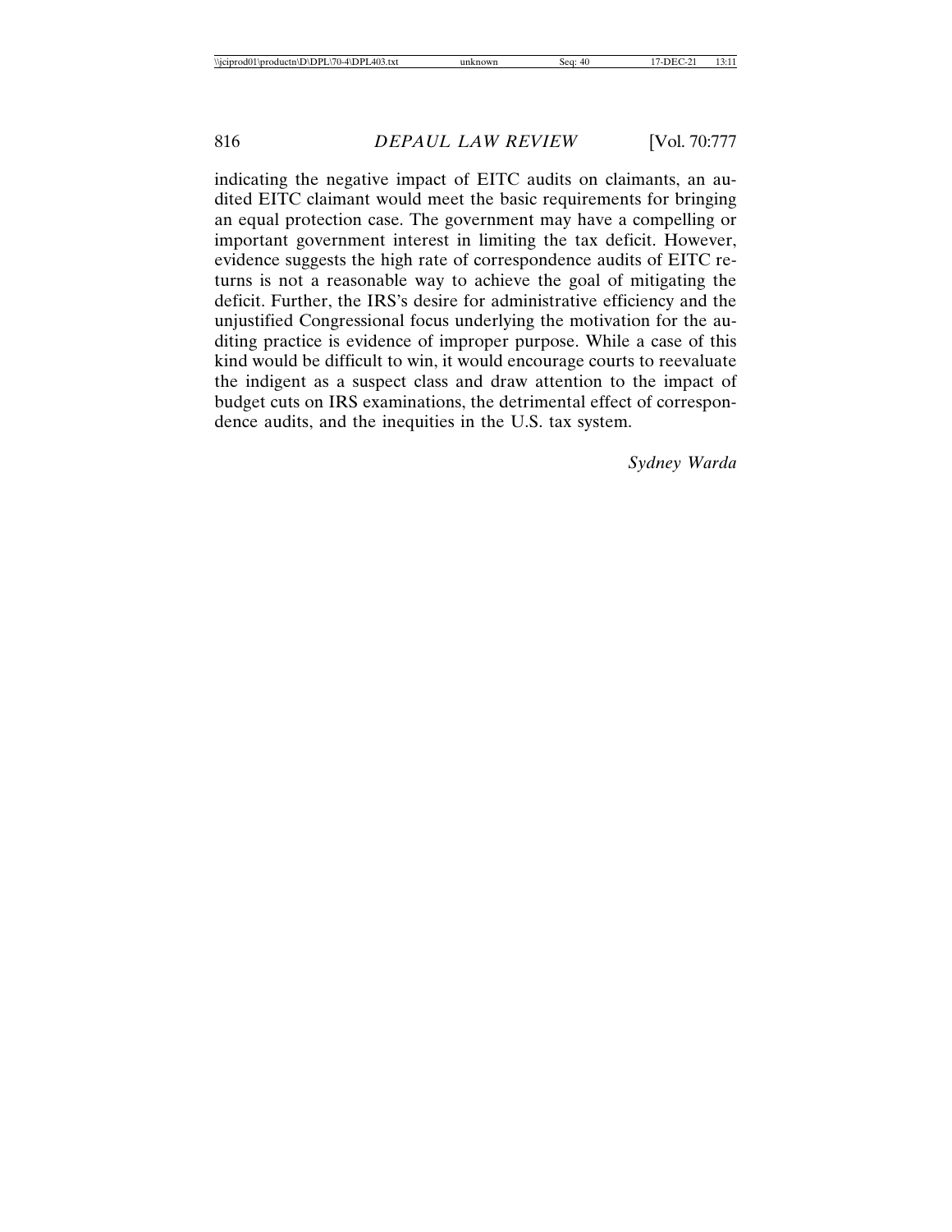indicating the negative impact of EITC audits on claimants, an audited EITC claimant would meet the basic requirements for bringing an equal protection case. The government may have a compelling or important government interest in limiting the tax deficit. However, evidence suggests the high rate of correspondence audits of EITC returns is not a reasonable way to achieve the goal of mitigating the deficit. Further, the IRS's desire for administrative efficiency and the unjustified Congressional focus underlying the motivation for the auditing practice is evidence of improper purpose. While a case of this kind would be difficult to win, it would encourage courts to reevaluate the indigent as a suspect class and draw attention to the impact of budget cuts on IRS examinations, the detrimental effect of correspondence audits, and the inequities in the U.S. tax system.

*Sydney Warda*